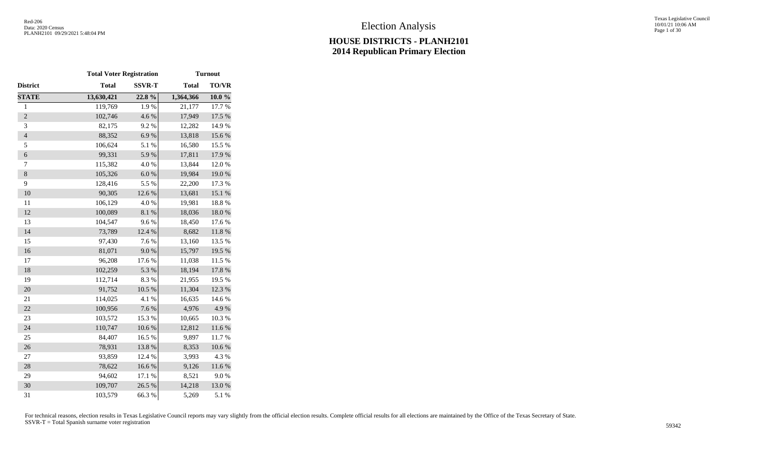# Election Analysis

## HOUSE DISTRICTS - PLANH2101
## 2014 Republican Primary Election

| | Total Voter Registration | | Turnout | |
|---|---|---|---|---|
| District | Total | SSVR-T | Total | TO/VR |
| **STATE** | **13,630,421** | **22.8 %** | **1,364,366** | **10.0 %** |
| 1 | 119,769 | 1.9 % | 21,177 | 17.7 % |
| 2 | 102,746 | 4.6 % | 17,949 | 17.5 % |
| 3 | 82,175 | 9.2 % | 12,282 | 14.9 % |
| 4 | 88,352 | 6.9 % | 13,818 | 15.6 % |
| 5 | 106,624 | 5.1 % | 16,580 | 15.5 % |
| 6 | 99,331 | 5.9 % | 17,811 | 17.9 % |
| 7 | 115,382 | 4.0 % | 13,844 | 12.0 % |
| 8 | 105,326 | 6.0 % | 19,984 | 19.0 % |
| 9 | 128,416 | 5.5 % | 22,200 | 17.3 % |
| 10 | 90,305 | 12.6 % | 13,681 | 15.1 % |
| 11 | 106,129 | 4.0 % | 19,981 | 18.8 % |
| 12 | 100,089 | 8.1 % | 18,036 | 18.0 % |
| 13 | 104,547 | 9.6 % | 18,450 | 17.6 % |
| 14 | 73,789 | 12.4 % | 8,682 | 11.8 % |
| 15 | 97,430 | 7.6 % | 13,160 | 13.5 % |
| 16 | 81,071 | 9.0 % | 15,797 | 19.5 % |
| 17 | 96,208 | 17.6 % | 11,038 | 11.5 % |
| 18 | 102,259 | 5.3 % | 18,194 | 17.8 % |
| 19 | 112,714 | 8.3 % | 21,955 | 19.5 % |
| 20 | 91,752 | 10.5 % | 11,304 | 12.3 % |
| 21 | 114,025 | 4.1 % | 16,635 | 14.6 % |
| 22 | 100,956 | 7.6 % | 4,976 | 4.9 % |
| 23 | 103,572 | 15.3 % | 10,665 | 10.3 % |
| 24 | 110,747 | 10.6 % | 12,812 | 11.6 % |
| 25 | 84,407 | 16.5 % | 9,897 | 11.7 % |
| 26 | 78,931 | 13.8 % | 8,353 | 10.6 % |
| 27 | 93,859 | 12.4 % | 3,993 | 4.3 % |
| 28 | 78,622 | 16.6 % | 9,126 | 11.6 % |
| 29 | 94,602 | 17.1 % | 8,521 | 9.0 % |
| 30 | 109,707 | 26.5 % | 14,218 | 13.0 % |
| 31 | 103,579 | 66.3 % | 5,269 | 5.1 % |

For technical reasons, election results in Texas Legislative Council reports may vary slightly from the official election results. Complete official results for all elections are maintained by the Office of the Texas Secretary of State.
SSVR-T = Total Spanish surname voter registration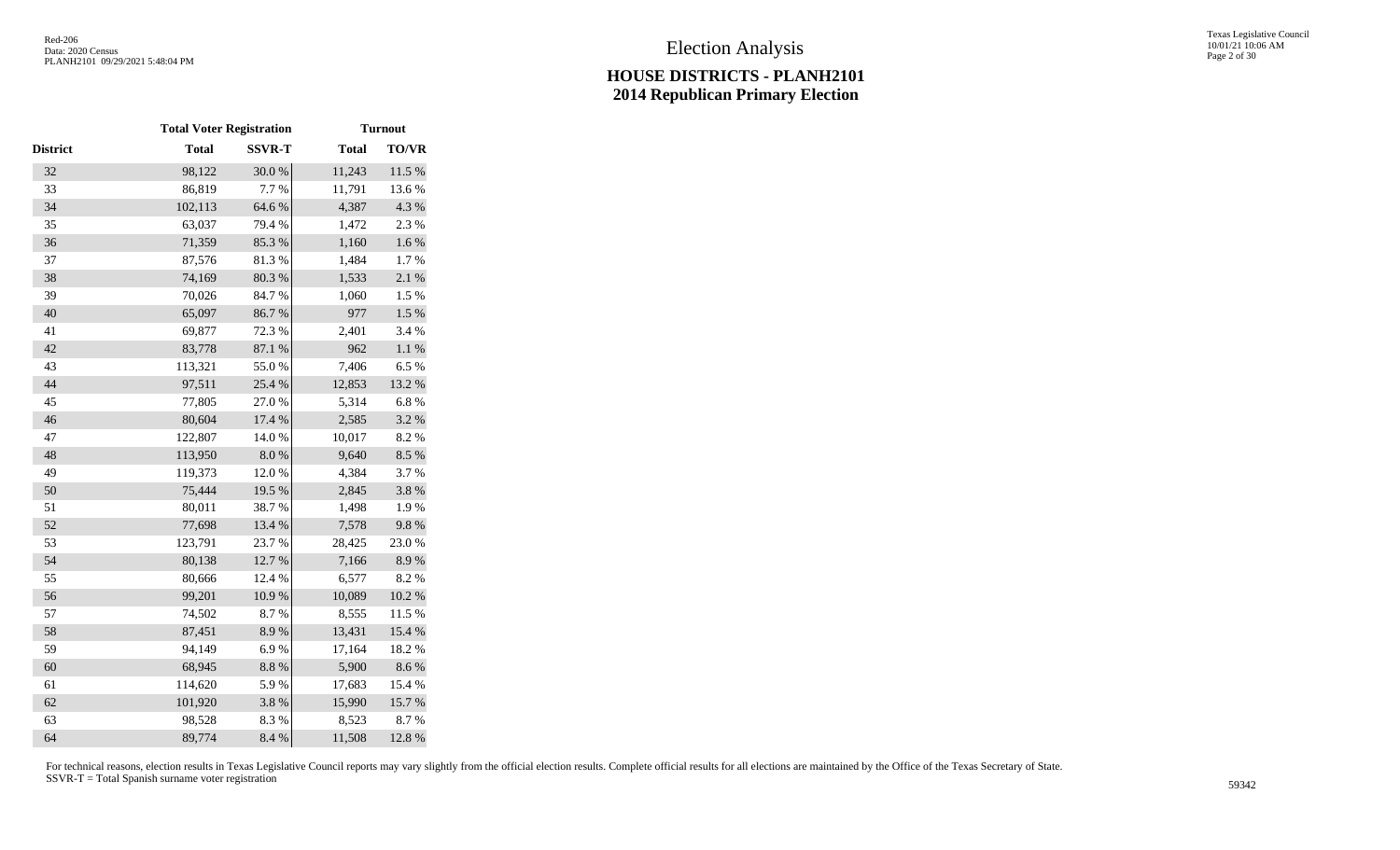# Election Analysis

## HOUSE DISTRICTS - PLANH2101
## 2014 Republican Primary Election

| | Total Voter Registration | | Turnout | |
|---|---|---|---|---|
| District | Total | SSVR-T | Total | TO/VR |
| 32 | 98,122 | 30.0 % | 11,243 | 11.5 % |
| 33 | 86,819 | 7.7 % | 11,791 | 13.6 % |
| 34 | 102,113 | 64.6 % | 4,387 | 4.3 % |
| 35 | 63,037 | 79.4 % | 1,472 | 2.3 % |
| 36 | 71,359 | 85.3 % | 1,160 | 1.6 % |
| 37 | 87,576 | 81.3 % | 1,484 | 1.7 % |
| 38 | 74,169 | 80.3 % | 1,533 | 2.1 % |
| 39 | 70,026 | 84.7 % | 1,060 | 1.5 % |
| 40 | 65,097 | 86.7 % | 977 | 1.5 % |
| 41 | 69,877 | 72.3 % | 2,401 | 3.4 % |
| 42 | 83,778 | 87.1 % | 962 | 1.1 % |
| 43 | 113,321 | 55.0 % | 7,406 | 6.5 % |
| 44 | 97,511 | 25.4 % | 12,853 | 13.2 % |
| 45 | 77,805 | 27.0 % | 5,314 | 6.8 % |
| 46 | 80,604 | 17.4 % | 2,585 | 3.2 % |
| 47 | 122,807 | 14.0 % | 10,017 | 8.2 % |
| 48 | 113,950 | 8.0 % | 9,640 | 8.5 % |
| 49 | 119,373 | 12.0 % | 4,384 | 3.7 % |
| 50 | 75,444 | 19.5 % | 2,845 | 3.8 % |
| 51 | 80,011 | 38.7 % | 1,498 | 1.9 % |
| 52 | 77,698 | 13.4 % | 7,578 | 9.8 % |
| 53 | 123,791 | 23.7 % | 28,425 | 23.0 % |
| 54 | 80,138 | 12.7 % | 7,166 | 8.9 % |
| 55 | 80,666 | 12.4 % | 6,577 | 8.2 % |
| 56 | 99,201 | 10.9 % | 10,089 | 10.2 % |
| 57 | 74,502 | 8.7 % | 8,555 | 11.5 % |
| 58 | 87,451 | 8.9 % | 13,431 | 15.4 % |
| 59 | 94,149 | 6.9 % | 17,164 | 18.2 % |
| 60 | 68,945 | 8.8 % | 5,900 | 8.6 % |
| 61 | 114,620 | 5.9 % | 17,683 | 15.4 % |
| 62 | 101,920 | 3.8 % | 15,990 | 15.7 % |
| 63 | 98,528 | 8.3 % | 8,523 | 8.7 % |
| 64 | 89,774 | 8.4 % | 11,508 | 12.8 % |

For technical reasons, election results in Texas Legislative Council reports may vary slightly from the official election results. Complete official results for all elections are maintained by the Office of the Texas Secretary of State.
SSVR-T = Total Spanish surname voter registration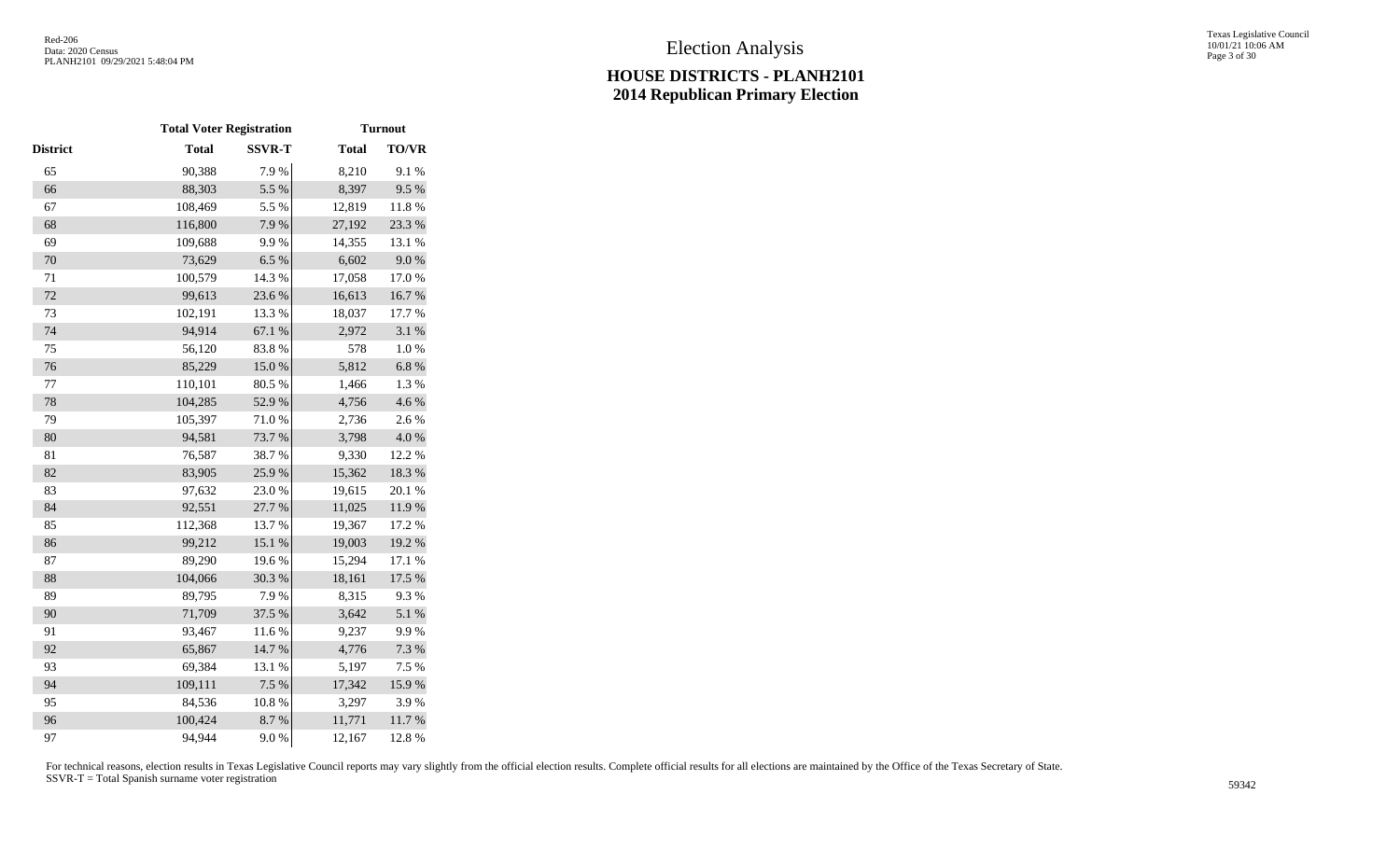# Election Analysis

## HOUSE DISTRICTS - PLANH2101
## 2014 Republican Primary Election

| | Total Voter Registration | | Turnout | |
|---|---|---|---|---|
| District | Total | SSVR-T | Total | TO/VR |
| 65 | 90,388 | 7.9 % | 8,210 | 9.1 % |
| 66 | 88,303 | 5.5 % | 8,397 | 9.5 % |
| 67 | 108,469 | 5.5 % | 12,819 | 11.8 % |
| 68 | 116,800 | 7.9 % | 27,192 | 23.3 % |
| 69 | 109,688 | 9.9 % | 14,355 | 13.1 % |
| 70 | 73,629 | 6.5 % | 6,602 | 9.0 % |
| 71 | 100,579 | 14.3 % | 17,058 | 17.0 % |
| 72 | 99,613 | 23.6 % | 16,613 | 16.7 % |
| 73 | 102,191 | 13.3 % | 18,037 | 17.7 % |
| 74 | 94,914 | 67.1 % | 2,972 | 3.1 % |
| 75 | 56,120 | 83.8 % | 578 | 1.0 % |
| 76 | 85,229 | 15.0 % | 5,812 | 6.8 % |
| 77 | 110,101 | 80.5 % | 1,466 | 1.3 % |
| 78 | 104,285 | 52.9 % | 4,756 | 4.6 % |
| 79 | 105,397 | 71.0 % | 2,736 | 2.6 % |
| 80 | 94,581 | 73.7 % | 3,798 | 4.0 % |
| 81 | 76,587 | 38.7 % | 9,330 | 12.2 % |
| 82 | 83,905 | 25.9 % | 15,362 | 18.3 % |
| 83 | 97,632 | 23.0 % | 19,615 | 20.1 % |
| 84 | 92,551 | 27.7 % | 11,025 | 11.9 % |
| 85 | 112,368 | 13.7 % | 19,367 | 17.2 % |
| 86 | 99,212 | 15.1 % | 19,003 | 19.2 % |
| 87 | 89,290 | 19.6 % | 15,294 | 17.1 % |
| 88 | 104,066 | 30.3 % | 18,161 | 17.5 % |
| 89 | 89,795 | 7.9 % | 8,315 | 9.3 % |
| 90 | 71,709 | 37.5 % | 3,642 | 5.1 % |
| 91 | 93,467 | 11.6 % | 9,237 | 9.9 % |
| 92 | 65,867 | 14.7 % | 4,776 | 7.3 % |
| 93 | 69,384 | 13.1 % | 5,197 | 7.5 % |
| 94 | 109,111 | 7.5 % | 17,342 | 15.9 % |
| 95 | 84,536 | 10.8 % | 3,297 | 3.9 % |
| 96 | 100,424 | 8.7 % | 11,771 | 11.7 % |
| 97 | 94,944 | 9.0 % | 12,167 | 12.8 % |

For technical reasons, election results in Texas Legislative Council reports may vary slightly from the official election results. Complete official results for all elections are maintained by the Office of the Texas Secretary of State.
SSVR-T = Total Spanish surname voter registration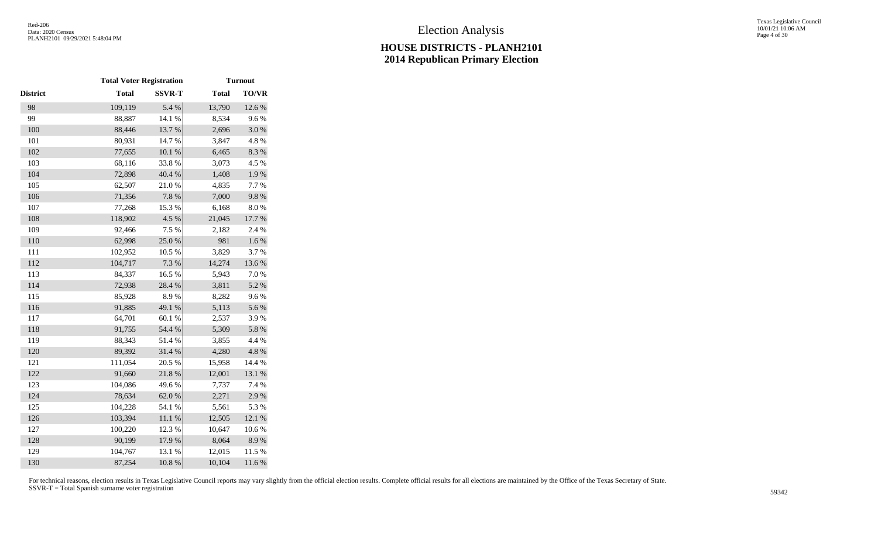# Election Analysis

## HOUSE DISTRICTS - PLANH2101
## 2014 Republican Primary Election

| | Total Voter Registration | | Turnout | |
|---|---|---|---|---|
| District | Total | SSVR-T | Total | TO/VR |
| 98 | 109,119 | 5.4 % | 13,790 | 12.6 % |
| 99 | 88,887 | 14.1 % | 8,534 | 9.6 % |
| 100 | 88,446 | 13.7 % | 2,696 | 3.0 % |
| 101 | 80,931 | 14.7 % | 3,847 | 4.8 % |
| 102 | 77,655 | 10.1 % | 6,465 | 8.3 % |
| 103 | 68,116 | 33.8 % | 3,073 | 4.5 % |
| 104 | 72,898 | 40.4 % | 1,408 | 1.9 % |
| 105 | 62,507 | 21.0 % | 4,835 | 7.7 % |
| 106 | 71,356 | 7.8 % | 7,000 | 9.8 % |
| 107 | 77,268 | 15.3 % | 6,168 | 8.0 % |
| 108 | 118,902 | 4.5 % | 21,045 | 17.7 % |
| 109 | 92,466 | 7.5 % | 2,182 | 2.4 % |
| 110 | 62,998 | 25.0 % | 981 | 1.6 % |
| 111 | 102,952 | 10.5 % | 3,829 | 3.7 % |
| 112 | 104,717 | 7.3 % | 14,274 | 13.6 % |
| 113 | 84,337 | 16.5 % | 5,943 | 7.0 % |
| 114 | 72,938 | 28.4 % | 3,811 | 5.2 % |
| 115 | 85,928 | 8.9 % | 8,282 | 9.6 % |
| 116 | 91,885 | 49.1 % | 5,113 | 5.6 % |
| 117 | 64,701 | 60.1 % | 2,537 | 3.9 % |
| 118 | 91,755 | 54.4 % | 5,309 | 5.8 % |
| 119 | 88,343 | 51.4 % | 3,855 | 4.4 % |
| 120 | 89,392 | 31.4 % | 4,280 | 4.8 % |
| 121 | 111,054 | 20.5 % | 15,958 | 14.4 % |
| 122 | 91,660 | 21.8 % | 12,001 | 13.1 % |
| 123 | 104,086 | 49.6 % | 7,737 | 7.4 % |
| 124 | 78,634 | 62.0 % | 2,271 | 2.9 % |
| 125 | 104,228 | 54.1 % | 5,561 | 5.3 % |
| 126 | 103,394 | 11.1 % | 12,505 | 12.1 % |
| 127 | 100,220 | 12.3 % | 10,647 | 10.6 % |
| 128 | 90,199 | 17.9 % | 8,064 | 8.9 % |
| 129 | 104,767 | 13.1 % | 12,015 | 11.5 % |
| 130 | 87,254 | 10.8 % | 10,104 | 11.6 % |

For technical reasons, election results in Texas Legislative Council reports may vary slightly from the official election results. Complete official results for all elections are maintained by the Office of the Texas Secretary of State.
SSVR-T = Total Spanish surname voter registration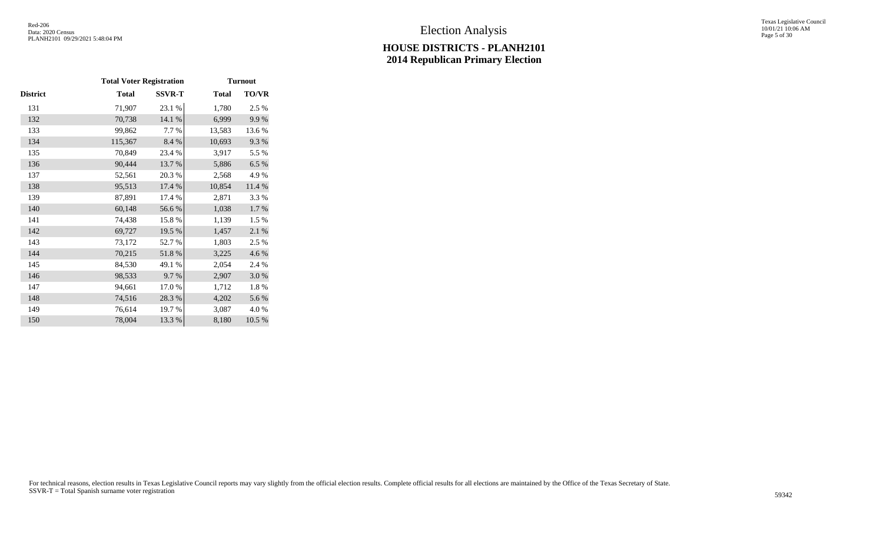# Election Analysis

## HOUSE DISTRICTS - PLANH2101
## 2014 Republican Primary Election

| | Total Voter Registration | | Turnout | |
|---|---|---|---|---|
| **District** | **Total** | **SSVR-T** | **Total** | **TO/VR** |
| 131 | 71,907 | 23.1 % | 1,780 | 2.5 % |
| 132 | 70,738 | 14.1 % | 6,999 | 9.9 % |
| 133 | 99,862 | 7.7 % | 13,583 | 13.6 % |
| 134 | 115,367 | 8.4 % | 10,693 | 9.3 % |
| 135 | 70,849 | 23.4 % | 3,917 | 5.5 % |
| 136 | 90,444 | 13.7 % | 5,886 | 6.5 % |
| 137 | 52,561 | 20.3 % | 2,568 | 4.9 % |
| 138 | 95,513 | 17.4 % | 10,854 | 11.4 % |
| 139 | 87,891 | 17.4 % | 2,871 | 3.3 % |
| 140 | 60,148 | 56.6 % | 1,038 | 1.7 % |
| 141 | 74,438 | 15.8 % | 1,139 | 1.5 % |
| 142 | 69,727 | 19.5 % | 1,457 | 2.1 % |
| 143 | 73,172 | 52.7 % | 1,803 | 2.5 % |
| 144 | 70,215 | 51.8 % | 3,225 | 4.6 % |
| 145 | 84,530 | 49.1 % | 2,054 | 2.4 % |
| 146 | 98,533 | 9.7 % | 2,907 | 3.0 % |
| 147 | 94,661 | 17.0 % | 1,712 | 1.8 % |
| 148 | 74,516 | 28.3 % | 4,202 | 5.6 % |
| 149 | 76,614 | 19.7 % | 3,087 | 4.0 % |
| 150 | 78,004 | 13.3 % | 8,180 | 10.5 % |

For technical reasons, election results in Texas Legislative Council reports may vary slightly from the official election results. Complete official results for all elections are maintained by the Office of the Texas Secretary of State.
SSVR-T = Total Spanish surname voter registration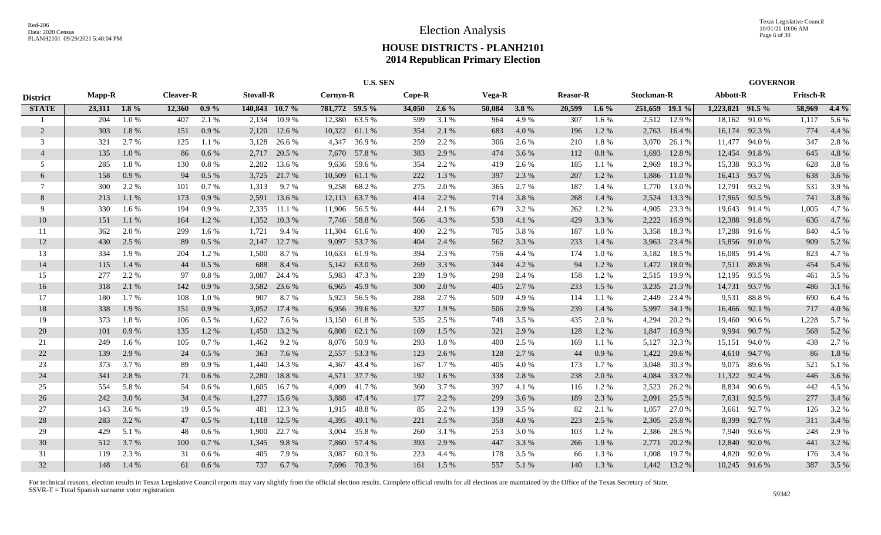# Election Analysis

## HOUSE DISTRICTS - PLANH2101
## 2014 Republican Primary Election

| District | U.S. SEN | | | | | | | | | | | | | | | | GOVERNOR | | | |
|---|---|---|---|---|---|---|---|---|---|---|---|---|---|---|---|---|---|---|---|---|
| | Mapp-R | | Cleaver-R | | Stovall-R | | Cornyn-R | | Cope-R | | Vega-R | | Reasor-R | | Stockman-R | | Abbott-R | | Fritsch-R | |
| **STATE** | **23,311** | **1.8 %** | **12,360** | **0.9 %** | **140,843** | **10.7 %** | **781,772** | **59.5 %** | **34,050** | **2.6 %** | **50,084** | **3.8 %** | **20,599** | **1.6 %** | **251,659** | **19.1 %** | **1,223,821** | **91.5 %** | **58,969** | **4.4 %** |
| 1 | 204 | 1.0 % | 407 | 2.1 % | 2,134 | 10.9 % | 12,380 | 63.5 % | 599 | 3.1 % | 964 | 4.9 % | 307 | 1.6 % | 2,512 | 12.9 % | 18,162 | 91.0 % | 1,117 | 5.6 % |
| 2 | 303 | 1.8 % | 151 | 0.9 % | 2,120 | 12.6 % | 10,322 | 61.1 % | 354 | 2.1 % | 683 | 4.0 % | 196 | 1.2 % | 2,763 | 16.4 % | 16,174 | 92.3 % | 774 | 4.4 % |
| 3 | 321 | 2.7 % | 125 | 1.1 % | 3,128 | 26.6 % | 4,347 | 36.9 % | 259 | 2.2 % | 306 | 2.6 % | 210 | 1.8 % | 3,070 | 26.1 % | 11,477 | 94.0 % | 347 | 2.8 % |
| 4 | 135 | 1.0 % | 86 | 0.6 % | 2,717 | 20.5 % | 7,670 | 57.8 % | 383 | 2.9 % | 474 | 3.6 % | 112 | 0.8 % | 1,693 | 12.8 % | 12,454 | 91.8 % | 645 | 4.8 % |
| 5 | 285 | 1.8 % | 130 | 0.8 % | 2,202 | 13.6 % | 9,636 | 59.6 % | 354 | 2.2 % | 419 | 2.6 % | 185 | 1.1 % | 2,969 | 18.3 % | 15,338 | 93.3 % | 628 | 3.8 % |
| 6 | 158 | 0.9 % | 94 | 0.5 % | 3,725 | 21.7 % | 10,509 | 61.1 % | 222 | 1.3 % | 397 | 2.3 % | 207 | 1.2 % | 1,886 | 11.0 % | 16,413 | 93.7 % | 638 | 3.6 % |
| 7 | 300 | 2.2 % | 101 | 0.7 % | 1,313 | 9.7 % | 9,258 | 68.2 % | 275 | 2.0 % | 365 | 2.7 % | 187 | 1.4 % | 1,770 | 13.0 % | 12,791 | 93.2 % | 531 | 3.9 % |
| 8 | 213 | 1.1 % | 173 | 0.9 % | 2,591 | 13.6 % | 12,113 | 63.7 % | 414 | 2.2 % | 714 | 3.8 % | 268 | 1.4 % | 2,524 | 13.3 % | 17,965 | 92.5 % | 741 | 3.8 % |
| 9 | 330 | 1.6 % | 194 | 0.9 % | 2,335 | 11.1 % | 11,906 | 56.5 % | 444 | 2.1 % | 679 | 3.2 % | 262 | 1.2 % | 4,905 | 23.3 % | 19,643 | 91.4 % | 1,005 | 4.7 % |
| 10 | 151 | 1.1 % | 164 | 1.2 % | 1,352 | 10.3 % | 7,746 | 58.8 % | 566 | 4.3 % | 538 | 4.1 % | 429 | 3.3 % | 2,222 | 16.9 % | 12,388 | 91.8 % | 636 | 4.7 % |
| 11 | 362 | 2.0 % | 299 | 1.6 % | 1,721 | 9.4 % | 11,304 | 61.6 % | 400 | 2.2 % | 705 | 3.8 % | 187 | 1.0 % | 3,358 | 18.3 % | 17,288 | 91.6 % | 840 | 4.5 % |
| 12 | 430 | 2.5 % | 89 | 0.5 % | 2,147 | 12.7 % | 9,097 | 53.7 % | 404 | 2.4 % | 562 | 3.3 % | 233 | 1.4 % | 3,963 | 23.4 % | 15,856 | 91.0 % | 909 | 5.2 % |
| 13 | 334 | 1.9 % | 204 | 1.2 % | 1,500 | 8.7 % | 10,633 | 61.9 % | 394 | 2.3 % | 756 | 4.4 % | 174 | 1.0 % | 3,182 | 18.5 % | 16,085 | 91.4 % | 823 | 4.7 % |
| 14 | 115 | 1.4 % | 44 | 0.5 % | 688 | 8.4 % | 5,142 | 63.0 % | 269 | 3.3 % | 344 | 4.2 % | 94 | 1.2 % | 1,472 | 18.0 % | 7,511 | 89.8 % | 454 | 5.4 % |
| 15 | 277 | 2.2 % | 97 | 0.8 % | 3,087 | 24.4 % | 5,983 | 47.3 % | 239 | 1.9 % | 298 | 2.4 % | 158 | 1.2 % | 2,515 | 19.9 % | 12,195 | 93.5 % | 461 | 3.5 % |
| 16 | 318 | 2.1 % | 142 | 0.9 % | 3,582 | 23.6 % | 6,965 | 45.9 % | 300 | 2.0 % | 405 | 2.7 % | 233 | 1.5 % | 3,235 | 21.3 % | 14,731 | 93.7 % | 486 | 3.1 % |
| 17 | 180 | 1.7 % | 108 | 1.0 % | 907 | 8.7 % | 5,923 | 56.5 % | 288 | 2.7 % | 509 | 4.9 % | 114 | 1.1 % | 2,449 | 23.4 % | 9,531 | 88.8 % | 690 | 6.4 % |
| 18 | 338 | 1.9 % | 151 | 0.9 % | 3,052 | 17.4 % | 6,956 | 39.6 % | 327 | 1.9 % | 506 | 2.9 % | 239 | 1.4 % | 5,997 | 34.1 % | 16,466 | 92.1 % | 717 | 4.0 % |
| 19 | 373 | 1.8 % | 106 | 0.5 % | 1,622 | 7.6 % | 13,150 | 61.8 % | 535 | 2.5 % | 748 | 3.5 % | 435 | 2.0 % | 4,294 | 20.2 % | 19,460 | 90.6 % | 1,228 | 5.7 % |
| 20 | 101 | 0.9 % | 135 | 1.2 % | 1,450 | 13.2 % | 6,808 | 62.1 % | 169 | 1.5 % | 321 | 2.9 % | 128 | 1.2 % | 1,847 | 16.9 % | 9,994 | 90.7 % | 568 | 5.2 % |
| 21 | 249 | 1.6 % | 105 | 0.7 % | 1,462 | 9.2 % | 8,076 | 50.9 % | 293 | 1.8 % | 400 | 2.5 % | 169 | 1.1 % | 5,127 | 32.3 % | 15,151 | 94.0 % | 438 | 2.7 % |
| 22 | 139 | 2.9 % | 24 | 0.5 % | 363 | 7.6 % | 2,557 | 53.3 % | 123 | 2.6 % | 128 | 2.7 % | 44 | 0.9 % | 1,422 | 29.6 % | 4,610 | 94.7 % | 86 | 1.8 % |
| 23 | 373 | 3.7 % | 89 | 0.9 % | 1,440 | 14.3 % | 4,367 | 43.4 % | 167 | 1.7 % | 405 | 4.0 % | 173 | 1.7 % | 3,048 | 30.3 % | 9,075 | 89.6 % | 521 | 5.1 % |
| 24 | 341 | 2.8 % | 71 | 0.6 % | 2,280 | 18.8 % | 4,571 | 37.7 % | 192 | 1.6 % | 338 | 2.8 % | 238 | 2.0 % | 4,084 | 33.7 % | 11,322 | 92.4 % | 446 | 3.6 % |
| 25 | 554 | 5.8 % | 54 | 0.6 % | 1,605 | 16.7 % | 4,009 | 41.7 % | 360 | 3.7 % | 397 | 4.1 % | 116 | 1.2 % | 2,523 | 26.2 % | 8,834 | 90.6 % | 442 | 4.5 % |
| 26 | 242 | 3.0 % | 34 | 0.4 % | 1,277 | 15.6 % | 3,888 | 47.4 % | 177 | 2.2 % | 299 | 3.6 % | 189 | 2.3 % | 2,091 | 25.5 % | 7,631 | 92.5 % | 277 | 3.4 % |
| 27 | 143 | 3.6 % | 19 | 0.5 % | 481 | 12.3 % | 1,915 | 48.8 % | 85 | 2.2 % | 139 | 3.5 % | 82 | 2.1 % | 1,057 | 27.0 % | 3,661 | 92.7 % | 126 | 3.2 % |
| 28 | 283 | 3.2 % | 47 | 0.5 % | 1,118 | 12.5 % | 4,395 | 49.1 % | 221 | 2.5 % | 358 | 4.0 % | 223 | 2.5 % | 2,305 | 25.8 % | 8,399 | 92.7 % | 311 | 3.4 % |
| 29 | 429 | 5.1 % | 48 | 0.6 % | 1,900 | 22.7 % | 3,004 | 35.8 % | 260 | 3.1 % | 253 | 3.0 % | 103 | 1.2 % | 2,386 | 28.5 % | 7,940 | 93.6 % | 248 | 2.9 % |
| 30 | 512 | 3.7 % | 100 | 0.7 % | 1,345 | 9.8 % | 7,860 | 57.4 % | 393 | 2.9 % | 447 | 3.3 % | 266 | 1.9 % | 2,771 | 20.2 % | 12,840 | 92.0 % | 441 | 3.2 % |
| 31 | 119 | 2.3 % | 31 | 0.6 % | 405 | 7.9 % | 3,087 | 60.3 % | 223 | 4.4 % | 178 | 3.5 % | 66 | 1.3 % | 1,008 | 19.7 % | 4,820 | 92.0 % | 176 | 3.4 % |
| 32 | 148 | 1.4 % | 61 | 0.6 % | 737 | 6.7 % | 7,696 | 70.3 % | 161 | 1.5 % | 557 | 5.1 % | 140 | 1.3 % | 1,442 | 13.2 % | 10,245 | 91.6 % | 387 | 3.5 % |

For technical reasons, election results in Texas Legislative Council reports may vary slightly from the official election results. Complete official results for all elections are maintained by the Office of the Texas Secretary of State.
SSVR-T = Total Spanish surname voter registration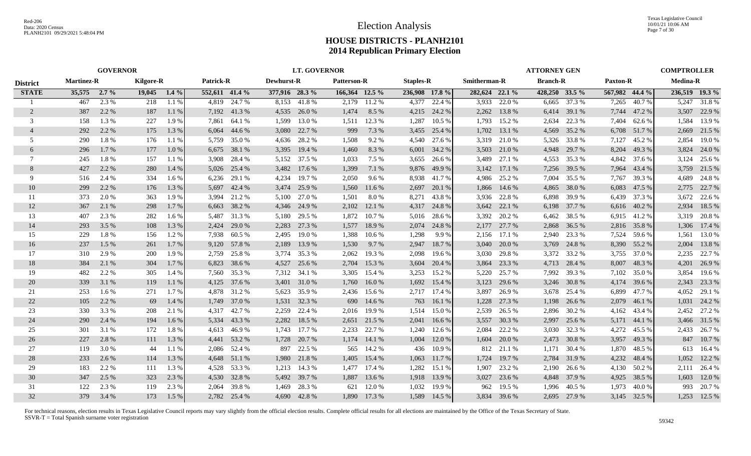Red-206
Data: 2020 Census
PLANH2101 09/29/2021 5:48:04 PM

# Election Analysis

## HOUSE DISTRICTS - PLANH2101
## 2014 Republican Primary Election

| District | GOVERNOR | | | | LT. GOVERNOR | | | | | | | | | | ATTORNEY GEN | | | | | | COMPTROLLER | |
|---|---|---|---|---|---|---|---|---|---|---|---|---|---|---|---|---|---|---|---|---|---|---|
| | Martinez-R | | Kilgore-R | | Patrick-R | | Dewhurst-R | | Patterson-R | | Staples-R | | Smitherman-R | | Branch-R | | Paxton-R | | Medina-R | |
| **STATE** | 35,575 | 2.7 % | 19,045 | 1.4 % | 552,611 | 41.4 % | 377,916 | 28.3 % | 166,364 | 12.5 % | 236,908 | 17.8 % | 282,624 | 22.1 % | 428,250 | 33.5 % | 567,982 | 44.4 % | 236,519 | 19.3 % |
| 1 | 467 | 2.3 % | 218 | 1.1 % | 4,819 | 24.7 % | 8,153 | 41.8 % | 2,179 | 11.2 % | 4,377 | 22.4 % | 3,933 | 22.0 % | 6,665 | 37.3 % | 7,265 | 40.7 % | 5,247 | 31.8 % |
| 2 | 387 | 2.2 % | 187 | 1.1 % | 7,192 | 41.3 % | 4,535 | 26.0 % | 1,474 | 8.5 % | 4,215 | 24.2 % | 2,262 | 13.8 % | 6,414 | 39.1 % | 7,744 | 47.2 % | 3,507 | 22.9 % |
| 3 | 158 | 1.3 % | 227 | 1.9 % | 7,861 | 64.1 % | 1,599 | 13.0 % | 1,511 | 12.3 % | 1,287 | 10.5 % | 1,793 | 15.2 % | 2,634 | 22.3 % | 7,404 | 62.6 % | 1,584 | 13.9 % |
| 4 | 292 | 2.2 % | 175 | 1.3 % | 6,064 | 44.6 % | 3,080 | 22.7 % | 999 | 7.3 % | 3,455 | 25.4 % | 1,702 | 13.1 % | 4,569 | 35.2 % | 6,708 | 51.7 % | 2,669 | 21.5 % |
| 5 | 290 | 1.8 % | 176 | 1.1 % | 5,759 | 35.0 % | 4,636 | 28.2 % | 1,508 | 9.2 % | 4,540 | 27.6 % | 3,319 | 21.0 % | 5,326 | 33.8 % | 7,127 | 45.2 % | 2,854 | 19.0 % |
| 6 | 296 | 1.7 % | 177 | 1.0 % | 6,675 | 38.1 % | 3,395 | 19.4 % | 1,460 | 8.3 % | 6,001 | 34.2 % | 3,503 | 21.0 % | 4,948 | 29.7 % | 8,204 | 49.3 % | 3,824 | 24.0 % |
| 7 | 245 | 1.8 % | 157 | 1.1 % | 3,908 | 28.4 % | 5,152 | 37.5 % | 1,033 | 7.5 % | 3,655 | 26.6 % | 3,489 | 27.1 % | 4,553 | 35.3 % | 4,842 | 37.6 % | 3,124 | 25.6 % |
| 8 | 427 | 2.2 % | 280 | 1.4 % | 5,026 | 25.4 % | 3,482 | 17.6 % | 1,399 | 7.1 % | 9,876 | 49.9 % | 3,142 | 17.1 % | 7,256 | 39.5 % | 7,964 | 43.4 % | 3,759 | 21.5 % |
| 9 | 516 | 2.4 % | 334 | 1.6 % | 6,236 | 29.1 % | 4,234 | 19.7 % | 2,050 | 9.6 % | 8,938 | 41.7 % | 4,986 | 25.2 % | 7,004 | 35.5 % | 7,767 | 39.3 % | 4,689 | 24.8 % |
| 10 | 299 | 2.2 % | 176 | 1.3 % | 5,697 | 42.4 % | 3,474 | 25.9 % | 1,560 | 11.6 % | 2,697 | 20.1 % | 1,866 | 14.6 % | 4,865 | 38.0 % | 6,083 | 47.5 % | 2,775 | 22.7 % |
| 11 | 373 | 2.0 % | 363 | 1.9 % | 3,994 | 21.2 % | 5,100 | 27.0 % | 1,501 | 8.0 % | 8,271 | 43.8 % | 3,936 | 22.8 % | 6,898 | 39.9 % | 6,439 | 37.3 % | 3,672 | 22.6 % |
| 12 | 367 | 2.1 % | 298 | 1.7 % | 6,663 | 38.2 % | 4,346 | 24.9 % | 2,102 | 12.1 % | 4,317 | 24.8 % | 3,642 | 22.1 % | 6,198 | 37.7 % | 6,616 | 40.2 % | 2,934 | 18.5 % |
| 13 | 407 | 2.3 % | 282 | 1.6 % | 5,487 | 31.3 % | 5,180 | 29.5 % | 1,872 | 10.7 % | 5,016 | 28.6 % | 3,392 | 20.2 % | 6,462 | 38.5 % | 6,915 | 41.2 % | 3,319 | 20.8 % |
| 14 | 293 | 3.5 % | 108 | 1.3 % | 2,424 | 29.0 % | 2,283 | 27.3 % | 1,577 | 18.9 % | 2,074 | 24.8 % | 2,177 | 27.7 % | 2,868 | 36.5 % | 2,816 | 35.8 % | 1,306 | 17.4 % |
| 15 | 229 | 1.8 % | 156 | 1.2 % | 7,938 | 60.5 % | 2,495 | 19.0 % | 1,388 | 10.6 % | 1,298 | 9.9 % | 2,156 | 17.1 % | 2,940 | 23.3 % | 7,524 | 59.6 % | 1,561 | 13.0 % |
| 16 | 237 | 1.5 % | 261 | 1.7 % | 9,120 | 57.8 % | 2,189 | 13.9 % | 1,530 | 9.7 % | 2,947 | 18.7 % | 3,040 | 20.0 % | 3,769 | 24.8 % | 8,390 | 55.2 % | 2,004 | 13.8 % |
| 17 | 310 | 2.9 % | 200 | 1.9 % | 2,759 | 25.8 % | 3,774 | 35.3 % | 2,062 | 19.3 % | 2,098 | 19.6 % | 3,030 | 29.8 % | 3,372 | 33.2 % | 3,755 | 37.0 % | 2,235 | 22.7 % |
| 18 | 384 | 2.1 % | 304 | 1.7 % | 6,823 | 38.6 % | 4,527 | 25.6 % | 2,704 | 15.3 % | 3,604 | 20.4 % | 3,864 | 23.3 % | 4,713 | 28.4 % | 8,007 | 48.3 % | 4,201 | 26.9 % |
| 19 | 482 | 2.2 % | 305 | 1.4 % | 7,560 | 35.3 % | 7,312 | 34.1 % | 3,305 | 15.4 % | 3,253 | 15.2 % | 5,220 | 25.7 % | 7,992 | 39.3 % | 7,102 | 35.0 % | 3,854 | 19.6 % |
| 20 | 339 | 3.1 % | 119 | 1.1 % | 4,125 | 37.6 % | 3,401 | 31.0 % | 1,760 | 16.0 % | 1,692 | 15.4 % | 3,123 | 29.6 % | 3,246 | 30.8 % | 4,174 | 39.6 % | 2,343 | 23.3 % |
| 21 | 253 | 1.6 % | 271 | 1.7 % | 4,878 | 31.2 % | 5,623 | 35.9 % | 2,436 | 15.6 % | 2,717 | 17.4 % | 3,897 | 26.9 % | 3,678 | 25.4 % | 6,899 | 47.7 % | 4,052 | 29.1 % |
| 22 | 105 | 2.2 % | 69 | 1.4 % | 1,749 | 37.0 % | 1,531 | 32.3 % | 690 | 14.6 % | 763 | 16.1 % | 1,228 | 27.3 % | 1,198 | 26.6 % | 2,079 | 46.1 % | 1,031 | 24.2 % |
| 23 | 330 | 3.3 % | 208 | 2.1 % | 4,317 | 42.7 % | 2,259 | 22.4 % | 2,016 | 19.9 % | 1,514 | 15.0 % | 2,539 | 26.5 % | 2,896 | 30.2 % | 4,162 | 43.4 % | 2,452 | 27.2 % |
| 24 | 290 | 2.4 % | 194 | 1.6 % | 5,334 | 43.3 % | 2,282 | 18.5 % | 2,651 | 21.5 % | 2,041 | 16.6 % | 3,557 | 30.3 % | 2,997 | 25.6 % | 5,171 | 44.1 % | 3,466 | 31.5 % |
| 25 | 301 | 3.1 % | 172 | 1.8 % | 4,613 | 46.9 % | 1,743 | 17.7 % | 2,233 | 22.7 % | 1,240 | 12.6 % | 2,084 | 22.2 % | 3,030 | 32.3 % | 4,272 | 45.5 % | 2,433 | 26.7 % |
| 26 | 227 | 2.8 % | 111 | 1.3 % | 4,441 | 53.2 % | 1,728 | 20.7 % | 1,174 | 14.1 % | 1,004 | 12.0 % | 1,604 | 20.0 % | 2,473 | 30.8 % | 3,957 | 49.3 % | 847 | 10.7 % |
| 27 | 119 | 3.0 % | 44 | 1.1 % | 2,086 | 52.4 % | 897 | 22.5 % | 565 | 14.2 % | 436 | 10.9 % | 812 | 21.1 % | 1,171 | 30.4 % | 1,870 | 48.5 % | 613 | 16.4 % |
| 28 | 233 | 2.6 % | 114 | 1.3 % | 4,648 | 51.1 % | 1,980 | 21.8 % | 1,405 | 15.4 % | 1,063 | 11.7 % | 1,724 | 19.7 % | 2,784 | 31.9 % | 4,232 | 48.4 % | 1,052 | 12.2 % |
| 29 | 183 | 2.2 % | 111 | 1.3 % | 4,528 | 53.3 % | 1,213 | 14.3 % | 1,477 | 17.4 % | 1,282 | 15.1 % | 1,907 | 23.2 % | 2,190 | 26.6 % | 4,130 | 50.2 % | 2,111 | 26.4 % |
| 30 | 347 | 2.5 % | 323 | 2.3 % | 4,530 | 32.8 % | 5,492 | 39.7 % | 1,887 | 13.6 % | 1,918 | 13.9 % | 3,027 | 23.6 % | 4,848 | 37.9 % | 4,925 | 38.5 % | 1,603 | 12.0 % |
| 31 | 122 | 2.3 % | 119 | 2.3 % | 2,064 | 39.8 % | 1,469 | 28.3 % | 621 | 12.0 % | 1,032 | 19.9 % | 962 | 19.5 % | 1,996 | 40.5 % | 1,973 | 40.0 % | 993 | 20.7 % |
| 32 | 379 | 3.4 % | 173 | 1.5 % | 2,782 | 25.4 % | 4,690 | 42.8 % | 1,890 | 17.3 % | 1,589 | 14.5 % | 3,834 | 39.6 % | 2,695 | 27.9 % | 3,145 | 32.5 % | 1,253 | 12.5 % |

For technical reasons, election results in Texas Legislative Council reports may vary slightly from the official election results. Complete official results for all elections are maintained by the Office of the Texas Secretary of State.
SSVR-T = Total Spanish surname voter registration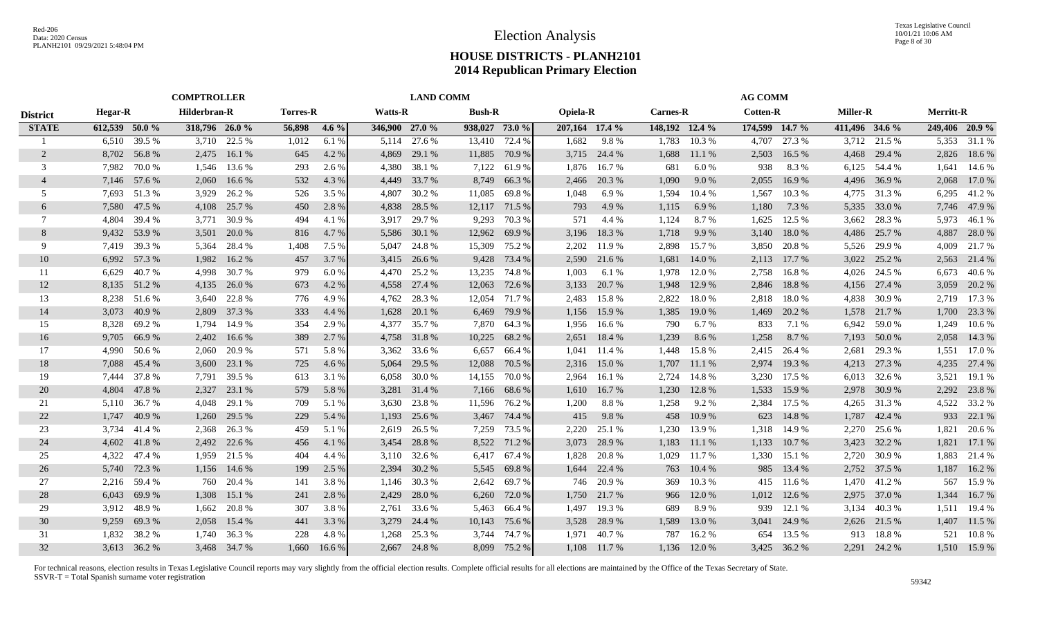# Election Analysis

## HOUSE DISTRICTS - PLANH2101
## 2014 Republican Primary Election

Red-206
Data: 2020 Census
PLANH2101 09/29/2021 5:48:04 PM

Texas Legislative Council
10/01/21 10:06 AM

| | COMPTROLLER | | | | | | LAND COMM | | | | AG COMM | | | | | | | | | |
|---|---|---|---|---|---|---|---|---|---|---|---|---|---|---|---|---|---|---|---|---|
| **District** | **Hegar-R** | | **Hilderbran-R** | | **Torres-R** | | **Watts-R** | | **Bush-R** | | **Opiela-R** | | **Carnes-R** | | **Cotten-R** | | **Miller-R** | | **Merritt-R** | |
| **STATE** | **612,539** | **50.0 %** | **318,796** | **26.0 %** | **56,898** | **4.6 %** | **346,900** | **27.0 %** | **938,027** | **73.0 %** | **207,164** | **17.4 %** | **148,192** | **12.4 %** | **174,599** | **14.7 %** | **411,496** | **34.6 %** | **249,406** | **20.9 %** |
| 1 | 6,510 | 39.5 % | 3,710 | 22.5 % | 1,012 | 6.1 % | 5,114 | 27.6 % | 13,410 | 72.4 % | 1,682 | 9.8 % | 1,783 | 10.3 % | 4,707 | 27.3 % | 3,712 | 21.5 % | 5,353 | 31.1 % |
| 2 | 8,702 | 56.8 % | 2,475 | 16.1 % | 645 | 4.2 % | 4,869 | 29.1 % | 11,885 | 70.9 % | 3,715 | 24.4 % | 1,688 | 11.1 % | 2,503 | 16.5 % | 4,468 | 29.4 % | 2,826 | 18.6 % |
| 3 | 7,982 | 70.0 % | 1,546 | 13.6 % | 293 | 2.6 % | 4,380 | 38.1 % | 7,122 | 61.9 % | 1,876 | 16.7 % | 681 | 6.0 % | 938 | 8.3 % | 6,125 | 54.4 % | 1,641 | 14.6 % |
| 4 | 7,146 | 57.6 % | 2,060 | 16.6 % | 532 | 4.3 % | 4,449 | 33.7 % | 8,749 | 66.3 % | 2,466 | 20.3 % | 1,090 | 9.0 % | 2,055 | 16.9 % | 4,496 | 36.9 % | 2,068 | 17.0 % |
| 5 | 7,693 | 51.3 % | 3,929 | 26.2 % | 526 | 3.5 % | 4,807 | 30.2 % | 11,085 | 69.8 % | 1,048 | 6.9 % | 1,594 | 10.4 % | 1,567 | 10.3 % | 4,775 | 31.3 % | 6,295 | 41.2 % |
| 6 | 7,580 | 47.5 % | 4,108 | 25.7 % | 450 | 2.8 % | 4,838 | 28.5 % | 12,117 | 71.5 % | 793 | 4.9 % | 1,115 | 6.9 % | 1,180 | 7.3 % | 5,335 | 33.0 % | 7,746 | 47.9 % |
| 7 | 4,804 | 39.4 % | 3,771 | 30.9 % | 494 | 4.1 % | 3,917 | 29.7 % | 9,293 | 70.3 % | 571 | 4.4 % | 1,124 | 8.7 % | 1,625 | 12.5 % | 3,662 | 28.3 % | 5,973 | 46.1 % |
| 8 | 9,432 | 53.9 % | 3,501 | 20.0 % | 816 | 4.7 % | 5,586 | 30.1 % | 12,962 | 69.9 % | 3,196 | 18.3 % | 1,718 | 9.9 % | 3,140 | 18.0 % | 4,486 | 25.7 % | 4,887 | 28.0 % |
| 9 | 7,419 | 39.3 % | 5,364 | 28.4 % | 1,408 | 7.5 % | 5,047 | 24.8 % | 15,309 | 75.2 % | 2,202 | 11.9 % | 2,898 | 15.7 % | 3,850 | 20.8 % | 5,526 | 29.9 % | 4,009 | 21.7 % |
| 10 | 6,992 | 57.3 % | 1,982 | 16.2 % | 457 | 3.7 % | 3,415 | 26.6 % | 9,428 | 73.4 % | 2,590 | 21.6 % | 1,681 | 14.0 % | 2,113 | 17.7 % | 3,022 | 25.2 % | 2,563 | 21.4 % |
| 11 | 6,629 | 40.7 % | 4,998 | 30.7 % | 979 | 6.0 % | 4,470 | 25.2 % | 13,235 | 74.8 % | 1,003 | 6.1 % | 1,978 | 12.0 % | 2,758 | 16.8 % | 4,026 | 24.5 % | 6,673 | 40.6 % |
| 12 | 8,135 | 51.2 % | 4,135 | 26.0 % | 673 | 4.2 % | 4,558 | 27.4 % | 12,063 | 72.6 % | 3,133 | 20.7 % | 1,948 | 12.9 % | 2,846 | 18.8 % | 4,156 | 27.4 % | 3,059 | 20.2 % |
| 13 | 8,238 | 51.6 % | 3,640 | 22.8 % | 776 | 4.9 % | 4,762 | 28.3 % | 12,054 | 71.7 % | 2,483 | 15.8 % | 2,822 | 18.0 % | 2,818 | 18.0 % | 4,838 | 30.9 % | 2,719 | 17.3 % |
| 14 | 3,073 | 40.9 % | 2,809 | 37.3 % | 333 | 4.4 % | 1,628 | 20.1 % | 6,469 | 79.9 % | 1,156 | 15.9 % | 1,385 | 19.0 % | 1,469 | 20.2 % | 1,578 | 21.7 % | 1,700 | 23.3 % |
| 15 | 8,328 | 69.2 % | 1,794 | 14.9 % | 354 | 2.9 % | 4,377 | 35.7 % | 7,870 | 64.3 % | 1,956 | 16.6 % | 790 | 6.7 % | 833 | 7.1 % | 6,942 | 59.0 % | 1,249 | 10.6 % |
| 16 | 9,705 | 66.9 % | 2,402 | 16.6 % | 389 | 2.7 % | 4,758 | 31.8 % | 10,225 | 68.2 % | 2,651 | 18.4 % | 1,239 | 8.6 % | 1,258 | 8.7 % | 7,193 | 50.0 % | 2,058 | 14.3 % |
| 17 | 4,990 | 50.6 % | 2,060 | 20.9 % | 571 | 5.8 % | 3,362 | 33.6 % | 6,657 | 66.4 % | 1,041 | 11.4 % | 1,448 | 15.8 % | 2,415 | 26.4 % | 2,681 | 29.3 % | 1,551 | 17.0 % |
| 18 | 7,088 | 45.4 % | 3,600 | 23.1 % | 725 | 4.6 % | 5,064 | 29.5 % | 12,088 | 70.5 % | 2,316 | 15.0 % | 1,707 | 11.1 % | 2,974 | 19.3 % | 4,213 | 27.3 % | 4,235 | 27.4 % |
| 19 | 7,444 | 37.8 % | 7,791 | 39.5 % | 613 | 3.1 % | 6,058 | 30.0 % | 14,155 | 70.0 % | 2,964 | 16.1 % | 2,724 | 14.8 % | 3,230 | 17.5 % | 6,013 | 32.6 % | 3,521 | 19.1 % |
| 20 | 4,804 | 47.8 % | 2,327 | 23.1 % | 579 | 5.8 % | 3,281 | 31.4 % | 7,166 | 68.6 % | 1,610 | 16.7 % | 1,230 | 12.8 % | 1,533 | 15.9 % | 2,978 | 30.9 % | 2,292 | 23.8 % |
| 21 | 5,110 | 36.7 % | 4,048 | 29.1 % | 709 | 5.1 % | 3,630 | 23.8 % | 11,596 | 76.2 % | 1,200 | 8.8 % | 1,258 | 9.2 % | 2,384 | 17.5 % | 4,265 | 31.3 % | 4,522 | 33.2 % |
| 22 | 1,747 | 40.9 % | 1,260 | 29.5 % | 229 | 5.4 % | 1,193 | 25.6 % | 3,467 | 74.4 % | 415 | 9.8 % | 458 | 10.9 % | 623 | 14.8 % | 1,787 | 42.4 % | 933 | 22.1 % |
| 23 | 3,734 | 41.4 % | 2,368 | 26.3 % | 459 | 5.1 % | 2,619 | 26.5 % | 7,259 | 73.5 % | 2,220 | 25.1 % | 1,230 | 13.9 % | 1,318 | 14.9 % | 2,270 | 25.6 % | 1,821 | 20.6 % |
| 24 | 4,602 | 41.8 % | 2,492 | 22.6 % | 456 | 4.1 % | 3,454 | 28.8 % | 8,522 | 71.2 % | 3,073 | 28.9 % | 1,183 | 11.1 % | 1,133 | 10.7 % | 3,423 | 32.2 % | 1,821 | 17.1 % |
| 25 | 4,322 | 47.4 % | 1,959 | 21.5 % | 404 | 4.4 % | 3,110 | 32.6 % | 6,417 | 67.4 % | 1,828 | 20.8 % | 1,029 | 11.7 % | 1,330 | 15.1 % | 2,720 | 30.9 % | 1,883 | 21.4 % |
| 26 | 5,740 | 72.3 % | 1,156 | 14.6 % | 199 | 2.5 % | 2,394 | 30.2 % | 5,545 | 69.8 % | 1,644 | 22.4 % | 763 | 10.4 % | 985 | 13.4 % | 2,752 | 37.5 % | 1,187 | 16.2 % |
| 27 | 2,216 | 59.4 % | 760 | 20.4 % | 141 | 3.8 % | 1,146 | 30.3 % | 2,642 | 69.7 % | 746 | 20.9 % | 369 | 10.3 % | 415 | 11.6 % | 1,470 | 41.2 % | 567 | 15.9 % |
| 28 | 6,043 | 69.9 % | 1,308 | 15.1 % | 241 | 2.8 % | 2,429 | 28.0 % | 6,260 | 72.0 % | 1,750 | 21.7 % | 966 | 12.0 % | 1,012 | 12.6 % | 2,975 | 37.0 % | 1,344 | 16.7 % |
| 29 | 3,912 | 48.9 % | 1,662 | 20.8 % | 307 | 3.8 % | 2,761 | 33.6 % | 5,463 | 66.4 % | 1,497 | 19.3 % | 689 | 8.9 % | 939 | 12.1 % | 3,134 | 40.3 % | 1,511 | 19.4 % |
| 30 | 9,259 | 69.3 % | 2,058 | 15.4 % | 441 | 3.3 % | 3,279 | 24.4 % | 10,143 | 75.6 % | 3,528 | 28.9 % | 1,589 | 13.0 % | 3,041 | 24.9 % | 2,626 | 21.5 % | 1,407 | 11.5 % |
| 31 | 1,832 | 38.2 % | 1,740 | 36.3 % | 228 | 4.8 % | 1,268 | 25.3 % | 3,744 | 74.7 % | 1,971 | 40.7 % | 787 | 16.2 % | 654 | 13.5 % | 913 | 18.8 % | 521 | 10.8 % |
| 32 | 3,613 | 36.2 % | 3,468 | 34.7 % | 1,660 | 16.6 % | 2,667 | 24.8 % | 8,099 | 75.2 % | 1,108 | 11.7 % | 1,136 | 12.0 % | 3,425 | 36.2 % | 2,291 | 24.2 % | 1,510 | 15.9 % |

For technical reasons, election results in Texas Legislative Council reports may vary slightly from the official election results. Complete official results for all elections are maintained by the Office of the Texas Secretary of State.
SSVR-T = Total Spanish surname voter registration

59342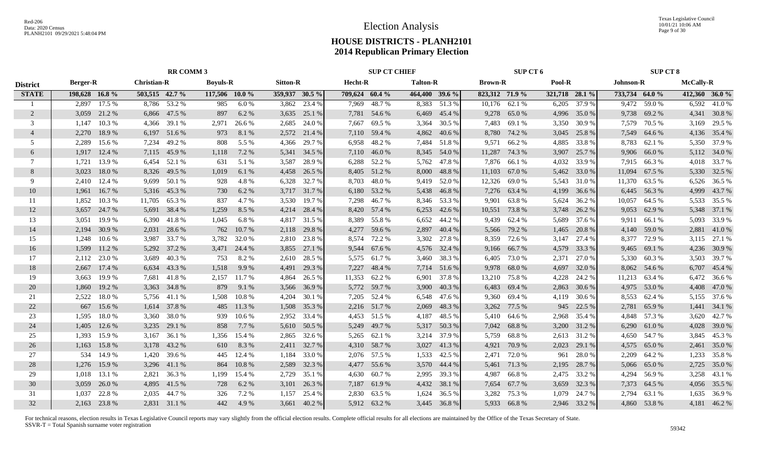# Election Analysis

## HOUSE DISTRICTS - PLANH2101

## 2014 Republican Primary Election

| District | RR COMM 3 | | | | | | | | SUP CT CHIEF | | | | SUP CT 6 | | | | SUP CT 8 | | | |
|---|---|---|---|---|---|---|---|---|---|---|---|---|---|---|---|---|---|---|---|---|
| | Berger-R | | Christian-R | | Boyuls-R | | Sitton-R | | Hecht-R | | Talton-R | | Brown-R | | Pool-R | | Johnson-R | | McCally-R | |
| STATE | 198,628 | 16.8 % | 503,515 | 42.7 % | 117,506 | 10.0 % | 359,937 | 30.5 % | 709,624 | 60.4 % | 464,400 | 39.6 % | 823,312 | 71.9 % | 321,718 | 28.1 % | 733,734 | 64.0 % | 412,360 | 36.0 % |
| 1 | 2,897 | 17.5 % | 8,786 | 53.2 % | 985 | 6.0 % | 3,862 | 23.4 % | 7,969 | 48.7 % | 8,383 | 51.3 % | 10,176 | 62.1 % | 6,205 | 37.9 % | 9,472 | 59.0 % | 6,592 | 41.0 % |
| 2 | 3,059 | 21.2 % | 6,866 | 47.5 % | 897 | 6.2 % | 3,635 | 25.1 % | 7,781 | 54.6 % | 6,469 | 45.4 % | 9,278 | 65.0 % | 4,996 | 35.0 % | 9,738 | 69.2 % | 4,341 | 30.8 % |
| 3 | 1,147 | 10.3 % | 4,366 | 39.1 % | 2,971 | 26.6 % | 2,685 | 24.0 % | 7,667 | 69.5 % | 3,364 | 30.5 % | 7,483 | 69.1 % | 3,350 | 30.9 % | 7,579 | 70.5 % | 3,169 | 29.5 % |
| 4 | 2,270 | 18.9 % | 6,197 | 51.6 % | 973 | 8.1 % | 2,572 | 21.4 % | 7,110 | 59.4 % | 4,862 | 40.6 % | 8,780 | 74.2 % | 3,045 | 25.8 % | 7,549 | 64.6 % | 4,136 | 35.4 % |
| 5 | 2,289 | 15.6 % | 7,234 | 49.2 % | 808 | 5.5 % | 4,366 | 29.7 % | 6,958 | 48.2 % | 7,484 | 51.8 % | 9,571 | 66.2 % | 4,885 | 33.8 % | 8,783 | 62.1 % | 5,350 | 37.9 % |
| 6 | 1,917 | 12.4 % | 7,115 | 45.9 % | 1,118 | 7.2 % | 5,341 | 34.5 % | 7,110 | 46.0 % | 8,345 | 54.0 % | 11,287 | 74.3 % | 3,907 | 25.7 % | 9,906 | 66.0 % | 5,112 | 34.0 % |
| 7 | 1,721 | 13.9 % | 6,454 | 52.1 % | 631 | 5.1 % | 3,587 | 28.9 % | 6,288 | 52.2 % | 5,762 | 47.8 % | 7,876 | 66.1 % | 4,032 | 33.9 % | 7,915 | 66.3 % | 4,018 | 33.7 % |
| 8 | 3,023 | 18.0 % | 8,326 | 49.5 % | 1,019 | 6.1 % | 4,458 | 26.5 % | 8,405 | 51.2 % | 8,000 | 48.8 % | 11,103 | 67.0 % | 5,462 | 33.0 % | 11,094 | 67.5 % | 5,330 | 32.5 % |
| 9 | 2,410 | 12.4 % | 9,699 | 50.1 % | 928 | 4.8 % | 6,328 | 32.7 % | 8,703 | 48.0 % | 9,419 | 52.0 % | 12,326 | 69.0 % | 5,543 | 31.0 % | 11,370 | 63.5 % | 6,526 | 36.5 % |
| 10 | 1,961 | 16.7 % | 5,316 | 45.3 % | 730 | 6.2 % | 3,717 | 31.7 % | 6,180 | 53.2 % | 5,438 | 46.8 % | 7,276 | 63.4 % | 4,199 | 36.6 % | 6,445 | 56.3 % | 4,999 | 43.7 % |
| 11 | 1,852 | 10.3 % | 11,705 | 65.3 % | 837 | 4.7 % | 3,530 | 19.7 % | 7,298 | 46.7 % | 8,346 | 53.3 % | 9,901 | 63.8 % | 5,624 | 36.2 % | 10,057 | 64.5 % | 5,533 | 35.5 % |
| 12 | 3,657 | 24.7 % | 5,691 | 38.4 % | 1,259 | 8.5 % | 4,214 | 28.4 % | 8,420 | 57.4 % | 6,253 | 42.6 % | 10,551 | 73.8 % | 3,748 | 26.2 % | 9,053 | 62.9 % | 5,348 | 37.1 % |
| 13 | 3,051 | 19.9 % | 6,390 | 41.8 % | 1,045 | 6.8 % | 4,817 | 31.5 % | 8,389 | 55.8 % | 6,652 | 44.2 % | 9,439 | 62.4 % | 5,689 | 37.6 % | 9,911 | 66.1 % | 5,093 | 33.9 % |
| 14 | 2,194 | 30.9 % | 2,031 | 28.6 % | 762 | 10.7 % | 2,118 | 29.8 % | 4,277 | 59.6 % | 2,897 | 40.4 % | 5,566 | 79.2 % | 1,465 | 20.8 % | 4,140 | 59.0 % | 2,881 | 41.0 % |
| 15 | 1,248 | 10.6 % | 3,987 | 33.7 % | 3,782 | 32.0 % | 2,810 | 23.8 % | 8,574 | 72.2 % | 3,302 | 27.8 % | 8,359 | 72.6 % | 3,147 | 27.4 % | 8,377 | 72.9 % | 3,115 | 27.1 % |
| 16 | 1,599 | 11.2 % | 5,292 | 37.2 % | 3,471 | 24.4 % | 3,855 | 27.1 % | 9,544 | 67.6 % | 4,576 | 32.4 % | 9,166 | 66.7 % | 4,579 | 33.3 % | 9,465 | 69.1 % | 4,236 | 30.9 % |
| 17 | 2,112 | 23.0 % | 3,689 | 40.3 % | 753 | 8.2 % | 2,610 | 28.5 % | 5,575 | 61.7 % | 3,460 | 38.3 % | 6,405 | 73.0 % | 2,371 | 27.0 % | 5,330 | 60.3 % | 3,503 | 39.7 % |
| 18 | 2,667 | 17.4 % | 6,634 | 43.3 % | 1,518 | 9.9 % | 4,491 | 29.3 % | 7,227 | 48.4 % | 7,714 | 51.6 % | 9,978 | 68.0 % | 4,697 | 32.0 % | 8,062 | 54.6 % | 6,707 | 45.4 % |
| 19 | 3,663 | 19.9 % | 7,681 | 41.8 % | 2,157 | 11.7 % | 4,864 | 26.5 % | 11,353 | 62.2 % | 6,901 | 37.8 % | 13,210 | 75.8 % | 4,228 | 24.2 % | 11,213 | 63.4 % | 6,472 | 36.6 % |
| 20 | 1,860 | 19.2 % | 3,363 | 34.8 % | 879 | 9.1 % | 3,566 | 36.9 % | 5,772 | 59.7 % | 3,900 | 40.3 % | 6,483 | 69.4 % | 2,863 | 30.6 % | 4,975 | 53.0 % | 4,408 | 47.0 % |
| 21 | 2,522 | 18.0 % | 5,756 | 41.1 % | 1,508 | 10.8 % | 4,204 | 30.1 % | 7,205 | 52.4 % | 6,548 | 47.6 % | 9,360 | 69.4 % | 4,119 | 30.6 % | 8,553 | 62.4 % | 5,155 | 37.6 % |
| 22 | 667 | 15.6 % | 1,614 | 37.8 % | 485 | 11.3 % | 1,508 | 35.3 % | 2,216 | 51.7 % | 2,069 | 48.3 % | 3,262 | 77.5 % | 945 | 22.5 % | 2,781 | 65.9 % | 1,441 | 34.1 % |
| 23 | 1,595 | 18.0 % | 3,360 | 38.0 % | 939 | 10.6 % | 2,952 | 33.4 % | 4,453 | 51.5 % | 4,187 | 48.5 % | 5,410 | 64.6 % | 2,968 | 35.4 % | 4,848 | 57.3 % | 3,620 | 42.7 % |
| 24 | 1,405 | 12.6 % | 3,235 | 29.1 % | 858 | 7.7 % | 5,610 | 50.5 % | 5,249 | 49.7 % | 5,317 | 50.3 % | 7,042 | 68.8 % | 3,200 | 31.2 % | 6,290 | 61.0 % | 4,028 | 39.0 % |
| 25 | 1,393 | 15.9 % | 3,167 | 36.1 % | 1,356 | 15.4 % | 2,865 | 32.6 % | 5,265 | 62.1 % | 3,214 | 37.9 % | 5,759 | 68.8 % | 2,613 | 31.2 % | 4,650 | 54.7 % | 3,845 | 45.3 % |
| 26 | 1,163 | 15.8 % | 3,178 | 43.2 % | 610 | 8.3 % | 2,411 | 32.7 % | 4,310 | 58.7 % | 3,027 | 41.3 % | 4,921 | 70.9 % | 2,023 | 29.1 % | 4,575 | 65.0 % | 2,461 | 35.0 % |
| 27 | 534 | 14.9 % | 1,420 | 39.6 % | 445 | 12.4 % | 1,184 | 33.0 % | 2,076 | 57.5 % | 1,533 | 42.5 % | 2,471 | 72.0 % | 961 | 28.0 % | 2,209 | 64.2 % | 1,233 | 35.8 % |
| 28 | 1,276 | 15.9 % | 3,296 | 41.1 % | 864 | 10.8 % | 2,589 | 32.3 % | 4,477 | 55.6 % | 3,570 | 44.4 % | 5,461 | 71.3 % | 2,195 | 28.7 % | 5,066 | 65.0 % | 2,725 | 35.0 % |
| 29 | 1,018 | 13.1 % | 2,821 | 36.3 % | 1,199 | 15.4 % | 2,729 | 35.1 % | 4,630 | 60.7 % | 2,995 | 39.3 % | 4,987 | 66.8 % | 2,475 | 33.2 % | 4,294 | 56.9 % | 3,258 | 43.1 % |
| 30 | 3,059 | 26.0 % | 4,895 | 41.5 % | 728 | 6.2 % | 3,101 | 26.3 % | 7,187 | 61.9 % | 4,432 | 38.1 % | 7,654 | 67.7 % | 3,659 | 32.3 % | 7,373 | 64.5 % | 4,056 | 35.5 % |
| 31 | 1,037 | 22.8 % | 2,035 | 44.7 % | 326 | 7.2 % | 1,157 | 25.4 % | 2,830 | 63.5 % | 1,624 | 36.5 % | 3,282 | 75.3 % | 1,079 | 24.7 % | 2,794 | 63.1 % | 1,635 | 36.9 % |
| 32 | 2,163 | 23.8 % | 2,831 | 31.1 % | 442 | 4.9 % | 3,661 | 40.2 % | 5,912 | 63.2 % | 3,445 | 36.8 % | 5,933 | 66.8 % | 2,946 | 33.2 % | 4,860 | 53.8 % | 4,181 | 46.2 % |

For technical reasons, election results in Texas Legislative Council reports may vary slightly from the official election results. Complete official results for all elections are maintained by the Office of the Texas Secretary of State.
SSVR-T = Total Spanish surname voter registration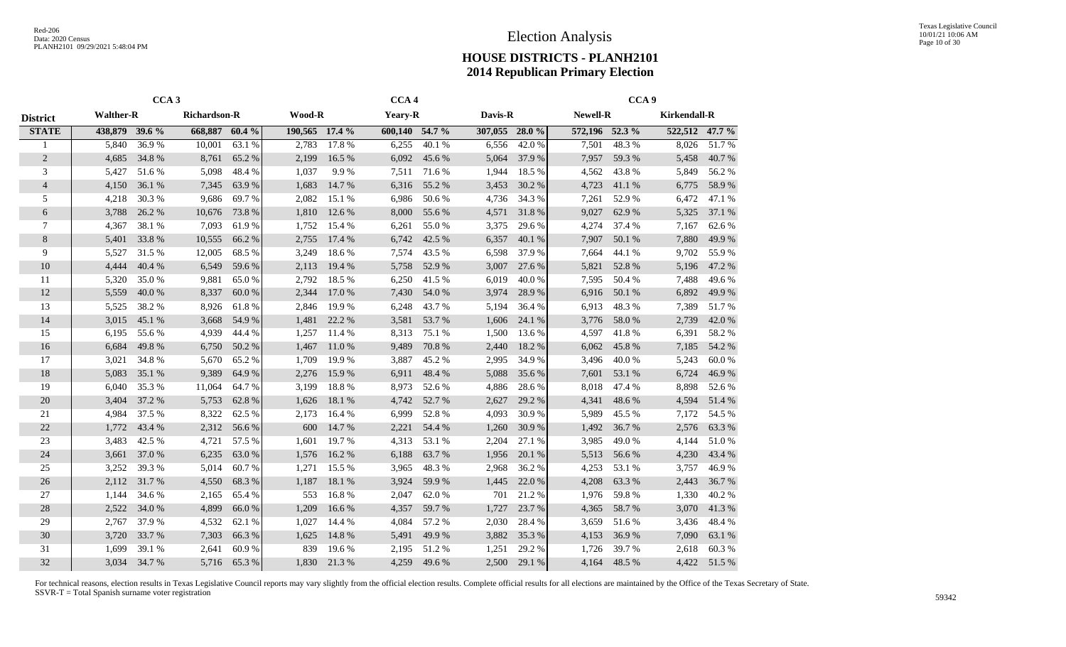# Election Analysis

## HOUSE DISTRICTS - PLANH2101
## 2014 Republican Primary Election

| | CCA 3 | | | | CCA 4 | | | | | | CCA 9 | | | |
|---|---|---|---|---|---|---|---|---|---|---|---|---|---|---|
| **District** | **Walther-R** | | **Richardson-R** | | **Wood-R** | | **Yeary-R** | | **Davis-R** | | **Newell-R** | | **Kirkendall-R** | |
| **STATE** | **438,879** | **39.6 %** | **668,887** | **60.4 %** | **190,565** | **17.4 %** | **600,140** | **54.7 %** | **307,055** | **28.0 %** | **572,196** | **52.3 %** | **522,512** | **47.7 %** |
| 1 | 5,840 | 36.9 % | 10,001 | 63.1 % | 2,783 | 17.8 % | 6,255 | 40.1 % | 6,556 | 42.0 % | 7,501 | 48.3 % | 8,026 | 51.7 % |
| 2 | 4,685 | 34.8 % | 8,761 | 65.2 % | 2,199 | 16.5 % | 6,092 | 45.6 % | 5,064 | 37.9 % | 7,957 | 59.3 % | 5,458 | 40.7 % |
| 3 | 5,427 | 51.6 % | 5,098 | 48.4 % | 1,037 | 9.9 % | 7,511 | 71.6 % | 1,944 | 18.5 % | 4,562 | 43.8 % | 5,849 | 56.2 % |
| 4 | 4,150 | 36.1 % | 7,345 | 63.9 % | 1,683 | 14.7 % | 6,316 | 55.2 % | 3,453 | 30.2 % | 4,723 | 41.1 % | 6,775 | 58.9 % |
| 5 | 4,218 | 30.3 % | 9,686 | 69.7 % | 2,082 | 15.1 % | 6,986 | 50.6 % | 4,736 | 34.3 % | 7,261 | 52.9 % | 6,472 | 47.1 % |
| 6 | 3,788 | 26.2 % | 10,676 | 73.8 % | 1,810 | 12.6 % | 8,000 | 55.6 % | 4,571 | 31.8 % | 9,027 | 62.9 % | 5,325 | 37.1 % |
| 7 | 4,367 | 38.1 % | 7,093 | 61.9 % | 1,752 | 15.4 % | 6,261 | 55.0 % | 3,375 | 29.6 % | 4,274 | 37.4 % | 7,167 | 62.6 % |
| 8 | 5,401 | 33.8 % | 10,555 | 66.2 % | 2,755 | 17.4 % | 6,742 | 42.5 % | 6,357 | 40.1 % | 7,907 | 50.1 % | 7,880 | 49.9 % |
| 9 | 5,527 | 31.5 % | 12,005 | 68.5 % | 3,249 | 18.6 % | 7,574 | 43.5 % | 6,598 | 37.9 % | 7,664 | 44.1 % | 9,702 | 55.9 % |
| 10 | 4,444 | 40.4 % | 6,549 | 59.6 % | 2,113 | 19.4 % | 5,758 | 52.9 % | 3,007 | 27.6 % | 5,821 | 52.8 % | 5,196 | 47.2 % |
| 11 | 5,320 | 35.0 % | 9,881 | 65.0 % | 2,792 | 18.5 % | 6,250 | 41.5 % | 6,019 | 40.0 % | 7,595 | 50.4 % | 7,488 | 49.6 % |
| 12 | 5,559 | 40.0 % | 8,337 | 60.0 % | 2,344 | 17.0 % | 7,430 | 54.0 % | 3,974 | 28.9 % | 6,916 | 50.1 % | 6,892 | 49.9 % |
| 13 | 5,525 | 38.2 % | 8,926 | 61.8 % | 2,846 | 19.9 % | 6,248 | 43.7 % | 5,194 | 36.4 % | 6,913 | 48.3 % | 7,389 | 51.7 % |
| 14 | 3,015 | 45.1 % | 3,668 | 54.9 % | 1,481 | 22.2 % | 3,581 | 53.7 % | 1,606 | 24.1 % | 3,776 | 58.0 % | 2,739 | 42.0 % |
| 15 | 6,195 | 55.6 % | 4,939 | 44.4 % | 1,257 | 11.4 % | 8,313 | 75.1 % | 1,500 | 13.6 % | 4,597 | 41.8 % | 6,391 | 58.2 % |
| 16 | 6,684 | 49.8 % | 6,750 | 50.2 % | 1,467 | 11.0 % | 9,489 | 70.8 % | 2,440 | 18.2 % | 6,062 | 45.8 % | 7,185 | 54.2 % |
| 17 | 3,021 | 34.8 % | 5,670 | 65.2 % | 1,709 | 19.9 % | 3,887 | 45.2 % | 2,995 | 34.9 % | 3,496 | 40.0 % | 5,243 | 60.0 % |
| 18 | 5,083 | 35.1 % | 9,389 | 64.9 % | 2,276 | 15.9 % | 6,911 | 48.4 % | 5,088 | 35.6 % | 7,601 | 53.1 % | 6,724 | 46.9 % |
| 19 | 6,040 | 35.3 % | 11,064 | 64.7 % | 3,199 | 18.8 % | 8,973 | 52.6 % | 4,886 | 28.6 % | 8,018 | 47.4 % | 8,898 | 52.6 % |
| 20 | 3,404 | 37.2 % | 5,753 | 62.8 % | 1,626 | 18.1 % | 4,742 | 52.7 % | 2,627 | 29.2 % | 4,341 | 48.6 % | 4,594 | 51.4 % |
| 21 | 4,984 | 37.5 % | 8,322 | 62.5 % | 2,173 | 16.4 % | 6,999 | 52.8 % | 4,093 | 30.9 % | 5,989 | 45.5 % | 7,172 | 54.5 % |
| 22 | 1,772 | 43.4 % | 2,312 | 56.6 % | 600 | 14.7 % | 2,221 | 54.4 % | 1,260 | 30.9 % | 1,492 | 36.7 % | 2,576 | 63.3 % |
| 23 | 3,483 | 42.5 % | 4,721 | 57.5 % | 1,601 | 19.7 % | 4,313 | 53.1 % | 2,204 | 27.1 % | 3,985 | 49.0 % | 4,144 | 51.0 % |
| 24 | 3,661 | 37.0 % | 6,235 | 63.0 % | 1,576 | 16.2 % | 6,188 | 63.7 % | 1,956 | 20.1 % | 5,513 | 56.6 % | 4,230 | 43.4 % |
| 25 | 3,252 | 39.3 % | 5,014 | 60.7 % | 1,271 | 15.5 % | 3,965 | 48.3 % | 2,968 | 36.2 % | 4,253 | 53.1 % | 3,757 | 46.9 % |
| 26 | 2,112 | 31.7 % | 4,550 | 68.3 % | 1,187 | 18.1 % | 3,924 | 59.9 % | 1,445 | 22.0 % | 4,208 | 63.3 % | 2,443 | 36.7 % |
| 27 | 1,144 | 34.6 % | 2,165 | 65.4 % | 553 | 16.8 % | 2,047 | 62.0 % | 701 | 21.2 % | 1,976 | 59.8 % | 1,330 | 40.2 % |
| 28 | 2,522 | 34.0 % | 4,899 | 66.0 % | 1,209 | 16.6 % | 4,357 | 59.7 % | 1,727 | 23.7 % | 4,365 | 58.7 % | 3,070 | 41.3 % |
| 29 | 2,767 | 37.9 % | 4,532 | 62.1 % | 1,027 | 14.4 % | 4,084 | 57.2 % | 2,030 | 28.4 % | 3,659 | 51.6 % | 3,436 | 48.4 % |
| 30 | 3,720 | 33.7 % | 7,303 | 66.3 % | 1,625 | 14.8 % | 5,491 | 49.9 % | 3,882 | 35.3 % | 4,153 | 36.9 % | 7,090 | 63.1 % |
| 31 | 1,699 | 39.1 % | 2,641 | 60.9 % | 839 | 19.6 % | 2,195 | 51.2 % | 1,251 | 29.2 % | 1,726 | 39.7 % | 2,618 | 60.3 % |
| 32 | 3,034 | 34.7 % | 5,716 | 65.3 % | 1,830 | 21.3 % | 4,259 | 49.6 % | 2,500 | 29.1 % | 4,164 | 48.5 % | 4,422 | 51.5 % |

For technical reasons, election results in Texas Legislative Council reports may vary slightly from the official election results. Complete official results for all elections are maintained by the Office of the Texas Secretary of State.
SSVR-T = Total Spanish surname voter registration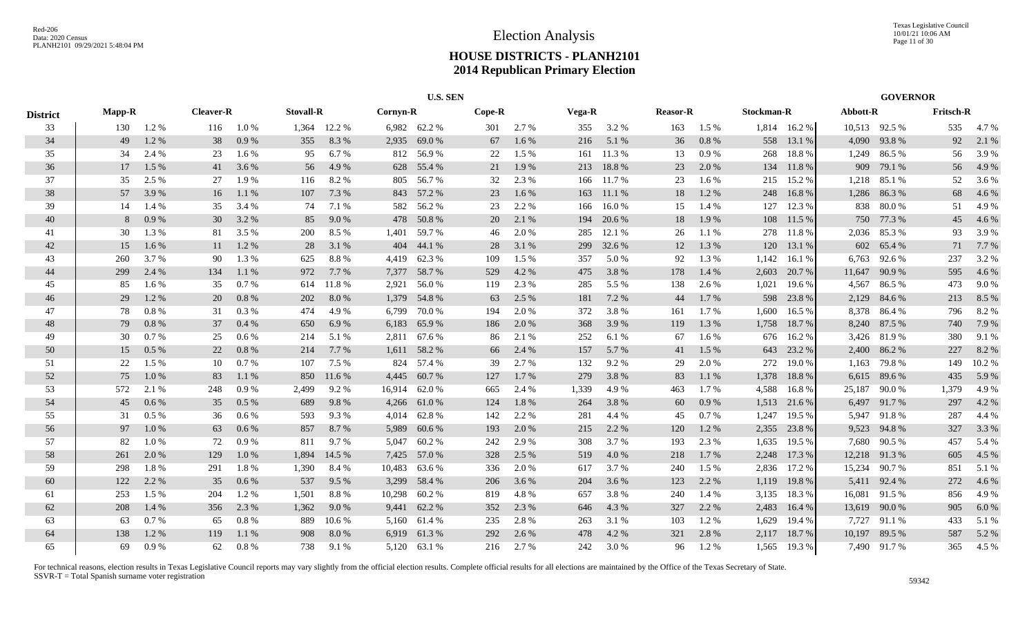# Election Analysis

## HOUSE DISTRICTS - PLANH2101
## 2014 Republican Primary Election

| District | U.S. SEN | | | | | | | | | | | | | | | | GOVERNOR | | | |
|---|---|---|---|---|---|---|---|---|---|---|---|---|---|---|---|---|---|---|---|---|
| | Mapp-R | | Cleaver-R | | Stovall-R | | Cornyn-R | | Cope-R | | Vega-R | | Reasor-R | | Stockman-R | | Abbott-R | | Fritsch-R | |
| 33 | 130 | 1.2 % | 116 | 1.0 % | 1,364 | 12.2 % | 6,982 | 62.2 % | 301 | 2.7 % | 355 | 3.2 % | 163 | 1.5 % | 1,814 | 16.2 % | 10,513 | 92.5 % | 535 | 4.7 % |
| 34 | 49 | 1.2 % | 38 | 0.9 % | 355 | 8.3 % | 2,935 | 69.0 % | 67 | 1.6 % | 216 | 5.1 % | 36 | 0.8 % | 558 | 13.1 % | 4,090 | 93.8 % | 92 | 2.1 % |
| 35 | 34 | 2.4 % | 23 | 1.6 % | 95 | 6.7 % | 812 | 56.9 % | 22 | 1.5 % | 161 | 11.3 % | 13 | 0.9 % | 268 | 18.8 % | 1,249 | 86.5 % | 56 | 3.9 % |
| 36 | 17 | 1.5 % | 41 | 3.6 % | 56 | 4.9 % | 628 | 55.4 % | 21 | 1.9 % | 213 | 18.8 % | 23 | 2.0 % | 134 | 11.8 % | 909 | 79.1 % | 56 | 4.9 % |
| 37 | 35 | 2.5 % | 27 | 1.9 % | 116 | 8.2 % | 805 | 56.7 % | 32 | 2.3 % | 166 | 11.7 % | 23 | 1.6 % | 215 | 15.2 % | 1,218 | 85.1 % | 52 | 3.6 % |
| 38 | 57 | 3.9 % | 16 | 1.1 % | 107 | 7.3 % | 843 | 57.2 % | 23 | 1.6 % | 163 | 11.1 % | 18 | 1.2 % | 248 | 16.8 % | 1,286 | 86.3 % | 68 | 4.6 % |
| 39 | 14 | 1.4 % | 35 | 3.4 % | 74 | 7.1 % | 582 | 56.2 % | 23 | 2.2 % | 166 | 16.0 % | 15 | 1.4 % | 127 | 12.3 % | 838 | 80.0 % | 51 | 4.9 % |
| 40 | 8 | 0.9 % | 30 | 3.2 % | 85 | 9.0 % | 478 | 50.8 % | 20 | 2.1 % | 194 | 20.6 % | 18 | 1.9 % | 108 | 11.5 % | 750 | 77.3 % | 45 | 4.6 % |
| 41 | 30 | 1.3 % | 81 | 3.5 % | 200 | 8.5 % | 1,401 | 59.7 % | 46 | 2.0 % | 285 | 12.1 % | 26 | 1.1 % | 278 | 11.8 % | 2,036 | 85.3 % | 93 | 3.9 % |
| 42 | 15 | 1.6 % | 11 | 1.2 % | 28 | 3.1 % | 404 | 44.1 % | 28 | 3.1 % | 299 | 32.6 % | 12 | 1.3 % | 120 | 13.1 % | 602 | 65.4 % | 71 | 7.7 % |
| 43 | 260 | 3.7 % | 90 | 1.3 % | 625 | 8.8 % | 4,419 | 62.3 % | 109 | 1.5 % | 357 | 5.0 % | 92 | 1.3 % | 1,142 | 16.1 % | 6,763 | 92.6 % | 237 | 3.2 % |
| 44 | 299 | 2.4 % | 134 | 1.1 % | 972 | 7.7 % | 7,377 | 58.7 % | 529 | 4.2 % | 475 | 3.8 % | 178 | 1.4 % | 2,603 | 20.7 % | 11,647 | 90.9 % | 595 | 4.6 % |
| 45 | 85 | 1.6 % | 35 | 0.7 % | 614 | 11.8 % | 2,921 | 56.0 % | 119 | 2.3 % | 285 | 5.5 % | 138 | 2.6 % | 1,021 | 19.6 % | 4,567 | 86.5 % | 473 | 9.0 % |
| 46 | 29 | 1.2 % | 20 | 0.8 % | 202 | 8.0 % | 1,379 | 54.8 % | 63 | 2.5 % | 181 | 7.2 % | 44 | 1.7 % | 598 | 23.8 % | 2,129 | 84.6 % | 213 | 8.5 % |
| 47 | 78 | 0.8 % | 31 | 0.3 % | 474 | 4.9 % | 6,799 | 70.0 % | 194 | 2.0 % | 372 | 3.8 % | 161 | 1.7 % | 1,600 | 16.5 % | 8,378 | 86.4 % | 796 | 8.2 % |
| 48 | 79 | 0.8 % | 37 | 0.4 % | 650 | 6.9 % | 6,183 | 65.9 % | 186 | 2.0 % | 368 | 3.9 % | 119 | 1.3 % | 1,758 | 18.7 % | 8,240 | 87.5 % | 740 | 7.9 % |
| 49 | 30 | 0.7 % | 25 | 0.6 % | 214 | 5.1 % | 2,811 | 67.6 % | 86 | 2.1 % | 252 | 6.1 % | 67 | 1.6 % | 676 | 16.2 % | 3,426 | 81.9 % | 380 | 9.1 % |
| 50 | 15 | 0.5 % | 22 | 0.8 % | 214 | 7.7 % | 1,611 | 58.2 % | 66 | 2.4 % | 157 | 5.7 % | 41 | 1.5 % | 643 | 23.2 % | 2,400 | 86.2 % | 227 | 8.2 % |
| 51 | 22 | 1.5 % | 10 | 0.7 % | 107 | 7.5 % | 824 | 57.4 % | 39 | 2.7 % | 132 | 9.2 % | 29 | 2.0 % | 272 | 19.0 % | 1,163 | 79.8 % | 149 | 10.2 % |
| 52 | 75 | 1.0 % | 83 | 1.1 % | 850 | 11.6 % | 4,445 | 60.7 % | 127 | 1.7 % | 279 | 3.8 % | 83 | 1.1 % | 1,378 | 18.8 % | 6,615 | 89.6 % | 435 | 5.9 % |
| 53 | 572 | 2.1 % | 248 | 0.9 % | 2,499 | 9.2 % | 16,914 | 62.0 % | 665 | 2.4 % | 1,339 | 4.9 % | 463 | 1.7 % | 4,588 | 16.8 % | 25,187 | 90.0 % | 1,379 | 4.9 % |
| 54 | 45 | 0.6 % | 35 | 0.5 % | 689 | 9.8 % | 4,266 | 61.0 % | 124 | 1.8 % | 264 | 3.8 % | 60 | 0.9 % | 1,513 | 21.6 % | 6,497 | 91.7 % | 297 | 4.2 % |
| 55 | 31 | 0.5 % | 36 | 0.6 % | 593 | 9.3 % | 4,014 | 62.8 % | 142 | 2.2 % | 281 | 4.4 % | 45 | 0.7 % | 1,247 | 19.5 % | 5,947 | 91.8 % | 287 | 4.4 % |
| 56 | 97 | 1.0 % | 63 | 0.6 % | 857 | 8.7 % | 5,989 | 60.6 % | 193 | 2.0 % | 215 | 2.2 % | 120 | 1.2 % | 2,355 | 23.8 % | 9,523 | 94.8 % | 327 | 3.3 % |
| 57 | 82 | 1.0 % | 72 | 0.9 % | 811 | 9.7 % | 5,047 | 60.2 % | 242 | 2.9 % | 308 | 3.7 % | 193 | 2.3 % | 1,635 | 19.5 % | 7,680 | 90.5 % | 457 | 5.4 % |
| 58 | 261 | 2.0 % | 129 | 1.0 % | 1,894 | 14.5 % | 7,425 | 57.0 % | 328 | 2.5 % | 519 | 4.0 % | 218 | 1.7 % | 2,248 | 17.3 % | 12,218 | 91.3 % | 605 | 4.5 % |
| 59 | 298 | 1.8 % | 291 | 1.8 % | 1,390 | 8.4 % | 10,483 | 63.6 % | 336 | 2.0 % | 617 | 3.7 % | 240 | 1.5 % | 2,836 | 17.2 % | 15,234 | 90.7 % | 851 | 5.1 % |
| 60 | 122 | 2.2 % | 35 | 0.6 % | 537 | 9.5 % | 3,299 | 58.4 % | 206 | 3.6 % | 204 | 3.6 % | 123 | 2.2 % | 1,119 | 19.8 % | 5,411 | 92.4 % | 272 | 4.6 % |
| 61 | 253 | 1.5 % | 204 | 1.2 % | 1,501 | 8.8 % | 10,298 | 60.2 % | 819 | 4.8 % | 657 | 3.8 % | 240 | 1.4 % | 3,135 | 18.3 % | 16,081 | 91.5 % | 856 | 4.9 % |
| 62 | 208 | 1.4 % | 356 | 2.3 % | 1,362 | 9.0 % | 9,441 | 62.2 % | 352 | 2.3 % | 646 | 4.3 % | 327 | 2.2 % | 2,483 | 16.4 % | 13,619 | 90.0 % | 905 | 6.0 % |
| 63 | 63 | 0.7 % | 65 | 0.8 % | 889 | 10.6 % | 5,160 | 61.4 % | 235 | 2.8 % | 263 | 3.1 % | 103 | 1.2 % | 1,629 | 19.4 % | 7,727 | 91.1 % | 433 | 5.1 % |
| 64 | 138 | 1.2 % | 119 | 1.1 % | 908 | 8.0 % | 6,919 | 61.3 % | 292 | 2.6 % | 478 | 4.2 % | 321 | 2.8 % | 2,117 | 18.7 % | 10,197 | 89.5 % | 587 | 5.2 % |
| 65 | 69 | 0.9 % | 62 | 0.8 % | 738 | 9.1 % | 5,120 | 63.1 % | 216 | 2.7 % | 242 | 3.0 % | 96 | 1.2 % | 1,565 | 19.3 % | 7,490 | 91.7 % | 365 | 4.5 % |

For technical reasons, election results in Texas Legislative Council reports may vary slightly from the official election results. Complete official results for all elections are maintained by the Office of the Texas Secretary of State.
SSVR-T = Total Spanish surname voter registration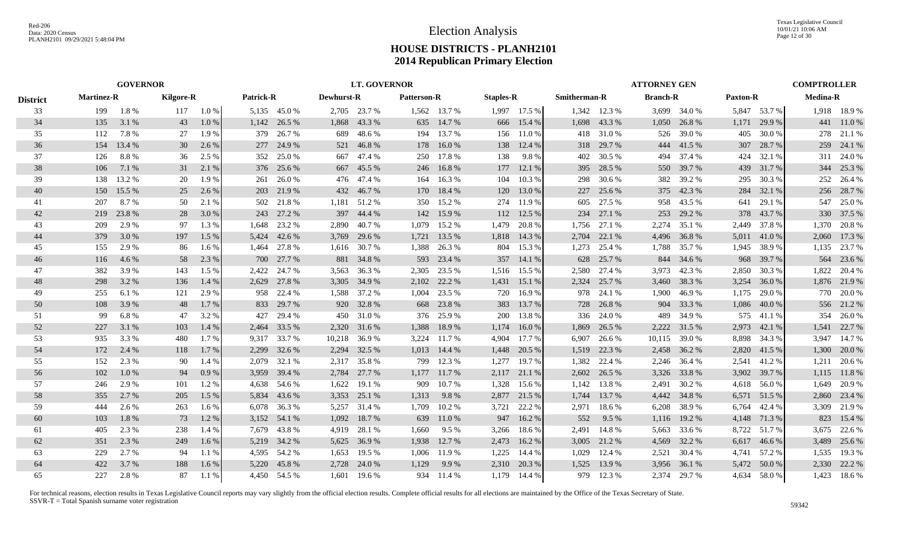# Election Analysis

## HOUSE DISTRICTS - PLANH2101
## 2014 Republican Primary Election

| District | GOVERNOR | | | | LT. GOVERNOR | | | | | | | | ATTORNEY GEN | | | | | | COMPTROLLER | |
|---|---|---|---|---|---|---|---|---|---|---|---|---|---|---|---|---|---|---|---|---|
| | Martinez-R | | Kilgore-R | | Patrick-R | | Dewhurst-R | | Patterson-R | | Staples-R | | Smitherman-R | | Branch-R | | Paxton-R | | Medina-R | |
| 33 | 199 | 1.8 % | 117 | 1.0 % | 5,135 | 45.0 % | 2,705 | 23.7 % | 1,562 | 13.7 % | 1,997 | 17.5 % | 1,342 | 12.3 % | 3,699 | 34.0 % | 5,847 | 53.7 % | 1,918 | 18.9 % |
| 34 | 135 | 3.1 % | 43 | 1.0 % | 1,142 | 26.5 % | 1,868 | 43.3 % | 635 | 14.7 % | 666 | 15.4 % | 1,698 | 43.3 % | 1,050 | 26.8 % | 1,171 | 29.9 % | 441 | 11.0 % |
| 35 | 112 | 7.8 % | 27 | 1.9 % | 379 | 26.7 % | 689 | 48.6 % | 194 | 13.7 % | 156 | 11.0 % | 418 | 31.0 % | 526 | 39.0 % | 405 | 30.0 % | 278 | 21.1 % |
| 36 | 154 | 13.4 % | 30 | 2.6 % | 277 | 24.9 % | 521 | 46.8 % | 178 | 16.0 % | 138 | 12.4 % | 318 | 29.7 % | 444 | 41.5 % | 307 | 28.7 % | 259 | 24.1 % |
| 37 | 126 | 8.8 % | 36 | 2.5 % | 352 | 25.0 % | 667 | 47.4 % | 250 | 17.8 % | 138 | 9.8 % | 402 | 30.5 % | 494 | 37.4 % | 424 | 32.1 % | 311 | 24.0 % |
| 38 | 106 | 7.1 % | 31 | 2.1 % | 376 | 25.6 % | 667 | 45.5 % | 246 | 16.8 % | 177 | 12.1 % | 395 | 28.5 % | 550 | 39.7 % | 439 | 31.7 % | 344 | 25.3 % |
| 39 | 138 | 13.2 % | 20 | 1.9 % | 261 | 26.0 % | 476 | 47.4 % | 164 | 16.3 % | 104 | 10.3 % | 298 | 30.6 % | 382 | 39.2 % | 295 | 30.3 % | 252 | 26.4 % |
| 40 | 150 | 15.5 % | 25 | 2.6 % | 203 | 21.9 % | 432 | 46.7 % | 170 | 18.4 % | 120 | 13.0 % | 227 | 25.6 % | 375 | 42.3 % | 284 | 32.1 % | 256 | 28.7 % |
| 41 | 207 | 8.7 % | 50 | 2.1 % | 502 | 21.8 % | 1,181 | 51.2 % | 350 | 15.2 % | 274 | 11.9 % | 605 | 27.5 % | 958 | 43.5 % | 641 | 29.1 % | 547 | 25.0 % |
| 42 | 219 | 23.8 % | 28 | 3.0 % | 243 | 27.2 % | 397 | 44.4 % | 142 | 15.9 % | 112 | 12.5 % | 234 | 27.1 % | 253 | 29.2 % | 378 | 43.7 % | 330 | 37.5 % |
| 43 | 209 | 2.9 % | 97 | 1.3 % | 1,648 | 23.2 % | 2,890 | 40.7 % | 1,079 | 15.2 % | 1,479 | 20.8 % | 1,756 | 27.1 % | 2,274 | 35.1 % | 2,449 | 37.8 % | 1,370 | 20.8 % |
| 44 | 379 | 3.0 % | 197 | 1.5 % | 5,424 | 42.6 % | 3,769 | 29.6 % | 1,721 | 13.5 % | 1,818 | 14.3 % | 2,704 | 22.1 % | 4,496 | 36.8 % | 5,011 | 41.0 % | 2,060 | 17.3 % |
| 45 | 155 | 2.9 % | 86 | 1.6 % | 1,464 | 27.8 % | 1,616 | 30.7 % | 1,388 | 26.3 % | 804 | 15.3 % | 1,273 | 25.4 % | 1,788 | 35.7 % | 1,945 | 38.9 % | 1,135 | 23.7 % |
| 46 | 116 | 4.6 % | 58 | 2.3 % | 700 | 27.7 % | 881 | 34.8 % | 593 | 23.4 % | 357 | 14.1 % | 628 | 25.7 % | 844 | 34.6 % | 968 | 39.7 % | 564 | 23.6 % |
| 47 | 382 | 3.9 % | 143 | 1.5 % | 2,422 | 24.7 % | 3,563 | 36.3 % | 2,305 | 23.5 % | 1,516 | 15.5 % | 2,580 | 27.4 % | 3,973 | 42.3 % | 2,850 | 30.3 % | 1,822 | 20.4 % |
| 48 | 298 | 3.2 % | 136 | 1.4 % | 2,629 | 27.8 % | 3,305 | 34.9 % | 2,102 | 22.2 % | 1,431 | 15.1 % | 2,324 | 25.7 % | 3,460 | 38.3 % | 3,254 | 36.0 % | 1,876 | 21.9 % |
| 49 | 255 | 6.1 % | 121 | 2.9 % | 958 | 22.4 % | 1,588 | 37.2 % | 1,004 | 23.5 % | 720 | 16.9 % | 978 | 24.1 % | 1,900 | 46.9 % | 1,175 | 29.0 % | 770 | 20.0 % |
| 50 | 108 | 3.9 % | 48 | 1.7 % | 833 | 29.7 % | 920 | 32.8 % | 668 | 23.8 % | 383 | 13.7 % | 728 | 26.8 % | 904 | 33.3 % | 1,086 | 40.0 % | 556 | 21.2 % |
| 51 | 99 | 6.8 % | 47 | 3.2 % | 427 | 29.4 % | 450 | 31.0 % | 376 | 25.9 % | 200 | 13.8 % | 336 | 24.0 % | 489 | 34.9 % | 575 | 41.1 % | 354 | 26.0 % |
| 52 | 227 | 3.1 % | 103 | 1.4 % | 2,464 | 33.5 % | 2,320 | 31.6 % | 1,388 | 18.9 % | 1,174 | 16.0 % | 1,869 | 26.5 % | 2,222 | 31.5 % | 2,973 | 42.1 % | 1,541 | 22.7 % |
| 53 | 935 | 3.3 % | 480 | 1.7 % | 9,317 | 33.7 % | 10,218 | 36.9 % | 3,224 | 11.7 % | 4,904 | 17.7 % | 6,907 | 26.6 % | 10,115 | 39.0 % | 8,898 | 34.3 % | 3,947 | 14.7 % |
| 54 | 172 | 2.4 % | 118 | 1.7 % | 2,299 | 32.6 % | 2,294 | 32.5 % | 1,013 | 14.4 % | 1,448 | 20.5 % | 1,519 | 22.3 % | 2,458 | 36.2 % | 2,820 | 41.5 % | 1,300 | 20.0 % |
| 55 | 152 | 2.3 % | 90 | 1.4 % | 2,079 | 32.1 % | 2,317 | 35.8 % | 799 | 12.3 % | 1,277 | 19.7 % | 1,382 | 22.4 % | 2,246 | 36.4 % | 2,541 | 41.2 % | 1,211 | 20.6 % |
| 56 | 102 | 1.0 % | 94 | 0.9 % | 3,959 | 39.4 % | 2,784 | 27.7 % | 1,177 | 11.7 % | 2,117 | 21.1 % | 2,602 | 26.5 % | 3,326 | 33.8 % | 3,902 | 39.7 % | 1,115 | 11.8 % |
| 57 | 246 | 2.9 % | 101 | 1.2 % | 4,638 | 54.6 % | 1,622 | 19.1 % | 909 | 10.7 % | 1,328 | 15.6 % | 1,142 | 13.8 % | 2,491 | 30.2 % | 4,618 | 56.0 % | 1,649 | 20.9 % |
| 58 | 355 | 2.7 % | 205 | 1.5 % | 5,834 | 43.6 % | 3,353 | 25.1 % | 1,313 | 9.8 % | 2,877 | 21.5 % | 1,744 | 13.7 % | 4,442 | 34.8 % | 6,571 | 51.5 % | 2,860 | 23.4 % |
| 59 | 444 | 2.6 % | 263 | 1.6 % | 6,078 | 36.3 % | 5,257 | 31.4 % | 1,709 | 10.2 % | 3,721 | 22.2 % | 2,971 | 18.6 % | 6,208 | 38.9 % | 6,764 | 42.4 % | 3,309 | 21.9 % |
| 60 | 103 | 1.8 % | 73 | 1.2 % | 3,152 | 54.1 % | 1,092 | 18.7 % | 639 | 11.0 % | 947 | 16.2 % | 552 | 9.5 % | 1,116 | 19.2 % | 4,148 | 71.3 % | 823 | 15.4 % |
| 61 | 405 | 2.3 % | 238 | 1.4 % | 7,679 | 43.8 % | 4,919 | 28.1 % | 1,660 | 9.5 % | 3,266 | 18.6 % | 2,491 | 14.8 % | 5,663 | 33.6 % | 8,722 | 51.7 % | 3,675 | 22.6 % |
| 62 | 351 | 2.3 % | 249 | 1.6 % | 5,219 | 34.2 % | 5,625 | 36.9 % | 1,938 | 12.7 % | 2,473 | 16.2 % | 3,005 | 21.2 % | 4,569 | 32.2 % | 6,617 | 46.6 % | 3,489 | 25.6 % |
| 63 | 229 | 2.7 % | 94 | 1.1 % | 4,595 | 54.2 % | 1,653 | 19.5 % | 1,006 | 11.9 % | 1,225 | 14.4 % | 1,029 | 12.4 % | 2,521 | 30.4 % | 4,741 | 57.2 % | 1,535 | 19.3 % |
| 64 | 422 | 3.7 % | 188 | 1.6 % | 5,220 | 45.8 % | 2,728 | 24.0 % | 1,129 | 9.9 % | 2,310 | 20.3 % | 1,525 | 13.9 % | 3,956 | 36.1 % | 5,472 | 50.0 % | 2,330 | 22.2 % |
| 65 | 227 | 2.8 % | 87 | 1.1 % | 4,450 | 54.5 % | 1,601 | 19.6 % | 934 | 11.4 % | 1,179 | 14.4 % | 979 | 12.3 % | 2,374 | 29.7 % | 4,634 | 58.0 % | 1,423 | 18.6 % |

For technical reasons, election results in Texas Legislative Council reports may vary slightly from the official election results. Complete official results for all elections are maintained by the Office of the Texas Secretary of State.
SSVR-T = Total Spanish surname voter registration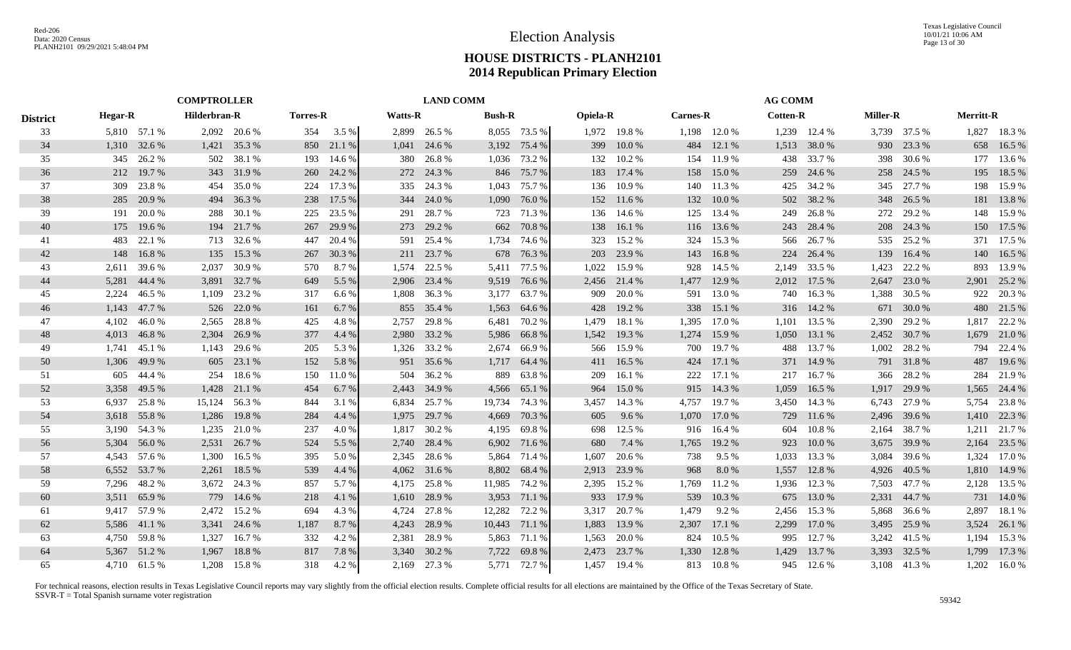# Election Analysis

## HOUSE DISTRICTS - PLANH2101
## 2014 Republican Primary Election

| District | COMPTROLLER | | | | | | LAND COMM | | | | AG COMM | | | | | | | | | |
|---|---|---|---|---|---|---|---|---|---|---|---|---|---|---|---|---|---|---|---|---|
| | Hegar-R | | Hilderbran-R | | Torres-R | | Watts-R | | Bush-R | | Opiela-R | | Carnes-R | | Cotten-R | | Miller-R | | Merritt-R | |
| 33 | 5,810 | 57.1 % | 2,092 | 20.6 % | 354 | 3.5 % | 2,899 | 26.5 % | 8,055 | 73.5 % | 1,972 | 19.8 % | 1,198 | 12.0 % | 1,239 | 12.4 % | 3,739 | 37.5 % | 1,827 | 18.3 % |
| 34 | 1,310 | 32.6 % | 1,421 | 35.3 % | 850 | 21.1 % | 1,041 | 24.6 % | 3,192 | 75.4 % | 399 | 10.0 % | 484 | 12.1 % | 1,513 | 38.0 % | 930 | 23.3 % | 658 | 16.5 % |
| 35 | 345 | 26.2 % | 502 | 38.1 % | 193 | 14.6 % | 380 | 26.8 % | 1,036 | 73.2 % | 132 | 10.2 % | 154 | 11.9 % | 438 | 33.7 % | 398 | 30.6 % | 177 | 13.6 % |
| 36 | 212 | 19.7 % | 343 | 31.9 % | 260 | 24.2 % | 272 | 24.3 % | 846 | 75.7 % | 183 | 17.4 % | 158 | 15.0 % | 259 | 24.6 % | 258 | 24.5 % | 195 | 18.5 % |
| 37 | 309 | 23.8 % | 454 | 35.0 % | 224 | 17.3 % | 335 | 24.3 % | 1,043 | 75.7 % | 136 | 10.9 % | 140 | 11.3 % | 425 | 34.2 % | 345 | 27.7 % | 198 | 15.9 % |
| 38 | 285 | 20.9 % | 494 | 36.3 % | 238 | 17.5 % | 344 | 24.0 % | 1,090 | 76.0 % | 152 | 11.6 % | 132 | 10.0 % | 502 | 38.2 % | 348 | 26.5 % | 181 | 13.8 % |
| 39 | 191 | 20.0 % | 288 | 30.1 % | 225 | 23.5 % | 291 | 28.7 % | 723 | 71.3 % | 136 | 14.6 % | 125 | 13.4 % | 249 | 26.8 % | 272 | 29.2 % | 148 | 15.9 % |
| 40 | 175 | 19.6 % | 194 | 21.7 % | 267 | 29.9 % | 273 | 29.2 % | 662 | 70.8 % | 138 | 16.1 % | 116 | 13.6 % | 243 | 28.4 % | 208 | 24.3 % | 150 | 17.5 % |
| 41 | 483 | 22.1 % | 713 | 32.6 % | 447 | 20.4 % | 591 | 25.4 % | 1,734 | 74.6 % | 323 | 15.2 % | 324 | 15.3 % | 566 | 26.7 % | 535 | 25.2 % | 371 | 17.5 % |
| 42 | 148 | 16.8 % | 135 | 15.3 % | 267 | 30.3 % | 211 | 23.7 % | 678 | 76.3 % | 203 | 23.9 % | 143 | 16.8 % | 224 | 26.4 % | 139 | 16.4 % | 140 | 16.5 % |
| 43 | 2,611 | 39.6 % | 2,037 | 30.9 % | 570 | 8.7 % | 1,574 | 22.5 % | 5,411 | 77.5 % | 1,022 | 15.9 % | 928 | 14.5 % | 2,149 | 33.5 % | 1,423 | 22.2 % | 893 | 13.9 % |
| 44 | 5,281 | 44.4 % | 3,891 | 32.7 % | 649 | 5.5 % | 2,906 | 23.4 % | 9,519 | 76.6 % | 2,456 | 21.4 % | 1,477 | 12.9 % | 2,012 | 17.5 % | 2,647 | 23.0 % | 2,901 | 25.2 % |
| 45 | 2,224 | 46.5 % | 1,109 | 23.2 % | 317 | 6.6 % | 1,808 | 36.3 % | 3,177 | 63.7 % | 909 | 20.0 % | 591 | 13.0 % | 740 | 16.3 % | 1,388 | 30.5 % | 922 | 20.3 % |
| 46 | 1,143 | 47.7 % | 526 | 22.0 % | 161 | 6.7 % | 855 | 35.4 % | 1,563 | 64.6 % | 428 | 19.2 % | 338 | 15.1 % | 316 | 14.2 % | 671 | 30.0 % | 480 | 21.5 % |
| 47 | 4,102 | 46.0 % | 2,565 | 28.8 % | 425 | 4.8 % | 2,757 | 29.8 % | 6,481 | 70.2 % | 1,479 | 18.1 % | 1,395 | 17.0 % | 1,101 | 13.5 % | 2,390 | 29.2 % | 1,817 | 22.2 % |
| 48 | 4,013 | 46.8 % | 2,304 | 26.9 % | 377 | 4.4 % | 2,980 | 33.2 % | 5,986 | 66.8 % | 1,542 | 19.3 % | 1,274 | 15.9 % | 1,050 | 13.1 % | 2,452 | 30.7 % | 1,679 | 21.0 % |
| 49 | 1,741 | 45.1 % | 1,143 | 29.6 % | 205 | 5.3 % | 1,326 | 33.2 % | 2,674 | 66.9 % | 566 | 15.9 % | 700 | 19.7 % | 488 | 13.7 % | 1,002 | 28.2 % | 794 | 22.4 % |
| 50 | 1,306 | 49.9 % | 605 | 23.1 % | 152 | 5.8 % | 951 | 35.6 % | 1,717 | 64.4 % | 411 | 16.5 % | 424 | 17.1 % | 371 | 14.9 % | 791 | 31.8 % | 487 | 19.6 % |
| 51 | 605 | 44.4 % | 254 | 18.6 % | 150 | 11.0 % | 504 | 36.2 % | 889 | 63.8 % | 209 | 16.1 % | 222 | 17.1 % | 217 | 16.7 % | 366 | 28.2 % | 284 | 21.9 % |
| 52 | 3,358 | 49.5 % | 1,428 | 21.1 % | 454 | 6.7 % | 2,443 | 34.9 % | 4,566 | 65.1 % | 964 | 15.0 % | 915 | 14.3 % | 1,059 | 16.5 % | 1,917 | 29.9 % | 1,565 | 24.4 % |
| 53 | 6,937 | 25.8 % | 15,124 | 56.3 % | 844 | 3.1 % | 6,834 | 25.7 % | 19,734 | 74.3 % | 3,457 | 14.3 % | 4,757 | 19.7 % | 3,450 | 14.3 % | 6,743 | 27.9 % | 5,754 | 23.8 % |
| 54 | 3,618 | 55.8 % | 1,286 | 19.8 % | 284 | 4.4 % | 1,975 | 29.7 % | 4,669 | 70.3 % | 605 | 9.6 % | 1,070 | 17.0 % | 729 | 11.6 % | 2,496 | 39.6 % | 1,410 | 22.3 % |
| 55 | 3,190 | 54.3 % | 1,235 | 21.0 % | 237 | 4.0 % | 1,817 | 30.2 % | 4,195 | 69.8 % | 698 | 12.5 % | 916 | 16.4 % | 604 | 10.8 % | 2,164 | 38.7 % | 1,211 | 21.7 % |
| 56 | 5,304 | 56.0 % | 2,531 | 26.7 % | 524 | 5.5 % | 2,740 | 28.4 % | 6,902 | 71.6 % | 680 | 7.4 % | 1,765 | 19.2 % | 923 | 10.0 % | 3,675 | 39.9 % | 2,164 | 23.5 % |
| 57 | 4,543 | 57.6 % | 1,300 | 16.5 % | 395 | 5.0 % | 2,345 | 28.6 % | 5,864 | 71.4 % | 1,607 | 20.6 % | 738 | 9.5 % | 1,033 | 13.3 % | 3,084 | 39.6 % | 1,324 | 17.0 % |
| 58 | 6,552 | 53.7 % | 2,261 | 18.5 % | 539 | 4.4 % | 4,062 | 31.6 % | 8,802 | 68.4 % | 2,913 | 23.9 % | 968 | 8.0 % | 1,557 | 12.8 % | 4,926 | 40.5 % | 1,810 | 14.9 % |
| 59 | 7,296 | 48.2 % | 3,672 | 24.3 % | 857 | 5.7 % | 4,175 | 25.8 % | 11,985 | 74.2 % | 2,395 | 15.2 % | 1,769 | 11.2 % | 1,936 | 12.3 % | 7,503 | 47.7 % | 2,128 | 13.5 % |
| 60 | 3,511 | 65.9 % | 779 | 14.6 % | 218 | 4.1 % | 1,610 | 28.9 % | 3,953 | 71.1 % | 933 | 17.9 % | 539 | 10.3 % | 675 | 13.0 % | 2,331 | 44.7 % | 731 | 14.0 % |
| 61 | 9,417 | 57.9 % | 2,472 | 15.2 % | 694 | 4.3 % | 4,724 | 27.8 % | 12,282 | 72.2 % | 3,317 | 20.7 % | 1,479 | 9.2 % | 2,456 | 15.3 % | 5,868 | 36.6 % | 2,897 | 18.1 % |
| 62 | 5,586 | 41.1 % | 3,341 | 24.6 % | 1,187 | 8.7 % | 4,243 | 28.9 % | 10,443 | 71.1 % | 1,883 | 13.9 % | 2,307 | 17.1 % | 2,299 | 17.0 % | 3,495 | 25.9 % | 3,524 | 26.1 % |
| 63 | 4,750 | 59.8 % | 1,327 | 16.7 % | 332 | 4.2 % | 2,381 | 28.9 % | 5,863 | 71.1 % | 1,563 | 20.0 % | 824 | 10.5 % | 995 | 12.7 % | 3,242 | 41.5 % | 1,194 | 15.3 % |
| 64 | 5,367 | 51.2 % | 1,967 | 18.8 % | 817 | 7.8 % | 3,340 | 30.2 % | 7,722 | 69.8 % | 2,473 | 23.7 % | 1,330 | 12.8 % | 1,429 | 13.7 % | 3,393 | 32.5 % | 1,799 | 17.3 % |
| 65 | 4,710 | 61.5 % | 1,208 | 15.8 % | 318 | 4.2 % | 2,169 | 27.3 % | 5,771 | 72.7 % | 1,457 | 19.4 % | 813 | 10.8 % | 945 | 12.6 % | 3,108 | 41.3 % | 1,202 | 16.0 % |

For technical reasons, election results in Texas Legislative Council reports may vary slightly from the official election results. Complete official results for all elections are maintained by the Office of the Texas Secretary of State.
SSVR-T = Total Spanish surname voter registration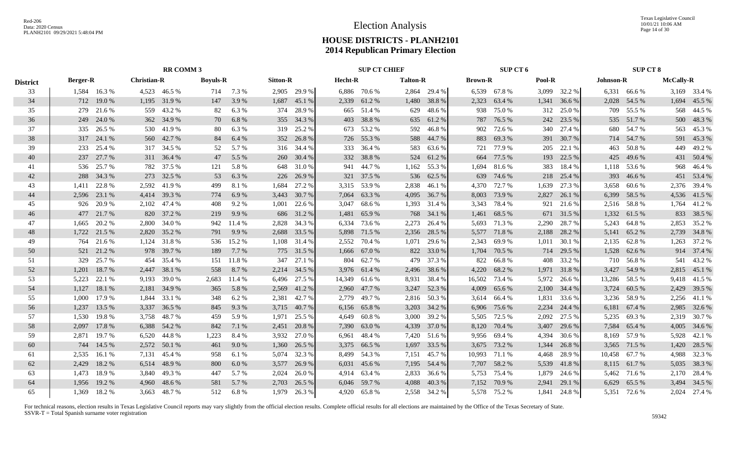Red-206
Data: 2020 Census
PLANH2101 09/29/2021 5:48:04 PM

# Election Analysis

## HOUSE DISTRICTS - PLANH2101
## 2014 Republican Primary Election

| District | RR COMM 3 | | | | | | | | SUP CT CHIEF | | | | SUP CT 6 | | | | SUP CT 8 | | | |
|---|---|---|---|---|---|---|---|---|---|---|---|---|---|---|---|---|---|---|---|---|
| | Berger-R | | Christian-R | | Boyuls-R | | Sitton-R | | Hecht-R | | Talton-R | | Brown-R | | Pool-R | | Johnson-R | | McCally-R | |
| 33 | 1,584 | 16.3 % | 4,523 | 46.5 % | 714 | 7.3 % | 2,905 | 29.9 % | 6,886 | 70.6 % | 2,864 | 29.4 % | 6,539 | 67.8 % | 3,099 | 32.2 % | 6,331 | 66.6 % | 3,169 | 33.4 % |
| 34 | 712 | 19.0 % | 1,195 | 31.9 % | 147 | 3.9 % | 1,687 | 45.1 % | 2,339 | 61.2 % | 1,480 | 38.8 % | 2,323 | 63.4 % | 1,341 | 36.6 % | 2,028 | 54.5 % | 1,694 | 45.5 % |
| 35 | 279 | 21.6 % | 559 | 43.2 % | 82 | 6.3 % | 374 | 28.9 % | 665 | 51.4 % | 629 | 48.6 % | 938 | 75.0 % | 312 | 25.0 % | 709 | 55.5 % | 568 | 44.5 % |
| 36 | 249 | 24.0 % | 362 | 34.9 % | 70 | 6.8 % | 355 | 34.3 % | 403 | 38.8 % | 635 | 61.2 % | 787 | 76.5 % | 242 | 23.5 % | 535 | 51.7 % | 500 | 48.3 % |
| 37 | 335 | 26.5 % | 530 | 41.9 % | 80 | 6.3 % | 319 | 25.2 % | 673 | 53.2 % | 592 | 46.8 % | 902 | 72.6 % | 340 | 27.4 % | 680 | 54.7 % | 563 | 45.3 % |
| 38 | 317 | 24.1 % | 560 | 42.7 % | 84 | 6.4 % | 352 | 26.8 % | 726 | 55.3 % | 588 | 44.7 % | 883 | 69.3 % | 391 | 30.7 % | 714 | 54.7 % | 591 | 45.3 % |
| 39 | 233 | 25.4 % | 317 | 34.5 % | 52 | 5.7 % | 316 | 34.4 % | 333 | 36.4 % | 583 | 63.6 % | 721 | 77.9 % | 205 | 22.1 % | 463 | 50.8 % | 449 | 49.2 % |
| 40 | 237 | 27.7 % | 311 | 36.4 % | 47 | 5.5 % | 260 | 30.4 % | 332 | 38.8 % | 524 | 61.2 % | 664 | 77.5 % | 193 | 22.5 % | 425 | 49.6 % | 431 | 50.4 % |
| 41 | 536 | 25.7 % | 782 | 37.5 % | 121 | 5.8 % | 648 | 31.0 % | 941 | 44.7 % | 1,162 | 55.3 % | 1,694 | 81.6 % | 383 | 18.4 % | 1,118 | 53.6 % | 968 | 46.4 % |
| 42 | 288 | 34.3 % | 273 | 32.5 % | 53 | 6.3 % | 226 | 26.9 % | 321 | 37.5 % | 536 | 62.5 % | 639 | 74.6 % | 218 | 25.4 % | 393 | 46.6 % | 451 | 53.4 % |
| 43 | 1,411 | 22.8 % | 2,592 | 41.9 % | 499 | 8.1 % | 1,684 | 27.2 % | 3,315 | 53.9 % | 2,838 | 46.1 % | 4,370 | 72.7 % | 1,639 | 27.3 % | 3,658 | 60.6 % | 2,376 | 39.4 % |
| 44 | 2,596 | 23.1 % | 4,414 | 39.3 % | 774 | 6.9 % | 3,443 | 30.7 % | 7,064 | 63.3 % | 4,095 | 36.7 % | 8,003 | 73.9 % | 2,827 | 26.1 % | 6,399 | 58.5 % | 4,536 | 41.5 % |
| 45 | 926 | 20.9 % | 2,102 | 47.4 % | 408 | 9.2 % | 1,001 | 22.6 % | 3,047 | 68.6 % | 1,393 | 31.4 % | 3,343 | 78.4 % | 921 | 21.6 % | 2,516 | 58.8 % | 1,764 | 41.2 % |
| 46 | 477 | 21.7 % | 820 | 37.2 % | 219 | 9.9 % | 686 | 31.2 % | 1,481 | 65.9 % | 768 | 34.1 % | 1,461 | 68.5 % | 671 | 31.5 % | 1,332 | 61.5 % | 833 | 38.5 % |
| 47 | 1,665 | 20.2 % | 2,800 | 34.0 % | 942 | 11.4 % | 2,828 | 34.3 % | 6,334 | 73.6 % | 2,273 | 26.4 % | 5,693 | 71.3 % | 2,290 | 28.7 % | 5,243 | 64.8 % | 2,853 | 35.2 % |
| 48 | 1,722 | 21.5 % | 2,820 | 35.2 % | 791 | 9.9 % | 2,688 | 33.5 % | 5,898 | 71.5 % | 2,356 | 28.5 % | 5,577 | 71.8 % | 2,188 | 28.2 % | 5,141 | 65.2 % | 2,739 | 34.8 % |
| 49 | 764 | 21.6 % | 1,124 | 31.8 % | 536 | 15.2 % | 1,108 | 31.4 % | 2,552 | 70.4 % | 1,071 | 29.6 % | 2,343 | 69.9 % | 1,011 | 30.1 % | 2,135 | 62.8 % | 1,263 | 37.2 % |
| 50 | 521 | 21.2 % | 978 | 39.7 % | 189 | 7.7 % | 775 | 31.5 % | 1,666 | 67.0 % | 822 | 33.0 % | 1,704 | 70.5 % | 714 | 29.5 % | 1,528 | 62.6 % | 914 | 37.4 % |
| 51 | 329 | 25.7 % | 454 | 35.4 % | 151 | 11.8 % | 347 | 27.1 % | 804 | 62.7 % | 479 | 37.3 % | 822 | 66.8 % | 408 | 33.2 % | 710 | 56.8 % | 541 | 43.2 % |
| 52 | 1,201 | 18.7 % | 2,447 | 38.1 % | 558 | 8.7 % | 2,214 | 34.5 % | 3,976 | 61.4 % | 2,496 | 38.6 % | 4,220 | 68.2 % | 1,971 | 31.8 % | 3,427 | 54.9 % | 2,815 | 45.1 % |
| 53 | 5,223 | 22.1 % | 9,193 | 39.0 % | 2,683 | 11.4 % | 6,496 | 27.5 % | 14,349 | 61.6 % | 8,931 | 38.4 % | 16,502 | 73.4 % | 5,972 | 26.6 % | 13,286 | 58.5 % | 9,418 | 41.5 % |
| 54 | 1,127 | 18.1 % | 2,181 | 34.9 % | 365 | 5.8 % | 2,569 | 41.2 % | 2,960 | 47.7 % | 3,247 | 52.3 % | 4,009 | 65.6 % | 2,100 | 34.4 % | 3,724 | 60.5 % | 2,429 | 39.5 % |
| 55 | 1,000 | 17.9 % | 1,844 | 33.1 % | 348 | 6.2 % | 2,381 | 42.7 % | 2,779 | 49.7 % | 2,816 | 50.3 % | 3,614 | 66.4 % | 1,831 | 33.6 % | 3,236 | 58.9 % | 2,256 | 41.1 % |
| 56 | 1,237 | 13.5 % | 3,337 | 36.5 % | 845 | 9.3 % | 3,715 | 40.7 % | 6,156 | 65.8 % | 3,203 | 34.2 % | 6,906 | 75.6 % | 2,234 | 24.4 % | 6,181 | 67.4 % | 2,985 | 32.6 % |
| 57 | 1,530 | 19.8 % | 3,758 | 48.7 % | 459 | 5.9 % | 1,971 | 25.5 % | 4,649 | 60.8 % | 3,000 | 39.2 % | 5,505 | 72.5 % | 2,092 | 27.5 % | 5,235 | 69.3 % | 2,319 | 30.7 % |
| 58 | 2,097 | 17.8 % | 6,388 | 54.2 % | 842 | 7.1 % | 2,451 | 20.8 % | 7,390 | 63.0 % | 4,339 | 37.0 % | 8,120 | 70.4 % | 3,407 | 29.6 % | 7,584 | 65.4 % | 4,005 | 34.6 % |
| 59 | 2,871 | 19.7 % | 6,520 | 44.8 % | 1,223 | 8.4 % | 3,932 | 27.0 % | 6,961 | 48.4 % | 7,420 | 51.6 % | 9,956 | 69.4 % | 4,394 | 30.6 % | 8,169 | 57.9 % | 5,928 | 42.1 % |
| 60 | 744 | 14.5 % | 2,572 | 50.1 % | 461 | 9.0 % | 1,360 | 26.5 % | 3,375 | 66.5 % | 1,697 | 33.5 % | 3,675 | 73.2 % | 1,344 | 26.8 % | 3,565 | 71.5 % | 1,420 | 28.5 % |
| 61 | 2,535 | 16.1 % | 7,131 | 45.4 % | 958 | 6.1 % | 5,074 | 32.3 % | 8,499 | 54.3 % | 7,151 | 45.7 % | 10,993 | 71.1 % | 4,468 | 28.9 % | 10,458 | 67.7 % | 4,988 | 32.3 % |
| 62 | 2,429 | 18.2 % | 6,514 | 48.9 % | 800 | 6.0 % | 3,577 | 26.9 % | 6,031 | 45.6 % | 7,195 | 54.4 % | 7,707 | 58.2 % | 5,539 | 41.8 % | 8,115 | 61.7 % | 5,035 | 38.3 % |
| 63 | 1,473 | 18.9 % | 3,840 | 49.3 % | 447 | 5.7 % | 2,024 | 26.0 % | 4,914 | 63.4 % | 2,833 | 36.6 % | 5,753 | 75.4 % | 1,879 | 24.6 % | 5,462 | 71.6 % | 2,170 | 28.4 % |
| 64 | 1,956 | 19.2 % | 4,960 | 48.6 % | 581 | 5.7 % | 2,703 | 26.5 % | 6,046 | 59.7 % | 4,088 | 40.3 % | 7,152 | 70.9 % | 2,941 | 29.1 % | 6,629 | 65.5 % | 3,494 | 34.5 % |
| 65 | 1,369 | 18.2 % | 3,663 | 48.7 % | 512 | 6.8 % | 1,979 | 26.3 % | 4,920 | 65.8 % | 2,558 | 34.2 % | 5,578 | 75.2 % | 1,841 | 24.8 % | 5,351 | 72.6 % | 2,024 | 27.4 % |

For technical reasons, election results in Texas Legislative Council reports may vary slightly from the official election results. Complete official results for all elections are maintained by the Office of the Texas Secretary of State.
SSVR-T = Total Spanish surname voter registration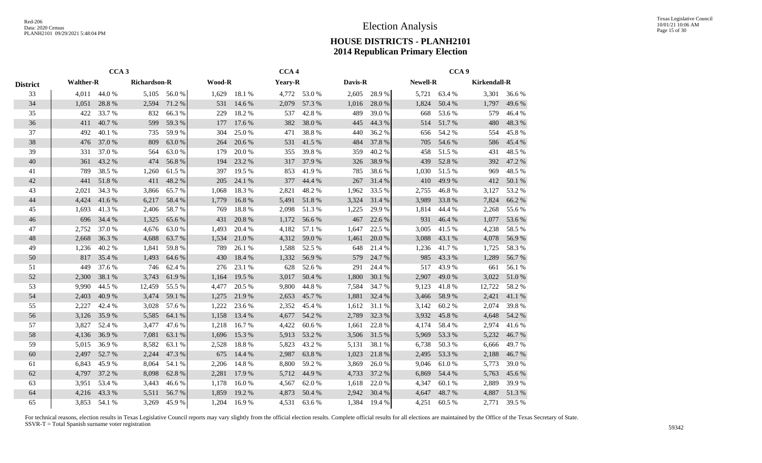# Election Analysis

## HOUSE DISTRICTS - PLANH2101
## 2014 Republican Primary Election

| District | CCA 3 | | | | CCA 4 | | | | | | CCA 9 | | | |
|---|---|---|---|---|---|---|---|---|---|---|---|---|---|---|
| | Walther-R | | Richardson-R | | Wood-R | | Yeary-R | | Davis-R | | Newell-R | | Kirkendall-R | |
| 33 | 4,011 | 44.0 % | 5,105 | 56.0 % | 1,629 | 18.1 % | 4,772 | 53.0 % | 2,605 | 28.9 % | 5,721 | 63.4 % | 3,301 | 36.6 % |
| 34 | 1,051 | 28.8 % | 2,594 | 71.2 % | 531 | 14.6 % | 2,079 | 57.3 % | 1,016 | 28.0 % | 1,824 | 50.4 % | 1,797 | 49.6 % |
| 35 | 422 | 33.7 % | 832 | 66.3 % | 229 | 18.2 % | 537 | 42.8 % | 489 | 39.0 % | 668 | 53.6 % | 579 | 46.4 % |
| 36 | 411 | 40.7 % | 599 | 59.3 % | 177 | 17.6 % | 382 | 38.0 % | 445 | 44.3 % | 514 | 51.7 % | 480 | 48.3 % |
| 37 | 492 | 40.1 % | 735 | 59.9 % | 304 | 25.0 % | 471 | 38.8 % | 440 | 36.2 % | 656 | 54.2 % | 554 | 45.8 % |
| 38 | 476 | 37.0 % | 809 | 63.0 % | 264 | 20.6 % | 531 | 41.5 % | 484 | 37.8 % | 705 | 54.6 % | 586 | 45.4 % |
| 39 | 331 | 37.0 % | 564 | 63.0 % | 179 | 20.0 % | 355 | 39.8 % | 359 | 40.2 % | 458 | 51.5 % | 431 | 48.5 % |
| 40 | 361 | 43.2 % | 474 | 56.8 % | 194 | 23.2 % | 317 | 37.9 % | 326 | 38.9 % | 439 | 52.8 % | 392 | 47.2 % |
| 41 | 789 | 38.5 % | 1,260 | 61.5 % | 397 | 19.5 % | 853 | 41.9 % | 785 | 38.6 % | 1,030 | 51.5 % | 969 | 48.5 % |
| 42 | 441 | 51.8 % | 411 | 48.2 % | 205 | 24.1 % | 377 | 44.4 % | 267 | 31.4 % | 410 | 49.9 % | 412 | 50.1 % |
| 43 | 2,021 | 34.3 % | 3,866 | 65.7 % | 1,068 | 18.3 % | 2,821 | 48.2 % | 1,962 | 33.5 % | 2,755 | 46.8 % | 3,127 | 53.2 % |
| 44 | 4,424 | 41.6 % | 6,217 | 58.4 % | 1,779 | 16.8 % | 5,491 | 51.8 % | 3,324 | 31.4 % | 3,989 | 33.8 % | 7,824 | 66.2 % |
| 45 | 1,693 | 41.3 % | 2,406 | 58.7 % | 769 | 18.8 % | 2,098 | 51.3 % | 1,225 | 29.9 % | 1,814 | 44.4 % | 2,268 | 55.6 % |
| 46 | 696 | 34.4 % | 1,325 | 65.6 % | 431 | 20.8 % | 1,172 | 56.6 % | 467 | 22.6 % | 931 | 46.4 % | 1,077 | 53.6 % |
| 47 | 2,752 | 37.0 % | 4,676 | 63.0 % | 1,493 | 20.4 % | 4,182 | 57.1 % | 1,647 | 22.5 % | 3,005 | 41.5 % | 4,238 | 58.5 % |
| 48 | 2,668 | 36.3 % | 4,688 | 63.7 % | 1,534 | 21.0 % | 4,312 | 59.0 % | 1,461 | 20.0 % | 3,088 | 43.1 % | 4,078 | 56.9 % |
| 49 | 1,236 | 40.2 % | 1,841 | 59.8 % | 789 | 26.1 % | 1,588 | 52.5 % | 648 | 21.4 % | 1,236 | 41.7 % | 1,725 | 58.3 % |
| 50 | 817 | 35.4 % | 1,493 | 64.6 % | 430 | 18.4 % | 1,332 | 56.9 % | 579 | 24.7 % | 985 | 43.3 % | 1,289 | 56.7 % |
| 51 | 449 | 37.6 % | 746 | 62.4 % | 276 | 23.1 % | 628 | 52.6 % | 291 | 24.4 % | 517 | 43.9 % | 661 | 56.1 % |
| 52 | 2,300 | 38.1 % | 3,743 | 61.9 % | 1,164 | 19.5 % | 3,017 | 50.4 % | 1,800 | 30.1 % | 2,907 | 49.0 % | 3,022 | 51.0 % |
| 53 | 9,990 | 44.5 % | 12,459 | 55.5 % | 4,477 | 20.5 % | 9,800 | 44.8 % | 7,584 | 34.7 % | 9,123 | 41.8 % | 12,722 | 58.2 % |
| 54 | 2,403 | 40.9 % | 3,474 | 59.1 % | 1,275 | 21.9 % | 2,653 | 45.7 % | 1,881 | 32.4 % | 3,466 | 58.9 % | 2,421 | 41.1 % |
| 55 | 2,227 | 42.4 % | 3,028 | 57.6 % | 1,222 | 23.6 % | 2,352 | 45.4 % | 1,612 | 31.1 % | 3,142 | 60.2 % | 2,074 | 39.8 % |
| 56 | 3,126 | 35.9 % | 5,585 | 64.1 % | 1,158 | 13.4 % | 4,677 | 54.2 % | 2,789 | 32.3 % | 3,932 | 45.8 % | 4,648 | 54.2 % |
| 57 | 3,827 | 52.4 % | 3,477 | 47.6 % | 1,218 | 16.7 % | 4,422 | 60.6 % | 1,661 | 22.8 % | 4,174 | 58.4 % | 2,974 | 41.6 % |
| 58 | 4,136 | 36.9 % | 7,081 | 63.1 % | 1,696 | 15.3 % | 5,913 | 53.2 % | 3,506 | 31.5 % | 5,969 | 53.3 % | 5,232 | 46.7 % |
| 59 | 5,015 | 36.9 % | 8,582 | 63.1 % | 2,528 | 18.8 % | 5,823 | 43.2 % | 5,131 | 38.1 % | 6,738 | 50.3 % | 6,666 | 49.7 % |
| 60 | 2,497 | 52.7 % | 2,244 | 47.3 % | 675 | 14.4 % | 2,987 | 63.8 % | 1,023 | 21.8 % | 2,495 | 53.3 % | 2,188 | 46.7 % |
| 61 | 6,843 | 45.9 % | 8,064 | 54.1 % | 2,206 | 14.8 % | 8,800 | 59.2 % | 3,869 | 26.0 % | 9,046 | 61.0 % | 5,773 | 39.0 % |
| 62 | 4,797 | 37.2 % | 8,098 | 62.8 % | 2,281 | 17.9 % | 5,712 | 44.9 % | 4,733 | 37.2 % | 6,869 | 54.4 % | 5,763 | 45.6 % |
| 63 | 3,951 | 53.4 % | 3,443 | 46.6 % | 1,178 | 16.0 % | 4,567 | 62.0 % | 1,618 | 22.0 % | 4,347 | 60.1 % | 2,889 | 39.9 % |
| 64 | 4,216 | 43.3 % | 5,511 | 56.7 % | 1,859 | 19.2 % | 4,873 | 50.4 % | 2,942 | 30.4 % | 4,647 | 48.7 % | 4,887 | 51.3 % |
| 65 | 3,853 | 54.1 % | 3,269 | 45.9 % | 1,204 | 16.9 % | 4,531 | 63.6 % | 1,384 | 19.4 % | 4,251 | 60.5 % | 2,771 | 39.5 % |

For technical reasons, election results in Texas Legislative Council reports may vary slightly from the official election results. Complete official results for all elections are maintained by the Office of the Texas Secretary of State.
SSVR-T = Total Spanish surname voter registration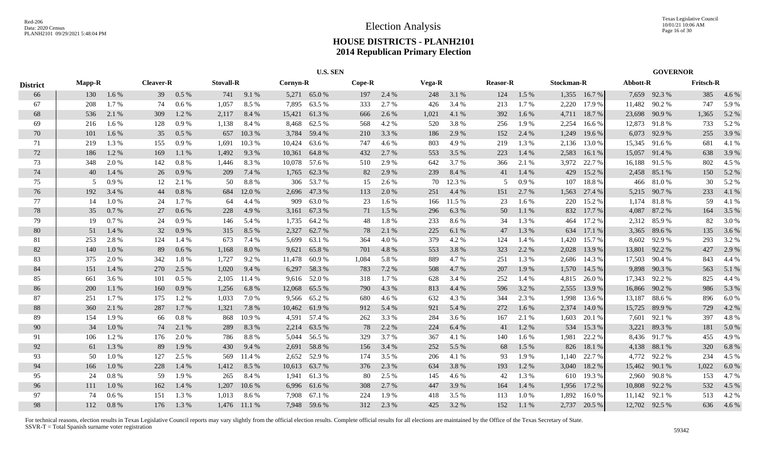# Election Analysis

## HOUSE DISTRICTS - PLANH2101
## 2014 Republican Primary Election

| District | U.S. SEN | | | | | | | | | | | | | | | | GOVERNOR | | | |
|---|---|---|---|---|---|---|---|---|---|---|---|---|---|---|---|---|---|---|---|---|
| | Mapp-R | | Cleaver-R | | Stovall-R | | Cornyn-R | | Cope-R | | Vega-R | | Reasor-R | | Stockman-R | | Abbott-R | | Fritsch-R | |
| 66 | 130 | 1.6 % | 39 | 0.5 % | 741 | 9.1 % | 5,271 | 65.0 % | 197 | 2.4 % | 248 | 3.1 % | 124 | 1.5 % | 1,355 | 16.7 % | 7,659 | 92.3 % | 385 | 4.6 % |
| 67 | 208 | 1.7 % | 74 | 0.6 % | 1,057 | 8.5 % | 7,895 | 63.5 % | 333 | 2.7 % | 426 | 3.4 % | 213 | 1.7 % | 2,220 | 17.9 % | 11,482 | 90.2 % | 747 | 5.9 % |
| 68 | 536 | 2.1 % | 309 | 1.2 % | 2,117 | 8.4 % | 15,421 | 61.3 % | 666 | 2.6 % | 1,021 | 4.1 % | 392 | 1.6 % | 4,711 | 18.7 % | 23,698 | 90.9 % | 1,365 | 5.2 % |
| 69 | 216 | 1.6 % | 128 | 0.9 % | 1,138 | 8.4 % | 8,468 | 62.5 % | 568 | 4.2 % | 520 | 3.8 % | 256 | 1.9 % | 2,254 | 16.6 % | 12,873 | 91.8 % | 733 | 5.2 % |
| 70 | 101 | 1.6 % | 35 | 0.5 % | 657 | 10.3 % | 3,784 | 59.4 % | 210 | 3.3 % | 186 | 2.9 % | 152 | 2.4 % | 1,249 | 19.6 % | 6,073 | 92.9 % | 255 | 3.9 % |
| 71 | 219 | 1.3 % | 155 | 0.9 % | 1,691 | 10.3 % | 10,424 | 63.6 % | 747 | 4.6 % | 803 | 4.9 % | 219 | 1.3 % | 2,136 | 13.0 % | 15,345 | 91.6 % | 681 | 4.1 % |
| 72 | 186 | 1.2 % | 169 | 1.1 % | 1,492 | 9.3 % | 10,361 | 64.8 % | 432 | 2.7 % | 553 | 3.5 % | 223 | 1.4 % | 2,583 | 16.1 % | 15,057 | 91.4 % | 638 | 3.9 % |
| 73 | 348 | 2.0 % | 142 | 0.8 % | 1,446 | 8.3 % | 10,078 | 57.6 % | 510 | 2.9 % | 642 | 3.7 % | 366 | 2.1 % | 3,972 | 22.7 % | 16,188 | 91.5 % | 802 | 4.5 % |
| 74 | 40 | 1.4 % | 26 | 0.9 % | 209 | 7.4 % | 1,765 | 62.3 % | 82 | 2.9 % | 239 | 8.4 % | 41 | 1.4 % | 429 | 15.2 % | 2,458 | 85.1 % | 150 | 5.2 % |
| 75 | 5 | 0.9 % | 12 | 2.1 % | 50 | 8.8 % | 306 | 53.7 % | 15 | 2.6 % | 70 | 12.3 % | 5 | 0.9 % | 107 | 18.8 % | 466 | 81.0 % | 30 | 5.2 % |
| 76 | 192 | 3.4 % | 44 | 0.8 % | 684 | 12.0 % | 2,696 | 47.3 % | 113 | 2.0 % | 251 | 4.4 % | 151 | 2.7 % | 1,563 | 27.4 % | 5,215 | 90.7 % | 233 | 4.1 % |
| 77 | 14 | 1.0 % | 24 | 1.7 % | 64 | 4.4 % | 909 | 63.0 % | 23 | 1.6 % | 166 | 11.5 % | 23 | 1.6 % | 220 | 15.2 % | 1,174 | 81.8 % | 59 | 4.1 % |
| 78 | 35 | 0.7 % | 27 | 0.6 % | 228 | 4.9 % | 3,161 | 67.3 % | 71 | 1.5 % | 296 | 6.3 % | 50 | 1.1 % | 832 | 17.7 % | 4,087 | 87.2 % | 164 | 3.5 % |
| 79 | 19 | 0.7 % | 24 | 0.9 % | 146 | 5.4 % | 1,735 | 64.2 % | 48 | 1.8 % | 233 | 8.6 % | 34 | 1.3 % | 464 | 17.2 % | 2,312 | 85.9 % | 82 | 3.0 % |
| 80 | 51 | 1.4 % | 32 | 0.9 % | 315 | 8.5 % | 2,327 | 62.7 % | 78 | 2.1 % | 225 | 6.1 % | 47 | 1.3 % | 634 | 17.1 % | 3,365 | 89.6 % | 135 | 3.6 % |
| 81 | 253 | 2.8 % | 124 | 1.4 % | 673 | 7.4 % | 5,699 | 63.1 % | 364 | 4.0 % | 379 | 4.2 % | 124 | 1.4 % | 1,420 | 15.7 % | 8,602 | 92.9 % | 293 | 3.2 % |
| 82 | 140 | 1.0 % | 89 | 0.6 % | 1,168 | 8.0 % | 9,621 | 65.8 % | 701 | 4.8 % | 553 | 3.8 % | 323 | 2.2 % | 2,028 | 13.9 % | 13,801 | 92.2 % | 427 | 2.9 % |
| 83 | 375 | 2.0 % | 342 | 1.8 % | 1,727 | 9.2 % | 11,478 | 60.9 % | 1,084 | 5.8 % | 889 | 4.7 % | 251 | 1.3 % | 2,686 | 14.3 % | 17,503 | 90.4 % | 843 | 4.4 % |
| 84 | 151 | 1.4 % | 270 | 2.5 % | 1,020 | 9.4 % | 6,297 | 58.3 % | 783 | 7.2 % | 508 | 4.7 % | 207 | 1.9 % | 1,570 | 14.5 % | 9,898 | 90.3 % | 563 | 5.1 % |
| 85 | 661 | 3.6 % | 101 | 0.5 % | 2,105 | 11.4 % | 9,616 | 52.0 % | 318 | 1.7 % | 628 | 3.4 % | 252 | 1.4 % | 4,815 | 26.0 % | 17,343 | 92.2 % | 825 | 4.4 % |
| 86 | 200 | 1.1 % | 160 | 0.9 % | 1,256 | 6.8 % | 12,068 | 65.5 % | 790 | 4.3 % | 813 | 4.4 % | 596 | 3.2 % | 2,555 | 13.9 % | 16,866 | 90.2 % | 986 | 5.3 % |
| 87 | 251 | 1.7 % | 175 | 1.2 % | 1,033 | 7.0 % | 9,566 | 65.2 % | 680 | 4.6 % | 632 | 4.3 % | 344 | 2.3 % | 1,998 | 13.6 % | 13,187 | 88.6 % | 896 | 6.0 % |
| 88 | 360 | 2.1 % | 287 | 1.7 % | 1,321 | 7.8 % | 10,462 | 61.9 % | 912 | 5.4 % | 921 | 5.4 % | 272 | 1.6 % | 2,374 | 14.0 % | 15,725 | 89.9 % | 729 | 4.2 % |
| 89 | 154 | 1.9 % | 66 | 0.8 % | 868 | 10.9 % | 4,591 | 57.4 % | 262 | 3.3 % | 284 | 3.6 % | 167 | 2.1 % | 1,603 | 20.1 % | 7,601 | 92.1 % | 397 | 4.8 % |
| 90 | 34 | 1.0 % | 74 | 2.1 % | 289 | 8.3 % | 2,214 | 63.5 % | 78 | 2.2 % | 224 | 6.4 % | 41 | 1.2 % | 534 | 15.3 % | 3,221 | 89.3 % | 181 | 5.0 % |
| 91 | 106 | 1.2 % | 176 | 2.0 % | 786 | 8.8 % | 5,044 | 56.5 % | 329 | 3.7 % | 367 | 4.1 % | 140 | 1.6 % | 1,981 | 22.2 % | 8,436 | 91.7 % | 455 | 4.9 % |
| 92 | 61 | 1.3 % | 89 | 1.9 % | 430 | 9.4 % | 2,691 | 58.8 % | 156 | 3.4 % | 252 | 5.5 % | 68 | 1.5 % | 826 | 18.1 % | 4,138 | 88.1 % | 320 | 6.8 % |
| 93 | 50 | 1.0 % | 127 | 2.5 % | 569 | 11.4 % | 2,652 | 52.9 % | 174 | 3.5 % | 206 | 4.1 % | 93 | 1.9 % | 1,140 | 22.7 % | 4,772 | 92.2 % | 234 | 4.5 % |
| 94 | 166 | 1.0 % | 228 | 1.4 % | 1,412 | 8.5 % | 10,613 | 63.7 % | 376 | 2.3 % | 634 | 3.8 % | 193 | 1.2 % | 3,040 | 18.2 % | 15,462 | 90.1 % | 1,022 | 6.0 % |
| 95 | 24 | 0.8 % | 59 | 1.9 % | 265 | 8.4 % | 1,941 | 61.3 % | 80 | 2.5 % | 145 | 4.6 % | 42 | 1.3 % | 610 | 19.3 % | 2,960 | 90.8 % | 153 | 4.7 % |
| 96 | 111 | 1.0 % | 162 | 1.4 % | 1,207 | 10.6 % | 6,996 | 61.6 % | 308 | 2.7 % | 447 | 3.9 % | 164 | 1.4 % | 1,956 | 17.2 % | 10,808 | 92.2 % | 532 | 4.5 % |
| 97 | 74 | 0.6 % | 151 | 1.3 % | 1,013 | 8.6 % | 7,908 | 67.1 % | 224 | 1.9 % | 418 | 3.5 % | 113 | 1.0 % | 1,892 | 16.0 % | 11,142 | 92.1 % | 513 | 4.2 % |
| 98 | 112 | 0.8 % | 176 | 1.3 % | 1,476 | 11.1 % | 7,948 | 59.6 % | 312 | 2.3 % | 425 | 3.2 % | 152 | 1.1 % | 2,737 | 20.5 % | 12,702 | 92.5 % | 636 | 4.6 % |

For technical reasons, election results in Texas Legislative Council reports may vary slightly from the official election results. Complete official results for all elections are maintained by the Office of the Texas Secretary of State.
SSVR-T = Total Spanish surname voter registration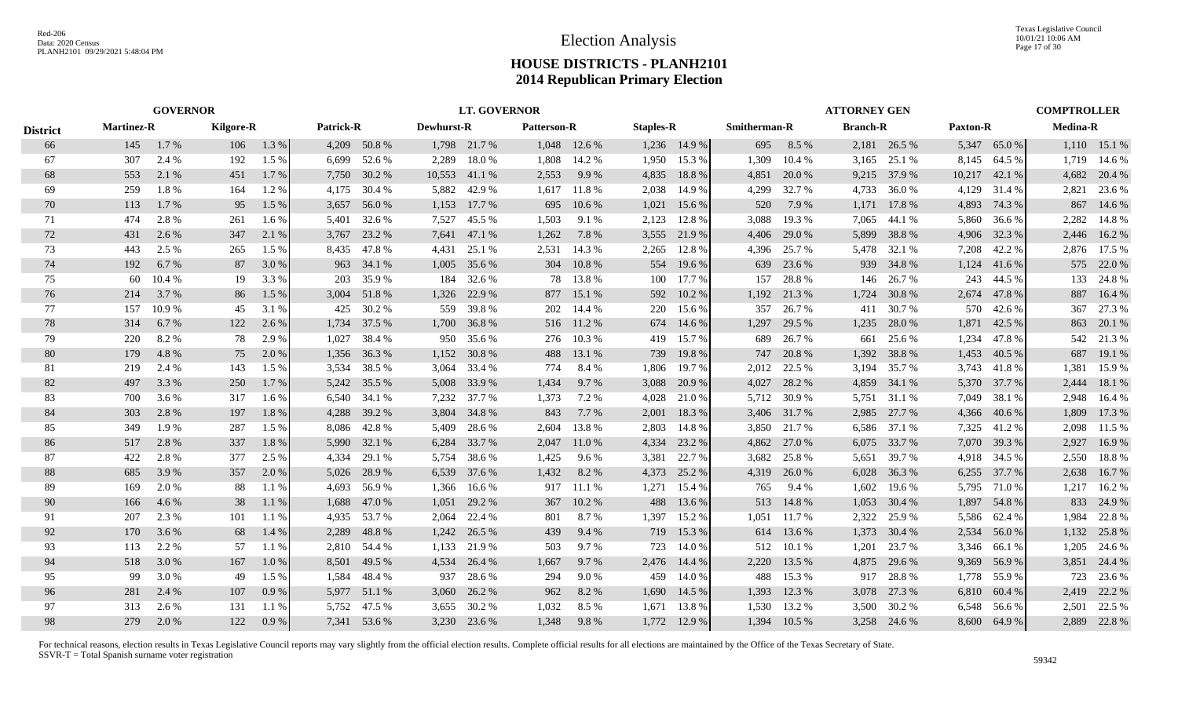# Election Analysis

## HOUSE DISTRICTS - PLANH2101
## 2014 Republican Primary Election

| | GOVERNOR | | | | LT. GOVERNOR | | | | | | | | | | ATTORNEY GEN | | | | | | COMPTROLLER | |
|---|---|---|---|---|---|---|---|---|---|---|---|---|---|---|---|---|---|---|---|---|---|---|
| District | Martinez-R | | Kilgore-R | | Patrick-R | | Dewhurst-R | | Patterson-R | | Staples-R | | Smitherman-R | | Branch-R | | Paxton-R | | Medina-R | |
| 66 | 145 | 1.7 % | 106 | 1.3 % | 4,209 | 50.8 % | 1,798 | 21.7 % | 1,048 | 12.6 % | 1,236 | 14.9 % | 695 | 8.5 % | 2,181 | 26.5 % | 5,347 | 65.0 % | 1,110 | 15.1 % |
| 67 | 307 | 2.4 % | 192 | 1.5 % | 6,699 | 52.6 % | 2,289 | 18.0 % | 1,808 | 14.2 % | 1,950 | 15.3 % | 1,309 | 10.4 % | 3,165 | 25.1 % | 8,145 | 64.5 % | 1,719 | 14.6 % |
| 68 | 553 | 2.1 % | 451 | 1.7 % | 7,750 | 30.2 % | 10,553 | 41.1 % | 2,553 | 9.9 % | 4,835 | 18.8 % | 4,851 | 20.0 % | 9,215 | 37.9 % | 10,217 | 42.1 % | 4,682 | 20.4 % |
| 69 | 259 | 1.8 % | 164 | 1.2 % | 4,175 | 30.4 % | 5,882 | 42.9 % | 1,617 | 11.8 % | 2,038 | 14.9 % | 4,299 | 32.7 % | 4,733 | 36.0 % | 4,129 | 31.4 % | 2,821 | 23.6 % |
| 70 | 113 | 1.7 % | 95 | 1.5 % | 3,657 | 56.0 % | 1,153 | 17.7 % | 695 | 10.6 % | 1,021 | 15.6 % | 520 | 7.9 % | 1,171 | 17.8 % | 4,893 | 74.3 % | 867 | 14.6 % |
| 71 | 474 | 2.8 % | 261 | 1.6 % | 5,401 | 32.6 % | 7,527 | 45.5 % | 1,503 | 9.1 % | 2,123 | 12.8 % | 3,088 | 19.3 % | 7,065 | 44.1 % | 5,860 | 36.6 % | 2,282 | 14.8 % |
| 72 | 431 | 2.6 % | 347 | 2.1 % | 3,767 | 23.2 % | 7,641 | 47.1 % | 1,262 | 7.8 % | 3,555 | 21.9 % | 4,406 | 29.0 % | 5,899 | 38.8 % | 4,906 | 32.3 % | 2,446 | 16.2 % |
| 73 | 443 | 2.5 % | 265 | 1.5 % | 8,435 | 47.8 % | 4,431 | 25.1 % | 2,531 | 14.3 % | 2,265 | 12.8 % | 4,396 | 25.7 % | 5,478 | 32.1 % | 7,208 | 42.2 % | 2,876 | 17.5 % |
| 74 | 192 | 6.7 % | 87 | 3.0 % | 963 | 34.1 % | 1,005 | 35.6 % | 304 | 10.8 % | 554 | 19.6 % | 639 | 23.6 % | 939 | 34.8 % | 1,124 | 41.6 % | 575 | 22.0 % |
| 75 | 60 | 10.4 % | 19 | 3.3 % | 203 | 35.9 % | 184 | 32.6 % | 78 | 13.8 % | 100 | 17.7 % | 157 | 28.8 % | 146 | 26.7 % | 243 | 44.5 % | 133 | 24.8 % |
| 76 | 214 | 3.7 % | 86 | 1.5 % | 3,004 | 51.8 % | 1,326 | 22.9 % | 877 | 15.1 % | 592 | 10.2 % | 1,192 | 21.3 % | 1,724 | 30.8 % | 2,674 | 47.8 % | 887 | 16.4 % |
| 77 | 157 | 10.9 % | 45 | 3.1 % | 425 | 30.2 % | 559 | 39.8 % | 202 | 14.4 % | 220 | 15.6 % | 357 | 26.7 % | 411 | 30.7 % | 570 | 42.6 % | 367 | 27.3 % |
| 78 | 314 | 6.7 % | 122 | 2.6 % | 1,734 | 37.5 % | 1,700 | 36.8 % | 516 | 11.2 % | 674 | 14.6 % | 1,297 | 29.5 % | 1,235 | 28.0 % | 1,871 | 42.5 % | 863 | 20.1 % |
| 79 | 220 | 8.2 % | 78 | 2.9 % | 1,027 | 38.4 % | 950 | 35.6 % | 276 | 10.3 % | 419 | 15.7 % | 689 | 26.7 % | 661 | 25.6 % | 1,234 | 47.8 % | 542 | 21.3 % |
| 80 | 179 | 4.8 % | 75 | 2.0 % | 1,356 | 36.3 % | 1,152 | 30.8 % | 488 | 13.1 % | 739 | 19.8 % | 747 | 20.8 % | 1,392 | 38.8 % | 1,453 | 40.5 % | 687 | 19.1 % |
| 81 | 219 | 2.4 % | 143 | 1.5 % | 3,534 | 38.5 % | 3,064 | 33.4 % | 774 | 8.4 % | 1,806 | 19.7 % | 2,012 | 22.5 % | 3,194 | 35.7 % | 3,743 | 41.8 % | 1,381 | 15.9 % |
| 82 | 497 | 3.3 % | 250 | 1.7 % | 5,242 | 35.5 % | 5,008 | 33.9 % | 1,434 | 9.7 % | 3,088 | 20.9 % | 4,027 | 28.2 % | 4,859 | 34.1 % | 5,370 | 37.7 % | 2,444 | 18.1 % |
| 83 | 700 | 3.6 % | 317 | 1.6 % | 6,540 | 34.1 % | 7,232 | 37.7 % | 1,373 | 7.2 % | 4,028 | 21.0 % | 5,712 | 30.9 % | 5,751 | 31.1 % | 7,049 | 38.1 % | 2,948 | 16.4 % |
| 84 | 303 | 2.8 % | 197 | 1.8 % | 4,288 | 39.2 % | 3,804 | 34.8 % | 843 | 7.7 % | 2,001 | 18.3 % | 3,406 | 31.7 % | 2,985 | 27.7 % | 4,366 | 40.6 % | 1,809 | 17.3 % |
| 85 | 349 | 1.9 % | 287 | 1.5 % | 8,086 | 42.8 % | 5,409 | 28.6 % | 2,604 | 13.8 % | 2,803 | 14.8 % | 3,850 | 21.7 % | 6,586 | 37.1 % | 7,325 | 41.2 % | 2,098 | 11.5 % |
| 86 | 517 | 2.8 % | 337 | 1.8 % | 5,990 | 32.1 % | 6,284 | 33.7 % | 2,047 | 11.0 % | 4,334 | 23.2 % | 4,862 | 27.0 % | 6,075 | 33.7 % | 7,070 | 39.3 % | 2,927 | 16.9 % |
| 87 | 422 | 2.8 % | 377 | 2.5 % | 4,334 | 29.1 % | 5,754 | 38.6 % | 1,425 | 9.6 % | 3,381 | 22.7 % | 3,682 | 25.8 % | 5,651 | 39.7 % | 4,918 | 34.5 % | 2,550 | 18.8 % |
| 88 | 685 | 3.9 % | 357 | 2.0 % | 5,026 | 28.9 % | 6,539 | 37.6 % | 1,432 | 8.2 % | 4,373 | 25.2 % | 4,319 | 26.0 % | 6,028 | 36.3 % | 6,255 | 37.7 % | 2,638 | 16.7 % |
| 89 | 169 | 2.0 % | 88 | 1.1 % | 4,693 | 56.9 % | 1,366 | 16.6 % | 917 | 11.1 % | 1,271 | 15.4 % | 765 | 9.4 % | 1,602 | 19.6 % | 5,795 | 71.0 % | 1,217 | 16.2 % |
| 90 | 166 | 4.6 % | 38 | 1.1 % | 1,688 | 47.0 % | 1,051 | 29.2 % | 367 | 10.2 % | 488 | 13.6 % | 513 | 14.8 % | 1,053 | 30.4 % | 1,897 | 54.8 % | 833 | 24.9 % |
| 91 | 207 | 2.3 % | 101 | 1.1 % | 4,935 | 53.7 % | 2,064 | 22.4 % | 801 | 8.7 % | 1,397 | 15.2 % | 1,051 | 11.7 % | 2,322 | 25.9 % | 5,586 | 62.4 % | 1,984 | 22.8 % |
| 92 | 170 | 3.6 % | 68 | 1.4 % | 2,289 | 48.8 % | 1,242 | 26.5 % | 439 | 9.4 % | 719 | 15.3 % | 614 | 13.6 % | 1,373 | 30.4 % | 2,534 | 56.0 % | 1,132 | 25.8 % |
| 93 | 113 | 2.2 % | 57 | 1.1 % | 2,810 | 54.4 % | 1,133 | 21.9 % | 503 | 9.7 % | 723 | 14.0 % | 512 | 10.1 % | 1,201 | 23.7 % | 3,346 | 66.1 % | 1,205 | 24.6 % |
| 94 | 518 | 3.0 % | 167 | 1.0 % | 8,501 | 49.5 % | 4,534 | 26.4 % | 1,667 | 9.7 % | 2,476 | 14.4 % | 2,220 | 13.5 % | 4,875 | 29.6 % | 9,369 | 56.9 % | 3,851 | 24.4 % |
| 95 | 99 | 3.0 % | 49 | 1.5 % | 1,584 | 48.4 % | 937 | 28.6 % | 294 | 9.0 % | 459 | 14.0 % | 488 | 15.3 % | 917 | 28.8 % | 1,778 | 55.9 % | 723 | 23.6 % |
| 96 | 281 | 2.4 % | 107 | 0.9 % | 5,977 | 51.1 % | 3,060 | 26.2 % | 962 | 8.2 % | 1,690 | 14.5 % | 1,393 | 12.3 % | 3,078 | 27.3 % | 6,810 | 60.4 % | 2,419 | 22.2 % |
| 97 | 313 | 2.6 % | 131 | 1.1 % | 5,752 | 47.5 % | 3,655 | 30.2 % | 1,032 | 8.5 % | 1,671 | 13.8 % | 1,530 | 13.2 % | 3,500 | 30.2 % | 6,548 | 56.6 % | 2,501 | 22.5 % |
| 98 | 279 | 2.0 % | 122 | 0.9 % | 7,341 | 53.6 % | 3,230 | 23.6 % | 1,348 | 9.8 % | 1,772 | 12.9 % | 1,394 | 10.5 % | 3,258 | 24.6 % | 8,600 | 64.9 % | 2,889 | 22.8 % |

For technical reasons, election results in Texas Legislative Council reports may vary slightly from the official election results. Complete official results for all elections are maintained by the Office of the Texas Secretary of State.
SSVR-T = Total Spanish surname voter registration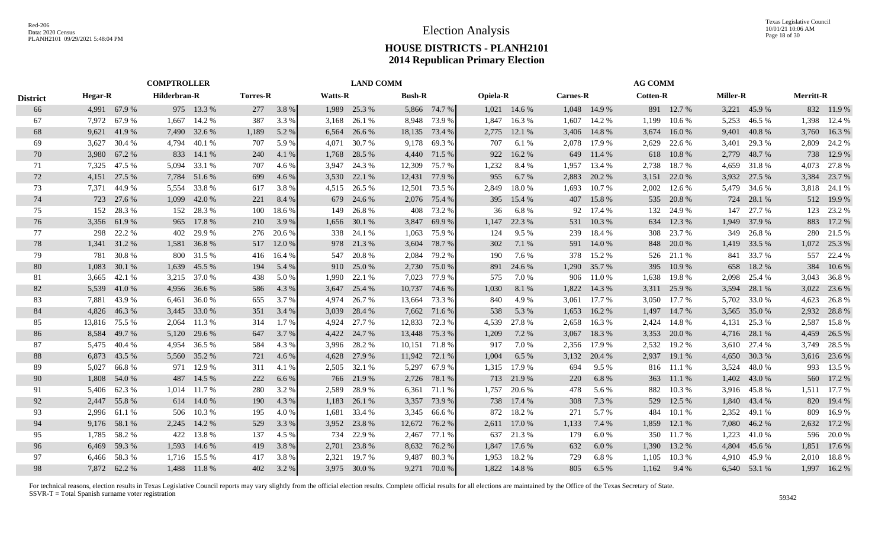# Election Analysis

## HOUSE DISTRICTS - PLANH2101
## 2014 Republican Primary Election

| | COMPTROLLER | | | | | | LAND COMM | | | | AG COMM | | | | | | | | | |
|---|---|---|---|---|---|---|---|---|---|---|---|---|---|---|---|---|---|---|---|---|
| District | Hegar-R | | Hilderbran-R | | Torres-R | | Watts-R | | Bush-R | | Opiela-R | | Carnes-R | | Cotten-R | | Miller-R | | Merritt-R | |
| 66 | 4,991 | 67.9 % | 975 | 13.3 % | 277 | 3.8 % | 1,989 | 25.3 % | 5,866 | 74.7 % | 1,021 | 14.6 % | 1,048 | 14.9 % | 891 | 12.7 % | 3,221 | 45.9 % | 832 | 11.9 % |
| 67 | 7,972 | 67.9 % | 1,667 | 14.2 % | 387 | 3.3 % | 3,168 | 26.1 % | 8,948 | 73.9 % | 1,847 | 16.3 % | 1,607 | 14.2 % | 1,199 | 10.6 % | 5,253 | 46.5 % | 1,398 | 12.4 % |
| 68 | 9,621 | 41.9 % | 7,490 | 32.6 % | 1,189 | 5.2 % | 6,564 | 26.6 % | 18,135 | 73.4 % | 2,775 | 12.1 % | 3,406 | 14.8 % | 3,674 | 16.0 % | 9,401 | 40.8 % | 3,760 | 16.3 % |
| 69 | 3,627 | 30.4 % | 4,794 | 40.1 % | 707 | 5.9 % | 4,071 | 30.7 % | 9,178 | 69.3 % | 707 | 6.1 % | 2,078 | 17.9 % | 2,629 | 22.6 % | 3,401 | 29.3 % | 2,809 | 24.2 % |
| 70 | 3,980 | 67.2 % | 833 | 14.1 % | 240 | 4.1 % | 1,768 | 28.5 % | 4,440 | 71.5 % | 922 | 16.2 % | 649 | 11.4 % | 618 | 10.8 % | 2,779 | 48.7 % | 738 | 12.9 % |
| 71 | 7,325 | 47.5 % | 5,094 | 33.1 % | 707 | 4.6 % | 3,947 | 24.3 % | 12,309 | 75.7 % | 1,232 | 8.4 % | 1,957 | 13.4 % | 2,738 | 18.7 % | 4,659 | 31.8 % | 4,073 | 27.8 % |
| 72 | 4,151 | 27.5 % | 7,784 | 51.6 % | 699 | 4.6 % | 3,530 | 22.1 % | 12,431 | 77.9 % | 955 | 6.7 % | 2,883 | 20.2 % | 3,151 | 22.0 % | 3,932 | 27.5 % | 3,384 | 23.7 % |
| 73 | 7,371 | 44.9 % | 5,554 | 33.8 % | 617 | 3.8 % | 4,515 | 26.5 % | 12,501 | 73.5 % | 2,849 | 18.0 % | 1,693 | 10.7 % | 2,002 | 12.6 % | 5,479 | 34.6 % | 3,818 | 24.1 % |
| 74 | 723 | 27.6 % | 1,099 | 42.0 % | 221 | 8.4 % | 679 | 24.6 % | 2,076 | 75.4 % | 395 | 15.4 % | 407 | 15.8 % | 535 | 20.8 % | 724 | 28.1 % | 512 | 19.9 % |
| 75 | 152 | 28.3 % | 152 | 28.3 % | 100 | 18.6 % | 149 | 26.8 % | 408 | 73.2 % | 36 | 6.8 % | 92 | 17.4 % | 132 | 24.9 % | 147 | 27.7 % | 123 | 23.2 % |
| 76 | 3,356 | 61.9 % | 965 | 17.8 % | 210 | 3.9 % | 1,656 | 30.1 % | 3,847 | 69.9 % | 1,147 | 22.3 % | 531 | 10.3 % | 634 | 12.3 % | 1,949 | 37.9 % | 883 | 17.2 % |
| 77 | 298 | 22.2 % | 402 | 29.9 % | 276 | 20.6 % | 338 | 24.1 % | 1,063 | 75.9 % | 124 | 9.5 % | 239 | 18.4 % | 308 | 23.7 % | 349 | 26.8 % | 280 | 21.5 % |
| 78 | 1,341 | 31.2 % | 1,581 | 36.8 % | 517 | 12.0 % | 978 | 21.3 % | 3,604 | 78.7 % | 302 | 7.1 % | 591 | 14.0 % | 848 | 20.0 % | 1,419 | 33.5 % | 1,072 | 25.3 % |
| 79 | 781 | 30.8 % | 800 | 31.5 % | 416 | 16.4 % | 547 | 20.8 % | 2,084 | 79.2 % | 190 | 7.6 % | 378 | 15.2 % | 526 | 21.1 % | 841 | 33.7 % | 557 | 22.4 % |
| 80 | 1,083 | 30.1 % | 1,639 | 45.5 % | 194 | 5.4 % | 910 | 25.0 % | 2,730 | 75.0 % | 891 | 24.6 % | 1,290 | 35.7 % | 395 | 10.9 % | 658 | 18.2 % | 384 | 10.6 % |
| 81 | 3,665 | 42.1 % | 3,215 | 37.0 % | 438 | 5.0 % | 1,990 | 22.1 % | 7,023 | 77.9 % | 575 | 7.0 % | 906 | 11.0 % | 1,638 | 19.8 % | 2,098 | 25.4 % | 3,043 | 36.8 % |
| 82 | 5,539 | 41.0 % | 4,956 | 36.6 % | 586 | 4.3 % | 3,647 | 25.4 % | 10,737 | 74.6 % | 1,030 | 8.1 % | 1,822 | 14.3 % | 3,311 | 25.9 % | 3,594 | 28.1 % | 3,022 | 23.6 % |
| 83 | 7,881 | 43.9 % | 6,461 | 36.0 % | 655 | 3.7 % | 4,974 | 26.7 % | 13,664 | 73.3 % | 840 | 4.9 % | 3,061 | 17.7 % | 3,050 | 17.7 % | 5,702 | 33.0 % | 4,623 | 26.8 % |
| 84 | 4,826 | 46.3 % | 3,445 | 33.0 % | 351 | 3.4 % | 3,039 | 28.4 % | 7,662 | 71.6 % | 538 | 5.3 % | 1,653 | 16.2 % | 1,497 | 14.7 % | 3,565 | 35.0 % | 2,932 | 28.8 % |
| 85 | 13,816 | 75.5 % | 2,064 | 11.3 % | 314 | 1.7 % | 4,924 | 27.7 % | 12,833 | 72.3 % | 4,539 | 27.8 % | 2,658 | 16.3 % | 2,424 | 14.8 % | 4,131 | 25.3 % | 2,587 | 15.8 % |
| 86 | 8,584 | 49.7 % | 5,120 | 29.6 % | 647 | 3.7 % | 4,422 | 24.7 % | 13,448 | 75.3 % | 1,209 | 7.2 % | 3,067 | 18.3 % | 3,353 | 20.0 % | 4,716 | 28.1 % | 4,459 | 26.5 % |
| 87 | 5,475 | 40.4 % | 4,954 | 36.5 % | 584 | 4.3 % | 3,996 | 28.2 % | 10,151 | 71.8 % | 917 | 7.0 % | 2,356 | 17.9 % | 2,532 | 19.2 % | 3,610 | 27.4 % | 3,749 | 28.5 % |
| 88 | 6,873 | 43.5 % | 5,560 | 35.2 % | 721 | 4.6 % | 4,628 | 27.9 % | 11,942 | 72.1 % | 1,004 | 6.5 % | 3,132 | 20.4 % | 2,937 | 19.1 % | 4,650 | 30.3 % | 3,616 | 23.6 % |
| 89 | 5,027 | 66.8 % | 971 | 12.9 % | 311 | 4.1 % | 2,505 | 32.1 % | 5,297 | 67.9 % | 1,315 | 17.9 % | 694 | 9.5 % | 816 | 11.1 % | 3,524 | 48.0 % | 993 | 13.5 % |
| 90 | 1,808 | 54.0 % | 487 | 14.5 % | 222 | 6.6 % | 766 | 21.9 % | 2,726 | 78.1 % | 713 | 21.9 % | 220 | 6.8 % | 363 | 11.1 % | 1,402 | 43.0 % | 560 | 17.2 % |
| 91 | 5,406 | 62.3 % | 1,014 | 11.7 % | 280 | 3.2 % | 2,589 | 28.9 % | 6,361 | 71.1 % | 1,757 | 20.6 % | 478 | 5.6 % | 882 | 10.3 % | 3,916 | 45.8 % | 1,511 | 17.7 % |
| 92 | 2,447 | 55.8 % | 614 | 14.0 % | 190 | 4.3 % | 1,183 | 26.1 % | 3,357 | 73.9 % | 738 | 17.4 % | 308 | 7.3 % | 529 | 12.5 % | 1,840 | 43.4 % | 820 | 19.4 % |
| 93 | 2,996 | 61.1 % | 506 | 10.3 % | 195 | 4.0 % | 1,681 | 33.4 % | 3,345 | 66.6 % | 872 | 18.2 % | 271 | 5.7 % | 484 | 10.1 % | 2,352 | 49.1 % | 809 | 16.9 % |
| 94 | 9,176 | 58.1 % | 2,245 | 14.2 % | 529 | 3.3 % | 3,952 | 23.8 % | 12,672 | 76.2 % | 2,611 | 17.0 % | 1,133 | 7.4 % | 1,859 | 12.1 % | 7,080 | 46.2 % | 2,632 | 17.2 % |
| 95 | 1,785 | 58.2 % | 422 | 13.8 % | 137 | 4.5 % | 734 | 22.9 % | 2,467 | 77.1 % | 637 | 21.3 % | 179 | 6.0 % | 350 | 11.7 % | 1,223 | 41.0 % | 596 | 20.0 % |
| 96 | 6,469 | 59.3 % | 1,593 | 14.6 % | 419 | 3.8 % | 2,701 | 23.8 % | 8,632 | 76.2 % | 1,847 | 17.6 % | 632 | 6.0 % | 1,390 | 13.2 % | 4,804 | 45.6 % | 1,851 | 17.6 % |
| 97 | 6,466 | 58.3 % | 1,716 | 15.5 % | 417 | 3.8 % | 2,321 | 19.7 % | 9,487 | 80.3 % | 1,953 | 18.2 % | 729 | 6.8 % | 1,105 | 10.3 % | 4,910 | 45.9 % | 2,010 | 18.8 % |
| 98 | 7,872 | 62.2 % | 1,488 | 11.8 % | 402 | 3.2 % | 3,975 | 30.0 % | 9,271 | 70.0 % | 1,822 | 14.8 % | 805 | 6.5 % | 1,162 | 9.4 % | 6,540 | 53.1 % | 1,997 | 16.2 % |

For technical reasons, election results in Texas Legislative Council reports may vary slightly from the official election results. Complete official results for all elections are maintained by the Office of the Texas Secretary of State.
SSVR-T = Total Spanish surname voter registration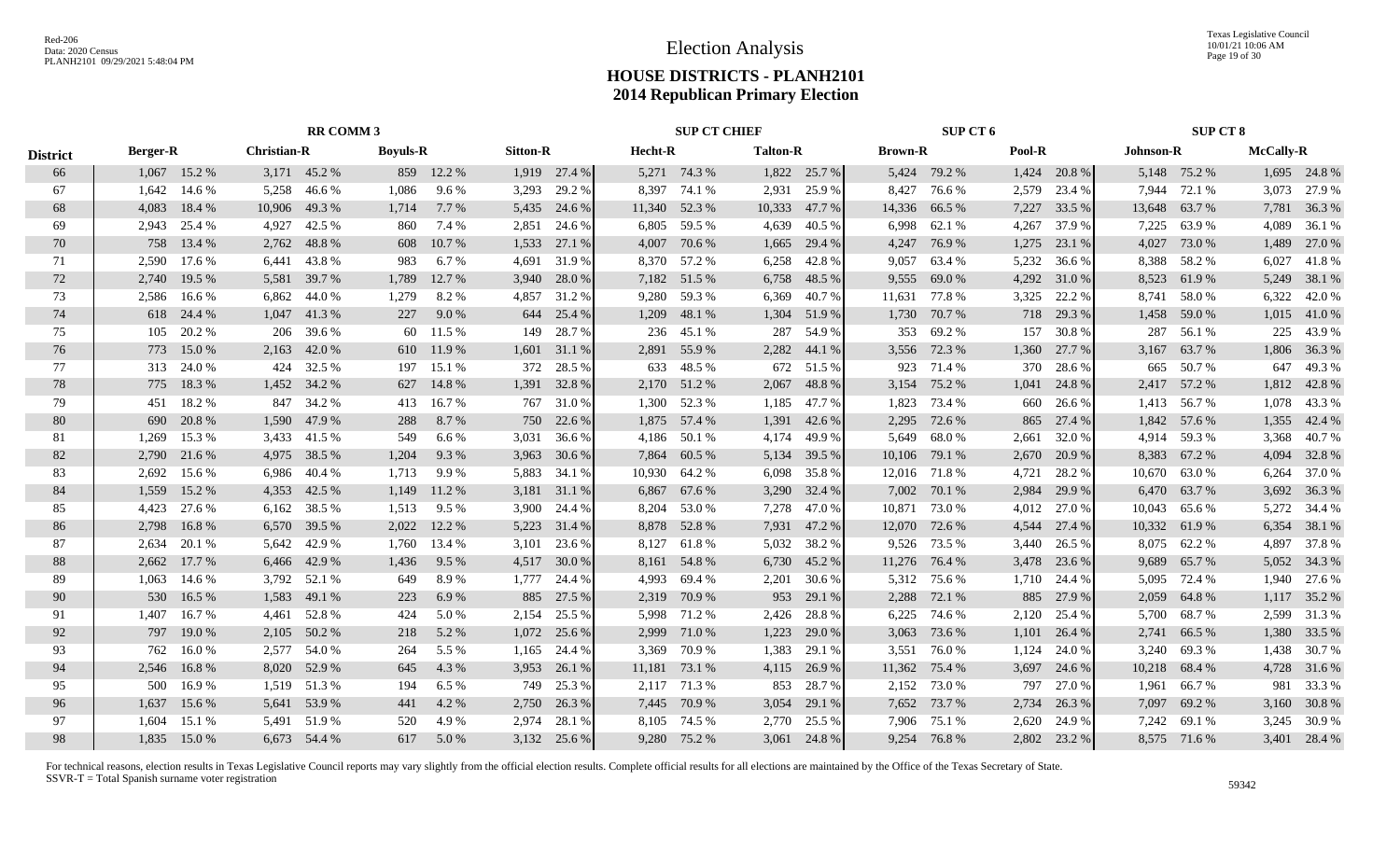# Election Analysis

## HOUSE DISTRICTS - PLANH2101
## 2014 Republican Primary Election

| District | RR COMM 3 | | | | | | | | SUP CT CHIEF | | | | SUP CT 6 | | | | SUP CT 8 | | | |
|---|---|---|---|---|---|---|---|---|---|---|---|---|---|---|---|---|---|---|---|---|
| | Berger-R | | Christian-R | | Boyuls-R | | Sitton-R | | Hecht-R | | Talton-R | | Brown-R | | Pool-R | | Johnson-R | | McCally-R | |
| 66 | 1,067 | 15.2 % | 3,171 | 45.2 % | 859 | 12.2 % | 1,919 | 27.4 % | 5,271 | 74.3 % | 1,822 | 25.7 % | 5,424 | 79.2 % | 1,424 | 20.8 % | 5,148 | 75.2 % | 1,695 | 24.8 % |
| 67 | 1,642 | 14.6 % | 5,258 | 46.6 % | 1,086 | 9.6 % | 3,293 | 29.2 % | 8,397 | 74.1 % | 2,931 | 25.9 % | 8,427 | 76.6 % | 2,579 | 23.4 % | 7,944 | 72.1 % | 3,073 | 27.9 % |
| 68 | 4,083 | 18.4 % | 10,906 | 49.3 % | 1,714 | 7.7 % | 5,435 | 24.6 % | 11,340 | 52.3 % | 10,333 | 47.7 % | 14,336 | 66.5 % | 7,227 | 33.5 % | 13,648 | 63.7 % | 7,781 | 36.3 % |
| 69 | 2,943 | 25.4 % | 4,927 | 42.5 % | 860 | 7.4 % | 2,851 | 24.6 % | 6,805 | 59.5 % | 4,639 | 40.5 % | 6,998 | 62.1 % | 4,267 | 37.9 % | 7,225 | 63.9 % | 4,089 | 36.1 % |
| 70 | 758 | 13.4 % | 2,762 | 48.8 % | 608 | 10.7 % | 1,533 | 27.1 % | 4,007 | 70.6 % | 1,665 | 29.4 % | 4,247 | 76.9 % | 1,275 | 23.1 % | 4,027 | 73.0 % | 1,489 | 27.0 % |
| 71 | 2,590 | 17.6 % | 6,441 | 43.8 % | 983 | 6.7 % | 4,691 | 31.9 % | 8,370 | 57.2 % | 6,258 | 42.8 % | 9,057 | 63.4 % | 5,232 | 36.6 % | 8,388 | 58.2 % | 6,027 | 41.8 % |
| 72 | 2,740 | 19.5 % | 5,581 | 39.7 % | 1,789 | 12.7 % | 3,940 | 28.0 % | 7,182 | 51.5 % | 6,758 | 48.5 % | 9,555 | 69.0 % | 4,292 | 31.0 % | 8,523 | 61.9 % | 5,249 | 38.1 % |
| 73 | 2,586 | 16.6 % | 6,862 | 44.0 % | 1,279 | 8.2 % | 4,857 | 31.2 % | 9,280 | 59.3 % | 6,369 | 40.7 % | 11,631 | 77.8 % | 3,325 | 22.2 % | 8,741 | 58.0 % | 6,322 | 42.0 % |
| 74 | 618 | 24.4 % | 1,047 | 41.3 % | 227 | 9.0 % | 644 | 25.4 % | 1,209 | 48.1 % | 1,304 | 51.9 % | 1,730 | 70.7 % | 718 | 29.3 % | 1,458 | 59.0 % | 1,015 | 41.0 % |
| 75 | 105 | 20.2 % | 206 | 39.6 % | 60 | 11.5 % | 149 | 28.7 % | 236 | 45.1 % | 287 | 54.9 % | 353 | 69.2 % | 157 | 30.8 % | 287 | 56.1 % | 225 | 43.9 % |
| 76 | 773 | 15.0 % | 2,163 | 42.0 % | 610 | 11.9 % | 1,601 | 31.1 % | 2,891 | 55.9 % | 2,282 | 44.1 % | 3,556 | 72.3 % | 1,360 | 27.7 % | 3,167 | 63.7 % | 1,806 | 36.3 % |
| 77 | 313 | 24.0 % | 424 | 32.5 % | 197 | 15.1 % | 372 | 28.5 % | 633 | 48.5 % | 672 | 51.5 % | 923 | 71.4 % | 370 | 28.6 % | 665 | 50.7 % | 647 | 49.3 % |
| 78 | 775 | 18.3 % | 1,452 | 34.2 % | 627 | 14.8 % | 1,391 | 32.8 % | 2,170 | 51.2 % | 2,067 | 48.8 % | 3,154 | 75.2 % | 1,041 | 24.8 % | 2,417 | 57.2 % | 1,812 | 42.8 % |
| 79 | 451 | 18.2 % | 847 | 34.2 % | 413 | 16.7 % | 767 | 31.0 % | 1,300 | 52.3 % | 1,185 | 47.7 % | 1,823 | 73.4 % | 660 | 26.6 % | 1,413 | 56.7 % | 1,078 | 43.3 % |
| 80 | 690 | 20.8 % | 1,590 | 47.9 % | 288 | 8.7 % | 750 | 22.6 % | 1,875 | 57.4 % | 1,391 | 42.6 % | 2,295 | 72.6 % | 865 | 27.4 % | 1,842 | 57.6 % | 1,355 | 42.4 % |
| 81 | 1,269 | 15.3 % | 3,433 | 41.5 % | 549 | 6.6 % | 3,031 | 36.6 % | 4,186 | 50.1 % | 4,174 | 49.9 % | 5,649 | 68.0 % | 2,661 | 32.0 % | 4,914 | 59.3 % | 3,368 | 40.7 % |
| 82 | 2,790 | 21.6 % | 4,975 | 38.5 % | 1,204 | 9.3 % | 3,963 | 30.6 % | 7,864 | 60.5 % | 5,134 | 39.5 % | 10,106 | 79.1 % | 2,670 | 20.9 % | 8,383 | 67.2 % | 4,094 | 32.8 % |
| 83 | 2,692 | 15.6 % | 6,986 | 40.4 % | 1,713 | 9.9 % | 5,883 | 34.1 % | 10,930 | 64.2 % | 6,098 | 35.8 % | 12,016 | 71.8 % | 4,721 | 28.2 % | 10,670 | 63.0 % | 6,264 | 37.0 % |
| 84 | 1,559 | 15.2 % | 4,353 | 42.5 % | 1,149 | 11.2 % | 3,181 | 31.1 % | 6,867 | 67.6 % | 3,290 | 32.4 % | 7,002 | 70.1 % | 2,984 | 29.9 % | 6,470 | 63.7 % | 3,692 | 36.3 % |
| 85 | 4,423 | 27.6 % | 6,162 | 38.5 % | 1,513 | 9.5 % | 3,900 | 24.4 % | 8,204 | 53.0 % | 7,278 | 47.0 % | 10,871 | 73.0 % | 4,012 | 27.0 % | 10,043 | 65.6 % | 5,272 | 34.4 % |
| 86 | 2,798 | 16.8 % | 6,570 | 39.5 % | 2,022 | 12.2 % | 5,223 | 31.4 % | 8,878 | 52.8 % | 7,931 | 47.2 % | 12,070 | 72.6 % | 4,544 | 27.4 % | 10,332 | 61.9 % | 6,354 | 38.1 % |
| 87 | 2,634 | 20.1 % | 5,642 | 42.9 % | 1,760 | 13.4 % | 3,101 | 23.6 % | 8,127 | 61.8 % | 5,032 | 38.2 % | 9,526 | 73.5 % | 3,440 | 26.5 % | 8,075 | 62.2 % | 4,897 | 37.8 % |
| 88 | 2,662 | 17.7 % | 6,466 | 42.9 % | 1,436 | 9.5 % | 4,517 | 30.0 % | 8,161 | 54.8 % | 6,730 | 45.2 % | 11,276 | 76.4 % | 3,478 | 23.6 % | 9,689 | 65.7 % | 5,052 | 34.3 % |
| 89 | 1,063 | 14.6 % | 3,792 | 52.1 % | 649 | 8.9 % | 1,777 | 24.4 % | 4,993 | 69.4 % | 2,201 | 30.6 % | 5,312 | 75.6 % | 1,710 | 24.4 % | 5,095 | 72.4 % | 1,940 | 27.6 % |
| 90 | 530 | 16.5 % | 1,583 | 49.1 % | 223 | 6.9 % | 885 | 27.5 % | 2,319 | 70.9 % | 953 | 29.1 % | 2,288 | 72.1 % | 885 | 27.9 % | 2,059 | 64.8 % | 1,117 | 35.2 % |
| 91 | 1,407 | 16.7 % | 4,461 | 52.8 % | 424 | 5.0 % | 2,154 | 25.5 % | 5,998 | 71.2 % | 2,426 | 28.8 % | 6,225 | 74.6 % | 2,120 | 25.4 % | 5,700 | 68.7 % | 2,599 | 31.3 % |
| 92 | 797 | 19.0 % | 2,105 | 50.2 % | 218 | 5.2 % | 1,072 | 25.6 % | 2,999 | 71.0 % | 1,223 | 29.0 % | 3,063 | 73.6 % | 1,101 | 26.4 % | 2,741 | 66.5 % | 1,380 | 33.5 % |
| 93 | 762 | 16.0 % | 2,577 | 54.0 % | 264 | 5.5 % | 1,165 | 24.4 % | 3,369 | 70.9 % | 1,383 | 29.1 % | 3,551 | 76.0 % | 1,124 | 24.0 % | 3,240 | 69.3 % | 1,438 | 30.7 % |
| 94 | 2,546 | 16.8 % | 8,020 | 52.9 % | 645 | 4.3 % | 3,953 | 26.1 % | 11,181 | 73.1 % | 4,115 | 26.9 % | 11,362 | 75.4 % | 3,697 | 24.6 % | 10,218 | 68.4 % | 4,728 | 31.6 % |
| 95 | 500 | 16.9 % | 1,519 | 51.3 % | 194 | 6.5 % | 749 | 25.3 % | 2,117 | 71.3 % | 853 | 28.7 % | 2,152 | 73.0 % | 797 | 27.0 % | 1,961 | 66.7 % | 981 | 33.3 % |
| 96 | 1,637 | 15.6 % | 5,641 | 53.9 % | 441 | 4.2 % | 2,750 | 26.3 % | 7,445 | 70.9 % | 3,054 | 29.1 % | 7,652 | 73.7 % | 2,734 | 26.3 % | 7,097 | 69.2 % | 3,160 | 30.8 % |
| 97 | 1,604 | 15.1 % | 5,491 | 51.9 % | 520 | 4.9 % | 2,974 | 28.1 % | 8,105 | 74.5 % | 2,770 | 25.5 % | 7,906 | 75.1 % | 2,620 | 24.9 % | 7,242 | 69.1 % | 3,245 | 30.9 % |
| 98 | 1,835 | 15.0 % | 6,673 | 54.4 % | 617 | 5.0 % | 3,132 | 25.6 % | 9,280 | 75.2 % | 3,061 | 24.8 % | 9,254 | 76.8 % | 2,802 | 23.2 % | 8,575 | 71.6 % | 3,401 | 28.4 % |

For technical reasons, election results in Texas Legislative Council reports may vary slightly from the official election results. Complete official results for all elections are maintained by the Office of the Texas Secretary of State.
SSVR-T = Total Spanish surname voter registration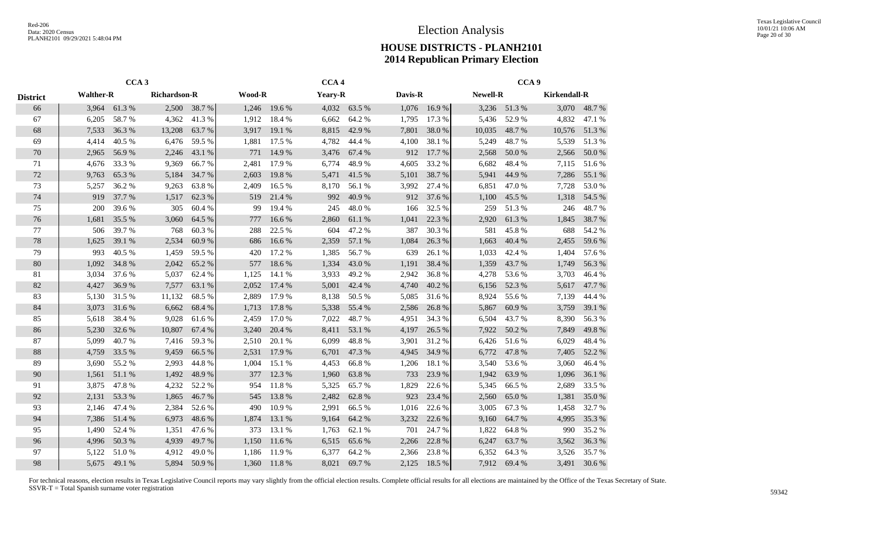# Election Analysis

## HOUSE DISTRICTS - PLANH2101
## 2014 Republican Primary Election

| | CCA 3 | | | | CCA 4 | | | | | | CCA 9 | | | |
|---|---|---|---|---|---|---|---|---|---|---|---|---|---|---|
| **District** | **Walther-R** | | **Richardson-R** | | **Wood-R** | | **Yeary-R** | | **Davis-R** | | **Newell-R** | | **Kirkendall-R** | |
| 66 | 3,964 | 61.3 % | 2,500 | 38.7 % | 1,246 | 19.6 % | 4,032 | 63.5 % | 1,076 | 16.9 % | 3,236 | 51.3 % | 3,070 | 48.7 % |
| 67 | 6,205 | 58.7 % | 4,362 | 41.3 % | 1,912 | 18.4 % | 6,662 | 64.2 % | 1,795 | 17.3 % | 5,436 | 52.9 % | 4,832 | 47.1 % |
| 68 | 7,533 | 36.3 % | 13,208 | 63.7 % | 3,917 | 19.1 % | 8,815 | 42.9 % | 7,801 | 38.0 % | 10,035 | 48.7 % | 10,576 | 51.3 % |
| 69 | 4,414 | 40.5 % | 6,476 | 59.5 % | 1,881 | 17.5 % | 4,782 | 44.4 % | 4,100 | 38.1 % | 5,249 | 48.7 % | 5,539 | 51.3 % |
| 70 | 2,965 | 56.9 % | 2,246 | 43.1 % | 771 | 14.9 % | 3,476 | 67.4 % | 912 | 17.7 % | 2,568 | 50.0 % | 2,566 | 50.0 % |
| 71 | 4,676 | 33.3 % | 9,369 | 66.7 % | 2,481 | 17.9 % | 6,774 | 48.9 % | 4,605 | 33.2 % | 6,682 | 48.4 % | 7,115 | 51.6 % |
| 72 | 9,763 | 65.3 % | 5,184 | 34.7 % | 2,603 | 19.8 % | 5,471 | 41.5 % | 5,101 | 38.7 % | 5,941 | 44.9 % | 7,286 | 55.1 % |
| 73 | 5,257 | 36.2 % | 9,263 | 63.8 % | 2,409 | 16.5 % | 8,170 | 56.1 % | 3,992 | 27.4 % | 6,851 | 47.0 % | 7,728 | 53.0 % |
| 74 | 919 | 37.7 % | 1,517 | 62.3 % | 519 | 21.4 % | 992 | 40.9 % | 912 | 37.6 % | 1,100 | 45.5 % | 1,318 | 54.5 % |
| 75 | 200 | 39.6 % | 305 | 60.4 % | 99 | 19.4 % | 245 | 48.0 % | 166 | 32.5 % | 259 | 51.3 % | 246 | 48.7 % |
| 76 | 1,681 | 35.5 % | 3,060 | 64.5 % | 777 | 16.6 % | 2,860 | 61.1 % | 1,041 | 22.3 % | 2,920 | 61.3 % | 1,845 | 38.7 % |
| 77 | 506 | 39.7 % | 768 | 60.3 % | 288 | 22.5 % | 604 | 47.2 % | 387 | 30.3 % | 581 | 45.8 % | 688 | 54.2 % |
| 78 | 1,625 | 39.1 % | 2,534 | 60.9 % | 686 | 16.6 % | 2,359 | 57.1 % | 1,084 | 26.3 % | 1,663 | 40.4 % | 2,455 | 59.6 % |
| 79 | 993 | 40.5 % | 1,459 | 59.5 % | 420 | 17.2 % | 1,385 | 56.7 % | 639 | 26.1 % | 1,033 | 42.4 % | 1,404 | 57.6 % |
| 80 | 1,092 | 34.8 % | 2,042 | 65.2 % | 577 | 18.6 % | 1,334 | 43.0 % | 1,191 | 38.4 % | 1,359 | 43.7 % | 1,749 | 56.3 % |
| 81 | 3,034 | 37.6 % | 5,037 | 62.4 % | 1,125 | 14.1 % | 3,933 | 49.2 % | 2,942 | 36.8 % | 4,278 | 53.6 % | 3,703 | 46.4 % |
| 82 | 4,427 | 36.9 % | 7,577 | 63.1 % | 2,052 | 17.4 % | 5,001 | 42.4 % | 4,740 | 40.2 % | 6,156 | 52.3 % | 5,617 | 47.7 % |
| 83 | 5,130 | 31.5 % | 11,132 | 68.5 % | 2,889 | 17.9 % | 8,138 | 50.5 % | 5,085 | 31.6 % | 8,924 | 55.6 % | 7,139 | 44.4 % |
| 84 | 3,073 | 31.6 % | 6,662 | 68.4 % | 1,713 | 17.8 % | 5,338 | 55.4 % | 2,586 | 26.8 % | 5,867 | 60.9 % | 3,759 | 39.1 % |
| 85 | 5,618 | 38.4 % | 9,028 | 61.6 % | 2,459 | 17.0 % | 7,022 | 48.7 % | 4,951 | 34.3 % | 6,504 | 43.7 % | 8,390 | 56.3 % |
| 86 | 5,230 | 32.6 % | 10,807 | 67.4 % | 3,240 | 20.4 % | 8,411 | 53.1 % | 4,197 | 26.5 % | 7,922 | 50.2 % | 7,849 | 49.8 % |
| 87 | 5,099 | 40.7 % | 7,416 | 59.3 % | 2,510 | 20.1 % | 6,099 | 48.8 % | 3,901 | 31.2 % | 6,426 | 51.6 % | 6,029 | 48.4 % |
| 88 | 4,759 | 33.5 % | 9,459 | 66.5 % | 2,531 | 17.9 % | 6,701 | 47.3 % | 4,945 | 34.9 % | 6,772 | 47.8 % | 7,405 | 52.2 % |
| 89 | 3,690 | 55.2 % | 2,993 | 44.8 % | 1,004 | 15.1 % | 4,453 | 66.8 % | 1,206 | 18.1 % | 3,540 | 53.6 % | 3,060 | 46.4 % |
| 90 | 1,561 | 51.1 % | 1,492 | 48.9 % | 377 | 12.3 % | 1,960 | 63.8 % | 733 | 23.9 % | 1,942 | 63.9 % | 1,096 | 36.1 % |
| 91 | 3,875 | 47.8 % | 4,232 | 52.2 % | 954 | 11.8 % | 5,325 | 65.7 % | 1,829 | 22.6 % | 5,345 | 66.5 % | 2,689 | 33.5 % |
| 92 | 2,131 | 53.3 % | 1,865 | 46.7 % | 545 | 13.8 % | 2,482 | 62.8 % | 923 | 23.4 % | 2,560 | 65.0 % | 1,381 | 35.0 % |
| 93 | 2,146 | 47.4 % | 2,384 | 52.6 % | 490 | 10.9 % | 2,991 | 66.5 % | 1,016 | 22.6 % | 3,005 | 67.3 % | 1,458 | 32.7 % |
| 94 | 7,386 | 51.4 % | 6,973 | 48.6 % | 1,874 | 13.1 % | 9,164 | 64.2 % | 3,232 | 22.6 % | 9,160 | 64.7 % | 4,995 | 35.3 % |
| 95 | 1,490 | 52.4 % | 1,351 | 47.6 % | 373 | 13.1 % | 1,763 | 62.1 % | 701 | 24.7 % | 1,822 | 64.8 % | 990 | 35.2 % |
| 96 | 4,996 | 50.3 % | 4,939 | 49.7 % | 1,150 | 11.6 % | 6,515 | 65.6 % | 2,266 | 22.8 % | 6,247 | 63.7 % | 3,562 | 36.3 % |
| 97 | 5,122 | 51.0 % | 4,912 | 49.0 % | 1,186 | 11.9 % | 6,377 | 64.2 % | 2,366 | 23.8 % | 6,352 | 64.3 % | 3,526 | 35.7 % |
| 98 | 5,675 | 49.1 % | 5,894 | 50.9 % | 1,360 | 11.8 % | 8,021 | 69.7 % | 2,125 | 18.5 % | 7,912 | 69.4 % | 3,491 | 30.6 % |

For technical reasons, election results in Texas Legislative Council reports may vary slightly from the official election results. Complete official results for all elections are maintained by the Office of the Texas Secretary of State.
SSVR-T = Total Spanish surname voter registration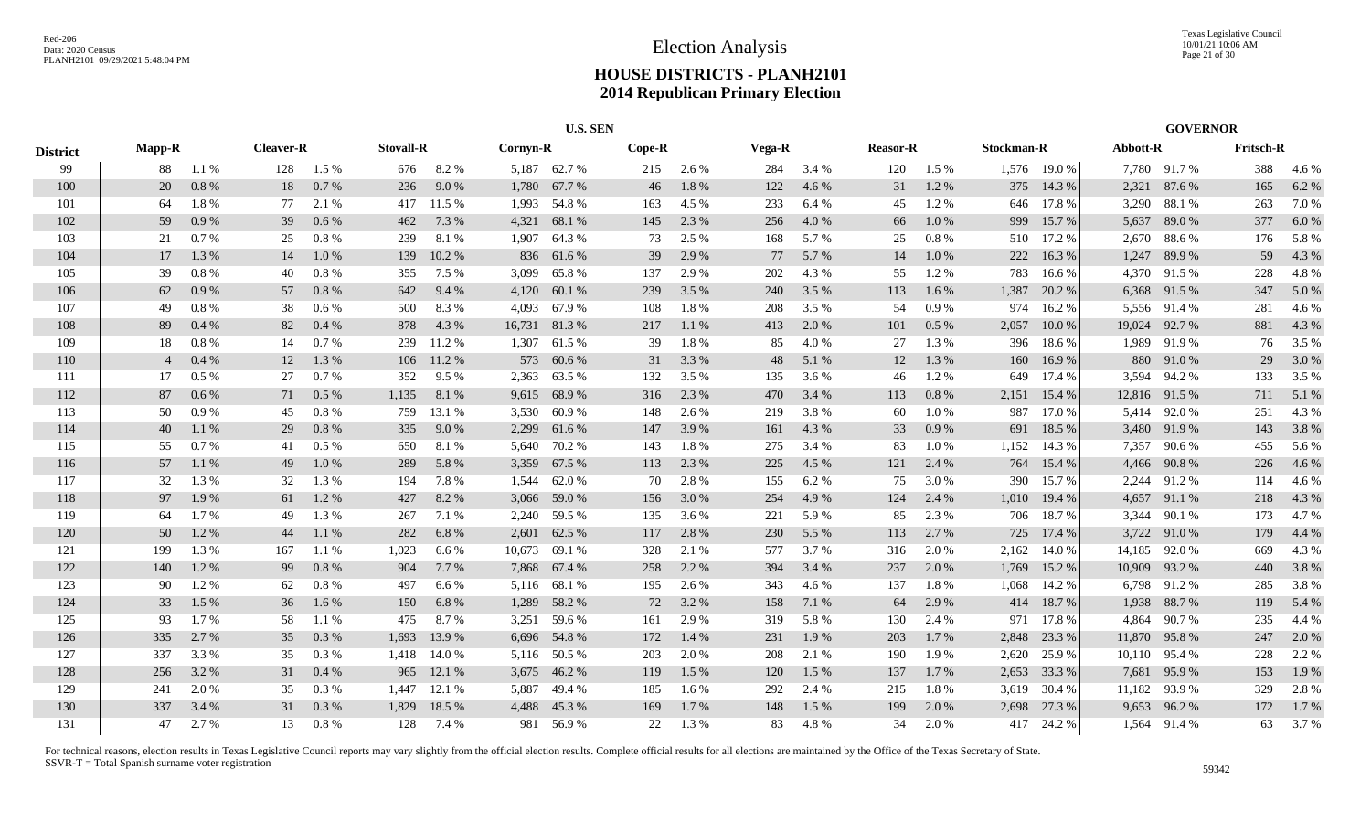# Election Analysis

## HOUSE DISTRICTS - PLANH2101
## 2014 Republican Primary Election

| District | U.S. SEN | | | | | | | | | | | | | | | | GOVERNOR | | | |
|---|---|---|---|---|---|---|---|---|---|---|---|---|---|---|---|---|---|---|---|---|
| | Mapp-R | | Cleaver-R | | Stovall-R | | Cornyn-R | | Cope-R | | Vega-R | | Reasor-R | | Stockman-R | | Abbott-R | | Fritsch-R | |
| 99 | 88 | 1.1 % | 128 | 1.5 % | 676 | 8.2 % | 5,187 | 62.7 % | 215 | 2.6 % | 284 | 3.4 % | 120 | 1.5 % | 1,576 | 19.0 % | 7,780 | 91.7 % | 388 | 4.6 % |
| 100 | 20 | 0.8 % | 18 | 0.7 % | 236 | 9.0 % | 1,780 | 67.7 % | 46 | 1.8 % | 122 | 4.6 % | 31 | 1.2 % | 375 | 14.3 % | 2,321 | 87.6 % | 165 | 6.2 % |
| 101 | 64 | 1.8 % | 77 | 2.1 % | 417 | 11.5 % | 1,993 | 54.8 % | 163 | 4.5 % | 233 | 6.4 % | 45 | 1.2 % | 646 | 17.8 % | 3,290 | 88.1 % | 263 | 7.0 % |
| 102 | 59 | 0.9 % | 39 | 0.6 % | 462 | 7.3 % | 4,321 | 68.1 % | 145 | 2.3 % | 256 | 4.0 % | 66 | 1.0 % | 999 | 15.7 % | 5,637 | 89.0 % | 377 | 6.0 % |
| 103 | 21 | 0.7 % | 25 | 0.8 % | 239 | 8.1 % | 1,907 | 64.3 % | 73 | 2.5 % | 168 | 5.7 % | 25 | 0.8 % | 510 | 17.2 % | 2,670 | 88.6 % | 176 | 5.8 % |
| 104 | 17 | 1.3 % | 14 | 1.0 % | 139 | 10.2 % | 836 | 61.6 % | 39 | 2.9 % | 77 | 5.7 % | 14 | 1.0 % | 222 | 16.3 % | 1,247 | 89.9 % | 59 | 4.3 % |
| 105 | 39 | 0.8 % | 40 | 0.8 % | 355 | 7.5 % | 3,099 | 65.8 % | 137 | 2.9 % | 202 | 4.3 % | 55 | 1.2 % | 783 | 16.6 % | 4,370 | 91.5 % | 228 | 4.8 % |
| 106 | 62 | 0.9 % | 57 | 0.8 % | 642 | 9.4 % | 4,120 | 60.1 % | 239 | 3.5 % | 240 | 3.5 % | 113 | 1.6 % | 1,387 | 20.2 % | 6,368 | 91.5 % | 347 | 5.0 % |
| 107 | 49 | 0.8 % | 38 | 0.6 % | 500 | 8.3 % | 4,093 | 67.9 % | 108 | 1.8 % | 208 | 3.5 % | 54 | 0.9 % | 974 | 16.2 % | 5,556 | 91.4 % | 281 | 4.6 % |
| 108 | 89 | 0.4 % | 82 | 0.4 % | 878 | 4.3 % | 16,731 | 81.3 % | 217 | 1.1 % | 413 | 2.0 % | 101 | 0.5 % | 2,057 | 10.0 % | 19,024 | 92.7 % | 881 | 4.3 % |
| 109 | 18 | 0.8 % | 14 | 0.7 % | 239 | 11.2 % | 1,307 | 61.5 % | 39 | 1.8 % | 85 | 4.0 % | 27 | 1.3 % | 396 | 18.6 % | 1,989 | 91.9 % | 76 | 3.5 % |
| 110 | 4 | 0.4 % | 12 | 1.3 % | 106 | 11.2 % | 573 | 60.6 % | 31 | 3.3 % | 48 | 5.1 % | 12 | 1.3 % | 160 | 16.9 % | 880 | 91.0 % | 29 | 3.0 % |
| 111 | 17 | 0.5 % | 27 | 0.7 % | 352 | 9.5 % | 2,363 | 63.5 % | 132 | 3.5 % | 135 | 3.6 % | 46 | 1.2 % | 649 | 17.4 % | 3,594 | 94.2 % | 133 | 3.5 % |
| 112 | 87 | 0.6 % | 71 | 0.5 % | 1,135 | 8.1 % | 9,615 | 68.9 % | 316 | 2.3 % | 470 | 3.4 % | 113 | 0.8 % | 2,151 | 15.4 % | 12,816 | 91.5 % | 711 | 5.1 % |
| 113 | 50 | 0.9 % | 45 | 0.8 % | 759 | 13.1 % | 3,530 | 60.9 % | 148 | 2.6 % | 219 | 3.8 % | 60 | 1.0 % | 987 | 17.0 % | 5,414 | 92.0 % | 251 | 4.3 % |
| 114 | 40 | 1.1 % | 29 | 0.8 % | 335 | 9.0 % | 2,299 | 61.6 % | 147 | 3.9 % | 161 | 4.3 % | 33 | 0.9 % | 691 | 18.5 % | 3,480 | 91.9 % | 143 | 3.8 % |
| 115 | 55 | 0.7 % | 41 | 0.5 % | 650 | 8.1 % | 5,640 | 70.2 % | 143 | 1.8 % | 275 | 3.4 % | 83 | 1.0 % | 1,152 | 14.3 % | 7,357 | 90.6 % | 455 | 5.6 % |
| 116 | 57 | 1.1 % | 49 | 1.0 % | 289 | 5.8 % | 3,359 | 67.5 % | 113 | 2.3 % | 225 | 4.5 % | 121 | 2.4 % | 764 | 15.4 % | 4,466 | 90.8 % | 226 | 4.6 % |
| 117 | 32 | 1.3 % | 32 | 1.3 % | 194 | 7.8 % | 1,544 | 62.0 % | 70 | 2.8 % | 155 | 6.2 % | 75 | 3.0 % | 390 | 15.7 % | 2,244 | 91.2 % | 114 | 4.6 % |
| 118 | 97 | 1.9 % | 61 | 1.2 % | 427 | 8.2 % | 3,066 | 59.0 % | 156 | 3.0 % | 254 | 4.9 % | 124 | 2.4 % | 1,010 | 19.4 % | 4,657 | 91.1 % | 218 | 4.3 % |
| 119 | 64 | 1.7 % | 49 | 1.3 % | 267 | 7.1 % | 2,240 | 59.5 % | 135 | 3.6 % | 221 | 5.9 % | 85 | 2.3 % | 706 | 18.7 % | 3,344 | 90.1 % | 173 | 4.7 % |
| 120 | 50 | 1.2 % | 44 | 1.1 % | 282 | 6.8 % | 2,601 | 62.5 % | 117 | 2.8 % | 230 | 5.5 % | 113 | 2.7 % | 725 | 17.4 % | 3,722 | 91.0 % | 179 | 4.4 % |
| 121 | 199 | 1.3 % | 167 | 1.1 % | 1,023 | 6.6 % | 10,673 | 69.1 % | 328 | 2.1 % | 577 | 3.7 % | 316 | 2.0 % | 2,162 | 14.0 % | 14,185 | 92.0 % | 669 | 4.3 % |
| 122 | 140 | 1.2 % | 99 | 0.8 % | 904 | 7.7 % | 7,868 | 67.4 % | 258 | 2.2 % | 394 | 3.4 % | 237 | 2.0 % | 1,769 | 15.2 % | 10,909 | 93.2 % | 440 | 3.8 % |
| 123 | 90 | 1.2 % | 62 | 0.8 % | 497 | 6.6 % | 5,116 | 68.1 % | 195 | 2.6 % | 343 | 4.6 % | 137 | 1.8 % | 1,068 | 14.2 % | 6,798 | 91.2 % | 285 | 3.8 % |
| 124 | 33 | 1.5 % | 36 | 1.6 % | 150 | 6.8 % | 1,289 | 58.2 % | 72 | 3.2 % | 158 | 7.1 % | 64 | 2.9 % | 414 | 18.7 % | 1,938 | 88.7 % | 119 | 5.4 % |
| 125 | 93 | 1.7 % | 58 | 1.1 % | 475 | 8.7 % | 3,251 | 59.6 % | 161 | 2.9 % | 319 | 5.8 % | 130 | 2.4 % | 971 | 17.8 % | 4,864 | 90.7 % | 235 | 4.4 % |
| 126 | 335 | 2.7 % | 35 | 0.3 % | 1,693 | 13.9 % | 6,696 | 54.8 % | 172 | 1.4 % | 231 | 1.9 % | 203 | 1.7 % | 2,848 | 23.3 % | 11,870 | 95.8 % | 247 | 2.0 % |
| 127 | 337 | 3.3 % | 35 | 0.3 % | 1,418 | 14.0 % | 5,116 | 50.5 % | 203 | 2.0 % | 208 | 2.1 % | 190 | 1.9 % | 2,620 | 25.9 % | 10,110 | 95.4 % | 228 | 2.2 % |
| 128 | 256 | 3.2 % | 31 | 0.4 % | 965 | 12.1 % | 3,675 | 46.2 % | 119 | 1.5 % | 120 | 1.5 % | 137 | 1.7 % | 2,653 | 33.3 % | 7,681 | 95.9 % | 153 | 1.9 % |
| 129 | 241 | 2.0 % | 35 | 0.3 % | 1,447 | 12.1 % | 5,887 | 49.4 % | 185 | 1.6 % | 292 | 2.4 % | 215 | 1.8 % | 3,619 | 30.4 % | 11,182 | 93.9 % | 329 | 2.8 % |
| 130 | 337 | 3.4 % | 31 | 0.3 % | 1,829 | 18.5 % | 4,488 | 45.3 % | 169 | 1.7 % | 148 | 1.5 % | 199 | 2.0 % | 2,698 | 27.3 % | 9,653 | 96.2 % | 172 | 1.7 % |
| 131 | 47 | 2.7 % | 13 | 0.8 % | 128 | 7.4 % | 981 | 56.9 % | 22 | 1.3 % | 83 | 4.8 % | 34 | 2.0 % | 417 | 24.2 % | 1,564 | 91.4 % | 63 | 3.7 % |

For technical reasons, election results in Texas Legislative Council reports may vary slightly from the official election results. Complete official results for all elections are maintained by the Office of the Texas Secretary of State.
SSVR-T = Total Spanish surname voter registration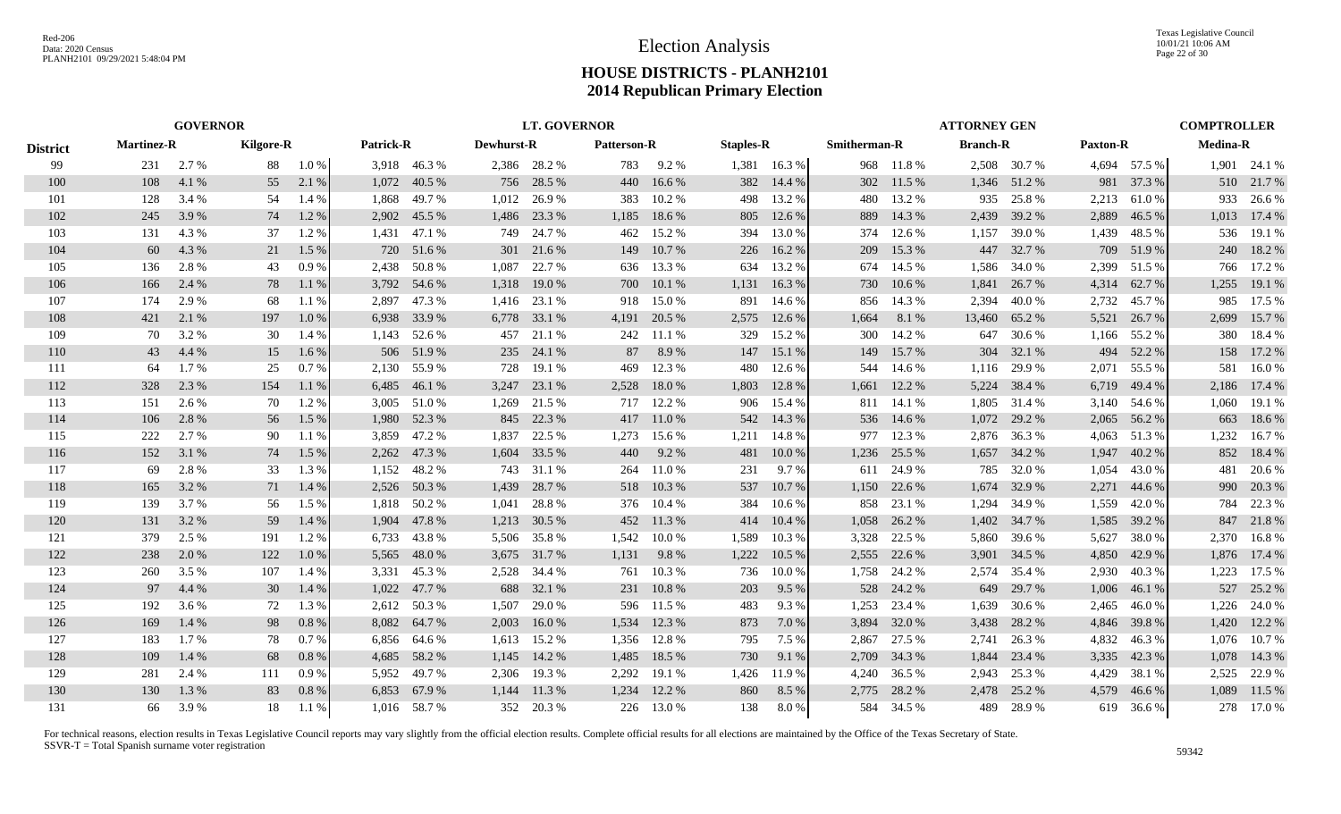# Election Analysis

## HOUSE DISTRICTS - PLANH2101
## 2014 Republican Primary Election

Red-206
Data: 2020 Census
PLANH2101 09/29/2021 5:48:04 PM

Texas Legislative Council
10/01/21 10:06 AM

| | GOVERNOR | | | | LT. GOVERNOR | | | | | | | | ATTORNEY GEN | | | | | | COMPTROLLER | |
|---|---|---|---|---|---|---|---|---|---|---|---|---|---|---|---|---|---|---|---|---|
| **District** | **Martinez-R** | | **Kilgore-R** | | **Patrick-R** | | **Dewhurst-R** | | **Patterson-R** | | **Staples-R** | | **Smitherman-R** | | **Branch-R** | | **Paxton-R** | | **Medina-R** | |
| 99 | 231 | 2.7 % | 88 | 1.0 % | 3,918 | 46.3 % | 2,386 | 28.2 % | 783 | 9.2 % | 1,381 | 16.3 % | 968 | 11.8 % | 2,508 | 30.7 % | 4,694 | 57.5 % | 1,901 | 24.1 % |
| 100 | 108 | 4.1 % | 55 | 2.1 % | 1,072 | 40.5 % | 756 | 28.5 % | 440 | 16.6 % | 382 | 14.4 % | 302 | 11.5 % | 1,346 | 51.2 % | 981 | 37.3 % | 510 | 21.7 % |
| 101 | 128 | 3.4 % | 54 | 1.4 % | 1,868 | 49.7 % | 1,012 | 26.9 % | 383 | 10.2 % | 498 | 13.2 % | 480 | 13.2 % | 935 | 25.8 % | 2,213 | 61.0 % | 933 | 26.6 % |
| 102 | 245 | 3.9 % | 74 | 1.2 % | 2,902 | 45.5 % | 1,486 | 23.3 % | 1,185 | 18.6 % | 805 | 12.6 % | 889 | 14.3 % | 2,439 | 39.2 % | 2,889 | 46.5 % | 1,013 | 17.4 % |
| 103 | 131 | 4.3 % | 37 | 1.2 % | 1,431 | 47.1 % | 749 | 24.7 % | 462 | 15.2 % | 394 | 13.0 % | 374 | 12.6 % | 1,157 | 39.0 % | 1,439 | 48.5 % | 536 | 19.1 % |
| 104 | 60 | 4.3 % | 21 | 1.5 % | 720 | 51.6 % | 301 | 21.6 % | 149 | 10.7 % | 226 | 16.2 % | 209 | 15.3 % | 447 | 32.7 % | 709 | 51.9 % | 240 | 18.2 % |
| 105 | 136 | 2.8 % | 43 | 0.9 % | 2,438 | 50.8 % | 1,087 | 22.7 % | 636 | 13.3 % | 634 | 13.2 % | 674 | 14.5 % | 1,586 | 34.0 % | 2,399 | 51.5 % | 766 | 17.2 % |
| 106 | 166 | 2.4 % | 78 | 1.1 % | 3,792 | 54.6 % | 1,318 | 19.0 % | 700 | 10.1 % | 1,131 | 16.3 % | 730 | 10.6 % | 1,841 | 26.7 % | 4,314 | 62.7 % | 1,255 | 19.1 % |
| 107 | 174 | 2.9 % | 68 | 1.1 % | 2,897 | 47.3 % | 1,416 | 23.1 % | 918 | 15.0 % | 891 | 14.6 % | 856 | 14.3 % | 2,394 | 40.0 % | 2,732 | 45.7 % | 985 | 17.5 % |
| 108 | 421 | 2.1 % | 197 | 1.0 % | 6,938 | 33.9 % | 6,778 | 33.1 % | 4,191 | 20.5 % | 2,575 | 12.6 % | 1,664 | 8.1 % | 13,460 | 65.2 % | 5,521 | 26.7 % | 2,699 | 15.7 % |
| 109 | 70 | 3.2 % | 30 | 1.4 % | 1,143 | 52.6 % | 457 | 21.1 % | 242 | 11.1 % | 329 | 15.2 % | 300 | 14.2 % | 647 | 30.6 % | 1,166 | 55.2 % | 380 | 18.4 % |
| 110 | 43 | 4.4 % | 15 | 1.6 % | 506 | 51.9 % | 235 | 24.1 % | 87 | 8.9 % | 147 | 15.1 % | 149 | 15.7 % | 304 | 32.1 % | 494 | 52.2 % | 158 | 17.2 % |
| 111 | 64 | 1.7 % | 25 | 0.7 % | 2,130 | 55.9 % | 728 | 19.1 % | 469 | 12.3 % | 480 | 12.6 % | 544 | 14.6 % | 1,116 | 29.9 % | 2,071 | 55.5 % | 581 | 16.0 % |
| 112 | 328 | 2.3 % | 154 | 1.1 % | 6,485 | 46.1 % | 3,247 | 23.1 % | 2,528 | 18.0 % | 1,803 | 12.8 % | 1,661 | 12.2 % | 5,224 | 38.4 % | 6,719 | 49.4 % | 2,186 | 17.4 % |
| 113 | 151 | 2.6 % | 70 | 1.2 % | 3,005 | 51.0 % | 1,269 | 21.5 % | 717 | 12.2 % | 906 | 15.4 % | 811 | 14.1 % | 1,805 | 31.4 % | 3,140 | 54.6 % | 1,060 | 19.1 % |
| 114 | 106 | 2.8 % | 56 | 1.5 % | 1,980 | 52.3 % | 845 | 22.3 % | 417 | 11.0 % | 542 | 14.3 % | 536 | 14.6 % | 1,072 | 29.2 % | 2,065 | 56.2 % | 663 | 18.6 % |
| 115 | 222 | 2.7 % | 90 | 1.1 % | 3,859 | 47.2 % | 1,837 | 22.5 % | 1,273 | 15.6 % | 1,211 | 14.8 % | 977 | 12.3 % | 2,876 | 36.3 % | 4,063 | 51.3 % | 1,232 | 16.7 % |
| 116 | 152 | 3.1 % | 74 | 1.5 % | 2,262 | 47.3 % | 1,604 | 33.5 % | 440 | 9.2 % | 481 | 10.0 % | 1,236 | 25.5 % | 1,657 | 34.2 % | 1,947 | 40.2 % | 852 | 18.4 % |
| 117 | 69 | 2.8 % | 33 | 1.3 % | 1,152 | 48.2 % | 743 | 31.1 % | 264 | 11.0 % | 231 | 9.7 % | 611 | 24.9 % | 785 | 32.0 % | 1,054 | 43.0 % | 481 | 20.6 % |
| 118 | 165 | 3.2 % | 71 | 1.4 % | 2,526 | 50.3 % | 1,439 | 28.7 % | 518 | 10.3 % | 537 | 10.7 % | 1,150 | 22.6 % | 1,674 | 32.9 % | 2,271 | 44.6 % | 990 | 20.3 % |
| 119 | 139 | 3.7 % | 56 | 1.5 % | 1,818 | 50.2 % | 1,041 | 28.8 % | 376 | 10.4 % | 384 | 10.6 % | 858 | 23.1 % | 1,294 | 34.9 % | 1,559 | 42.0 % | 784 | 22.3 % |
| 120 | 131 | 3.2 % | 59 | 1.4 % | 1,904 | 47.8 % | 1,213 | 30.5 % | 452 | 11.3 % | 414 | 10.4 % | 1,058 | 26.2 % | 1,402 | 34.7 % | 1,585 | 39.2 % | 847 | 21.8 % |
| 121 | 379 | 2.5 % | 191 | 1.2 % | 6,733 | 43.8 % | 5,506 | 35.8 % | 1,542 | 10.0 % | 1,589 | 10.3 % | 3,328 | 22.5 % | 5,860 | 39.6 % | 5,627 | 38.0 % | 2,370 | 16.8 % |
| 122 | 238 | 2.0 % | 122 | 1.0 % | 5,565 | 48.0 % | 3,675 | 31.7 % | 1,131 | 9.8 % | 1,222 | 10.5 % | 2,555 | 22.6 % | 3,901 | 34.5 % | 4,850 | 42.9 % | 1,876 | 17.4 % |
| 123 | 260 | 3.5 % | 107 | 1.4 % | 3,331 | 45.3 % | 2,528 | 34.4 % | 761 | 10.3 % | 736 | 10.0 % | 1,758 | 24.2 % | 2,574 | 35.4 % | 2,930 | 40.3 % | 1,223 | 17.5 % |
| 124 | 97 | 4.4 % | 30 | 1.4 % | 1,022 | 47.7 % | 688 | 32.1 % | 231 | 10.8 % | 203 | 9.5 % | 528 | 24.2 % | 649 | 29.7 % | 1,006 | 46.1 % | 527 | 25.2 % |
| 125 | 192 | 3.6 % | 72 | 1.3 % | 2,612 | 50.3 % | 1,507 | 29.0 % | 596 | 11.5 % | 483 | 9.3 % | 1,253 | 23.4 % | 1,639 | 30.6 % | 2,465 | 46.0 % | 1,226 | 24.0 % |
| 126 | 169 | 1.4 % | 98 | 0.8 % | 8,082 | 64.7 % | 2,003 | 16.0 % | 1,534 | 12.3 % | 873 | 7.0 % | 3,894 | 32.0 % | 3,438 | 28.2 % | 4,846 | 39.8 % | 1,420 | 12.2 % |
| 127 | 183 | 1.7 % | 78 | 0.7 % | 6,856 | 64.6 % | 1,613 | 15.2 % | 1,356 | 12.8 % | 795 | 7.5 % | 2,867 | 27.5 % | 2,741 | 26.3 % | 4,832 | 46.3 % | 1,076 | 10.7 % |
| 128 | 109 | 1.4 % | 68 | 0.8 % | 4,685 | 58.2 % | 1,145 | 14.2 % | 1,485 | 18.5 % | 730 | 9.1 % | 2,709 | 34.3 % | 1,844 | 23.4 % | 3,335 | 42.3 % | 1,078 | 14.3 % |
| 129 | 281 | 2.4 % | 111 | 0.9 % | 5,952 | 49.7 % | 2,306 | 19.3 % | 2,292 | 19.1 % | 1,426 | 11.9 % | 4,240 | 36.5 % | 2,943 | 25.3 % | 4,429 | 38.1 % | 2,525 | 22.9 % |
| 130 | 130 | 1.3 % | 83 | 0.8 % | 6,853 | 67.9 % | 1,144 | 11.3 % | 1,234 | 12.2 % | 860 | 8.5 % | 2,775 | 28.2 % | 2,478 | 25.2 % | 4,579 | 46.6 % | 1,089 | 11.5 % |
| 131 | 66 | 3.9 % | 18 | 1.1 % | 1,016 | 58.7 % | 352 | 20.3 % | 226 | 13.0 % | 138 | 8.0 % | 584 | 34.5 % | 489 | 28.9 % | 619 | 36.6 % | 278 | 17.0 % |

For technical reasons, election results in Texas Legislative Council reports may vary slightly from the official election results. Complete official results for all elections are maintained by the Office of the Texas Secretary of State.
SSVR-T = Total Spanish surname voter registration

59342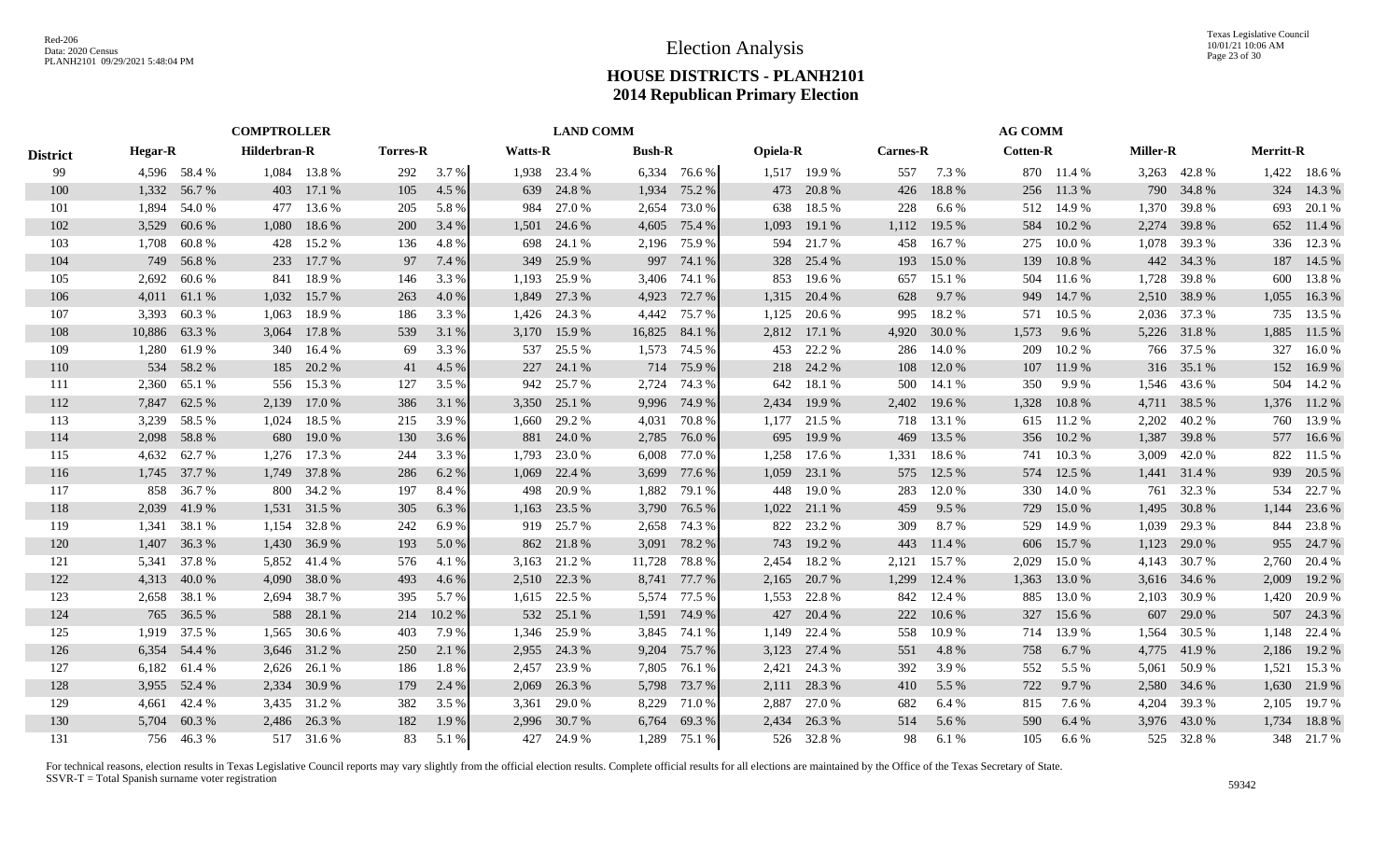# Election Analysis

## HOUSE DISTRICTS - PLANH2101
## 2014 Republican Primary Election

| | COMPTROLLER | | | | | | LAND COMM | | | | AG COMM | | | | | | | | | |
|---|---|---|---|---|---|---|---|---|---|---|---|---|---|---|---|---|---|---|---|---|
| District | Hegar-R | | Hilderbran-R | | Torres-R | | Watts-R | | Bush-R | | Opiela-R | | Carnes-R | | Cotten-R | | Miller-R | | Merritt-R | |
| 99 | 4,596 | 58.4 % | 1,084 | 13.8 % | 292 | 3.7 % | 1,938 | 23.4 % | 6,334 | 76.6 % | 1,517 | 19.9 % | 557 | 7.3 % | 870 | 11.4 % | 3,263 | 42.8 % | 1,422 | 18.6 % |
| 100 | 1,332 | 56.7 % | 403 | 17.1 % | 105 | 4.5 % | 639 | 24.8 % | 1,934 | 75.2 % | 473 | 20.8 % | 426 | 18.8 % | 256 | 11.3 % | 790 | 34.8 % | 324 | 14.3 % |
| 101 | 1,894 | 54.0 % | 477 | 13.6 % | 205 | 5.8 % | 984 | 27.0 % | 2,654 | 73.0 % | 638 | 18.5 % | 228 | 6.6 % | 512 | 14.9 % | 1,370 | 39.8 % | 693 | 20.1 % |
| 102 | 3,529 | 60.6 % | 1,080 | 18.6 % | 200 | 3.4 % | 1,501 | 24.6 % | 4,605 | 75.4 % | 1,093 | 19.1 % | 1,112 | 19.5 % | 584 | 10.2 % | 2,274 | 39.8 % | 652 | 11.4 % |
| 103 | 1,708 | 60.8 % | 428 | 15.2 % | 136 | 4.8 % | 698 | 24.1 % | 2,196 | 75.9 % | 594 | 21.7 % | 458 | 16.7 % | 275 | 10.0 % | 1,078 | 39.3 % | 336 | 12.3 % |
| 104 | 749 | 56.8 % | 233 | 17.7 % | 97 | 7.4 % | 349 | 25.9 % | 997 | 74.1 % | 328 | 25.4 % | 193 | 15.0 % | 139 | 10.8 % | 442 | 34.3 % | 187 | 14.5 % |
| 105 | 2,692 | 60.6 % | 841 | 18.9 % | 146 | 3.3 % | 1,193 | 25.9 % | 3,406 | 74.1 % | 853 | 19.6 % | 657 | 15.1 % | 504 | 11.6 % | 1,728 | 39.8 % | 600 | 13.8 % |
| 106 | 4,011 | 61.1 % | 1,032 | 15.7 % | 263 | 4.0 % | 1,849 | 27.3 % | 4,923 | 72.7 % | 1,315 | 20.4 % | 628 | 9.7 % | 949 | 14.7 % | 2,510 | 38.9 % | 1,055 | 16.3 % |
| 107 | 3,393 | 60.3 % | 1,063 | 18.9 % | 186 | 3.3 % | 1,426 | 24.3 % | 4,442 | 75.7 % | 1,125 | 20.6 % | 995 | 18.2 % | 571 | 10.5 % | 2,036 | 37.3 % | 735 | 13.5 % |
| 108 | 10,886 | 63.3 % | 3,064 | 17.8 % | 539 | 3.1 % | 3,170 | 15.9 % | 16,825 | 84.1 % | 2,812 | 17.1 % | 4,920 | 30.0 % | 1,573 | 9.6 % | 5,226 | 31.8 % | 1,885 | 11.5 % |
| 109 | 1,280 | 61.9 % | 340 | 16.4 % | 69 | 3.3 % | 537 | 25.5 % | 1,573 | 74.5 % | 453 | 22.2 % | 286 | 14.0 % | 209 | 10.2 % | 766 | 37.5 % | 327 | 16.0 % |
| 110 | 534 | 58.2 % | 185 | 20.2 % | 41 | 4.5 % | 227 | 24.1 % | 714 | 75.9 % | 218 | 24.2 % | 108 | 12.0 % | 107 | 11.9 % | 316 | 35.1 % | 152 | 16.9 % |
| 111 | 2,360 | 65.1 % | 556 | 15.3 % | 127 | 3.5 % | 942 | 25.7 % | 2,724 | 74.3 % | 642 | 18.1 % | 500 | 14.1 % | 350 | 9.9 % | 1,546 | 43.6 % | 504 | 14.2 % |
| 112 | 7,847 | 62.5 % | 2,139 | 17.0 % | 386 | 3.1 % | 3,350 | 25.1 % | 9,996 | 74.9 % | 2,434 | 19.9 % | 2,402 | 19.6 % | 1,328 | 10.8 % | 4,711 | 38.5 % | 1,376 | 11.2 % |
| 113 | 3,239 | 58.5 % | 1,024 | 18.5 % | 215 | 3.9 % | 1,660 | 29.2 % | 4,031 | 70.8 % | 1,177 | 21.5 % | 718 | 13.1 % | 615 | 11.2 % | 2,202 | 40.2 % | 760 | 13.9 % |
| 114 | 2,098 | 58.8 % | 680 | 19.0 % | 130 | 3.6 % | 881 | 24.0 % | 2,785 | 76.0 % | 695 | 19.9 % | 469 | 13.5 % | 356 | 10.2 % | 1,387 | 39.8 % | 577 | 16.6 % |
| 115 | 4,632 | 62.7 % | 1,276 | 17.3 % | 244 | 3.3 % | 1,793 | 23.0 % | 6,008 | 77.0 % | 1,258 | 17.6 % | 1,331 | 18.6 % | 741 | 10.3 % | 3,009 | 42.0 % | 822 | 11.5 % |
| 116 | 1,745 | 37.7 % | 1,749 | 37.8 % | 286 | 6.2 % | 1,069 | 22.4 % | 3,699 | 77.6 % | 1,059 | 23.1 % | 575 | 12.5 % | 574 | 12.5 % | 1,441 | 31.4 % | 939 | 20.5 % |
| 117 | 858 | 36.7 % | 800 | 34.2 % | 197 | 8.4 % | 498 | 20.9 % | 1,882 | 79.1 % | 448 | 19.0 % | 283 | 12.0 % | 330 | 14.0 % | 761 | 32.3 % | 534 | 22.7 % |
| 118 | 2,039 | 41.9 % | 1,531 | 31.5 % | 305 | 6.3 % | 1,163 | 23.5 % | 3,790 | 76.5 % | 1,022 | 21.1 % | 459 | 9.5 % | 729 | 15.0 % | 1,495 | 30.8 % | 1,144 | 23.6 % |
| 119 | 1,341 | 38.1 % | 1,154 | 32.8 % | 242 | 6.9 % | 919 | 25.7 % | 2,658 | 74.3 % | 822 | 23.2 % | 309 | 8.7 % | 529 | 14.9 % | 1,039 | 29.3 % | 844 | 23.8 % |
| 120 | 1,407 | 36.3 % | 1,430 | 36.9 % | 193 | 5.0 % | 862 | 21.8 % | 3,091 | 78.2 % | 743 | 19.2 % | 443 | 11.4 % | 606 | 15.7 % | 1,123 | 29.0 % | 955 | 24.7 % |
| 121 | 5,341 | 37.8 % | 5,852 | 41.4 % | 576 | 4.1 % | 3,163 | 21.2 % | 11,728 | 78.8 % | 2,454 | 18.2 % | 2,121 | 15.7 % | 2,029 | 15.0 % | 4,143 | 30.7 % | 2,760 | 20.4 % |
| 122 | 4,313 | 40.0 % | 4,090 | 38.0 % | 493 | 4.6 % | 2,510 | 22.3 % | 8,741 | 77.7 % | 2,165 | 20.7 % | 1,299 | 12.4 % | 1,363 | 13.0 % | 3,616 | 34.6 % | 2,009 | 19.2 % |
| 123 | 2,658 | 38.1 % | 2,694 | 38.7 % | 395 | 5.7 % | 1,615 | 22.5 % | 5,574 | 77.5 % | 1,553 | 22.8 % | 842 | 12.4 % | 885 | 13.0 % | 2,103 | 30.9 % | 1,420 | 20.9 % |
| 124 | 765 | 36.5 % | 588 | 28.1 % | 214 | 10.2 % | 532 | 25.1 % | 1,591 | 74.9 % | 427 | 20.4 % | 222 | 10.6 % | 327 | 15.6 % | 607 | 29.0 % | 507 | 24.3 % |
| 125 | 1,919 | 37.5 % | 1,565 | 30.6 % | 403 | 7.9 % | 1,346 | 25.9 % | 3,845 | 74.1 % | 1,149 | 22.4 % | 558 | 10.9 % | 714 | 13.9 % | 1,564 | 30.5 % | 1,148 | 22.4 % |
| 126 | 6,354 | 54.4 % | 3,646 | 31.2 % | 250 | 2.1 % | 2,955 | 24.3 % | 9,204 | 75.7 % | 3,123 | 27.4 % | 551 | 4.8 % | 758 | 6.7 % | 4,775 | 41.9 % | 2,186 | 19.2 % |
| 127 | 6,182 | 61.4 % | 2,626 | 26.1 % | 186 | 1.8 % | 2,457 | 23.9 % | 7,805 | 76.1 % | 2,421 | 24.3 % | 392 | 3.9 % | 552 | 5.5 % | 5,061 | 50.9 % | 1,521 | 15.3 % |
| 128 | 3,955 | 52.4 % | 2,334 | 30.9 % | 179 | 2.4 % | 2,069 | 26.3 % | 5,798 | 73.7 % | 2,111 | 28.3 % | 410 | 5.5 % | 722 | 9.7 % | 2,580 | 34.6 % | 1,630 | 21.9 % |
| 129 | 4,661 | 42.4 % | 3,435 | 31.2 % | 382 | 3.5 % | 3,361 | 29.0 % | 8,229 | 71.0 % | 2,887 | 27.0 % | 682 | 6.4 % | 815 | 7.6 % | 4,204 | 39.3 % | 2,105 | 19.7 % |
| 130 | 5,704 | 60.3 % | 2,486 | 26.3 % | 182 | 1.9 % | 2,996 | 30.7 % | 6,764 | 69.3 % | 2,434 | 26.3 % | 514 | 5.6 % | 590 | 6.4 % | 3,976 | 43.0 % | 1,734 | 18.8 % |
| 131 | 756 | 46.3 % | 517 | 31.6 % | 83 | 5.1 % | 427 | 24.9 % | 1,289 | 75.1 % | 526 | 32.8 % | 98 | 6.1 % | 105 | 6.6 % | 525 | 32.8 % | 348 | 21.7 % |

For technical reasons, election results in Texas Legislative Council reports may vary slightly from the official election results. Complete official results for all elections are maintained by the Office of the Texas Secretary of State.
SSVR-T = Total Spanish surname voter registration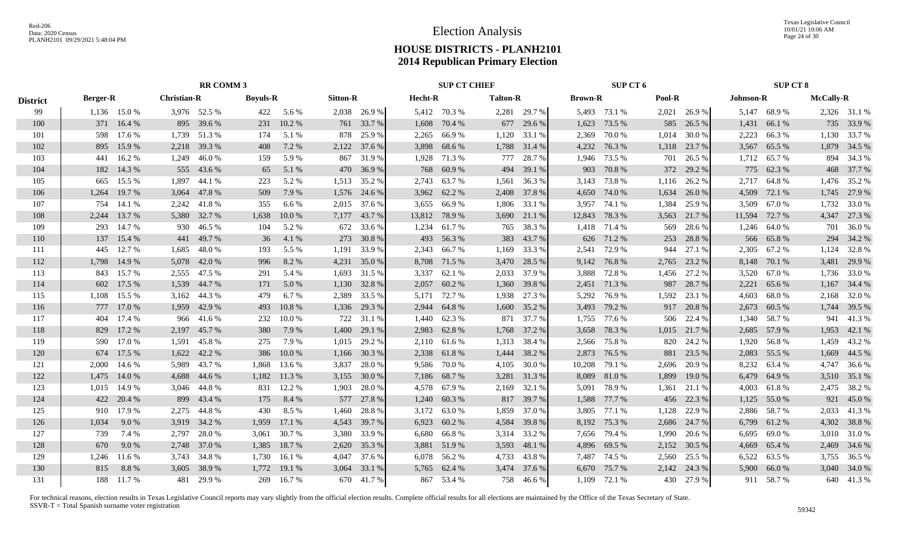# Election Analysis

## HOUSE DISTRICTS - PLANH2101
## 2014 Republican Primary Election

| District | RR COMM 3 | | | | | | | | SUP CT CHIEF | | | | SUP CT 6 | | | | SUP CT 8 | | | |
|---|---|---|---|---|---|---|---|---|---|---|---|---|---|---|---|---|---|---|---|---|
| | Berger-R | | Christian-R | | Boyuls-R | | Sitton-R | | Hecht-R | | Talton-R | | Brown-R | | Pool-R | | Johnson-R | | McCally-R | |
| 99 | 1,136 | 15.0 % | 3,976 | 52.5 % | 422 | 5.6 % | 2,038 | 26.9 % | 5,412 | 70.3 % | 2,281 | 29.7 % | 5,493 | 73.1 % | 2,021 | 26.9 % | 5,147 | 68.9 % | 2,326 | 31.1 % |
| 100 | 371 | 16.4 % | 895 | 39.6 % | 231 | 10.2 % | 761 | 33.7 % | 1,608 | 70.4 % | 677 | 29.6 % | 1,623 | 73.5 % | 585 | 26.5 % | 1,431 | 66.1 % | 735 | 33.9 % |
| 101 | 598 | 17.6 % | 1,739 | 51.3 % | 174 | 5.1 % | 878 | 25.9 % | 2,265 | 66.9 % | 1,120 | 33.1 % | 2,369 | 70.0 % | 1,014 | 30.0 % | 2,223 | 66.3 % | 1,130 | 33.7 % |
| 102 | 895 | 15.9 % | 2,218 | 39.3 % | 408 | 7.2 % | 2,122 | 37.6 % | 3,898 | 68.6 % | 1,788 | 31.4 % | 4,232 | 76.3 % | 1,318 | 23.7 % | 3,567 | 65.5 % | 1,879 | 34.5 % |
| 103 | 441 | 16.2 % | 1,249 | 46.0 % | 159 | 5.9 % | 867 | 31.9 % | 1,928 | 71.3 % | 777 | 28.7 % | 1,946 | 73.5 % | 701 | 26.5 % | 1,712 | 65.7 % | 894 | 34.3 % |
| 104 | 182 | 14.3 % | 555 | 43.6 % | 65 | 5.1 % | 470 | 36.9 % | 768 | 60.9 % | 494 | 39.1 % | 903 | 70.8 % | 372 | 29.2 % | 775 | 62.3 % | 468 | 37.7 % |
| 105 | 665 | 15.5 % | 1,897 | 44.1 % | 223 | 5.2 % | 1,513 | 35.2 % | 2,743 | 63.7 % | 1,561 | 36.3 % | 3,143 | 73.8 % | 1,116 | 26.2 % | 2,717 | 64.8 % | 1,476 | 35.2 % |
| 106 | 1,264 | 19.7 % | 3,064 | 47.8 % | 509 | 7.9 % | 1,576 | 24.6 % | 3,962 | 62.2 % | 2,408 | 37.8 % | 4,650 | 74.0 % | 1,634 | 26.0 % | 4,509 | 72.1 % | 1,745 | 27.9 % |
| 107 | 754 | 14.1 % | 2,242 | 41.8 % | 355 | 6.6 % | 2,015 | 37.6 % | 3,655 | 66.9 % | 1,806 | 33.1 % | 3,957 | 74.1 % | 1,384 | 25.9 % | 3,509 | 67.0 % | 1,732 | 33.0 % |
| 108 | 2,244 | 13.7 % | 5,380 | 32.7 % | 1,638 | 10.0 % | 7,177 | 43.7 % | 13,812 | 78.9 % | 3,690 | 21.1 % | 12,843 | 78.3 % | 3,563 | 21.7 % | 11,594 | 72.7 % | 4,347 | 27.3 % |
| 109 | 293 | 14.7 % | 930 | 46.5 % | 104 | 5.2 % | 672 | 33.6 % | 1,234 | 61.7 % | 765 | 38.3 % | 1,418 | 71.4 % | 569 | 28.6 % | 1,246 | 64.0 % | 701 | 36.0 % |
| 110 | 137 | 15.4 % | 441 | 49.7 % | 36 | 4.1 % | 273 | 30.8 % | 493 | 56.3 % | 383 | 43.7 % | 626 | 71.2 % | 253 | 28.8 % | 566 | 65.8 % | 294 | 34.2 % |
| 111 | 445 | 12.7 % | 1,685 | 48.0 % | 193 | 5.5 % | 1,191 | 33.9 % | 2,343 | 66.7 % | 1,169 | 33.3 % | 2,541 | 72.9 % | 944 | 27.1 % | 2,305 | 67.2 % | 1,124 | 32.8 % |
| 112 | 1,798 | 14.9 % | 5,078 | 42.0 % | 996 | 8.2 % | 4,231 | 35.0 % | 8,708 | 71.5 % | 3,470 | 28.5 % | 9,142 | 76.8 % | 2,765 | 23.2 % | 8,148 | 70.1 % | 3,481 | 29.9 % |
| 113 | 843 | 15.7 % | 2,555 | 47.5 % | 291 | 5.4 % | 1,693 | 31.5 % | 3,337 | 62.1 % | 2,033 | 37.9 % | 3,888 | 72.8 % | 1,456 | 27.2 % | 3,520 | 67.0 % | 1,736 | 33.0 % |
| 114 | 602 | 17.5 % | 1,539 | 44.7 % | 171 | 5.0 % | 1,130 | 32.8 % | 2,057 | 60.2 % | 1,360 | 39.8 % | 2,451 | 71.3 % | 987 | 28.7 % | 2,221 | 65.6 % | 1,167 | 34.4 % |
| 115 | 1,108 | 15.5 % | 3,162 | 44.3 % | 479 | 6.7 % | 2,389 | 33.5 % | 5,171 | 72.7 % | 1,938 | 27.3 % | 5,292 | 76.9 % | 1,592 | 23.1 % | 4,603 | 68.0 % | 2,168 | 32.0 % |
| 116 | 777 | 17.0 % | 1,959 | 42.9 % | 493 | 10.8 % | 1,336 | 29.3 % | 2,944 | 64.8 % | 1,600 | 35.2 % | 3,493 | 79.2 % | 917 | 20.8 % | 2,673 | 60.5 % | 1,744 | 39.5 % |
| 117 | 404 | 17.4 % | 966 | 41.6 % | 232 | 10.0 % | 722 | 31.1 % | 1,440 | 62.3 % | 871 | 37.7 % | 1,755 | 77.6 % | 506 | 22.4 % | 1,340 | 58.7 % | 941 | 41.3 % |
| 118 | 829 | 17.2 % | 2,197 | 45.7 % | 380 | 7.9 % | 1,400 | 29.1 % | 2,983 | 62.8 % | 1,768 | 37.2 % | 3,658 | 78.3 % | 1,015 | 21.7 % | 2,685 | 57.9 % | 1,953 | 42.1 % |
| 119 | 590 | 17.0 % | 1,591 | 45.8 % | 275 | 7.9 % | 1,015 | 29.2 % | 2,110 | 61.6 % | 1,313 | 38.4 % | 2,566 | 75.8 % | 820 | 24.2 % | 1,920 | 56.8 % | 1,459 | 43.2 % |
| 120 | 674 | 17.5 % | 1,622 | 42.2 % | 386 | 10.0 % | 1,166 | 30.3 % | 2,338 | 61.8 % | 1,444 | 38.2 % | 2,873 | 76.5 % | 881 | 23.5 % | 2,083 | 55.5 % | 1,669 | 44.5 % |
| 121 | 2,000 | 14.6 % | 5,989 | 43.7 % | 1,868 | 13.6 % | 3,837 | 28.0 % | 9,586 | 70.0 % | 4,105 | 30.0 % | 10,208 | 79.1 % | 2,696 | 20.9 % | 8,232 | 63.4 % | 4,747 | 36.6 % |
| 122 | 1,475 | 14.0 % | 4,688 | 44.6 % | 1,182 | 11.3 % | 3,155 | 30.0 % | 7,186 | 68.7 % | 3,281 | 31.3 % | 8,089 | 81.0 % | 1,899 | 19.0 % | 6,479 | 64.9 % | 3,510 | 35.1 % |
| 123 | 1,015 | 14.9 % | 3,046 | 44.8 % | 831 | 12.2 % | 1,903 | 28.0 % | 4,578 | 67.9 % | 2,169 | 32.1 % | 5,091 | 78.9 % | 1,361 | 21.1 % | 4,003 | 61.8 % | 2,475 | 38.2 % |
| 124 | 422 | 20.4 % | 899 | 43.4 % | 175 | 8.4 % | 577 | 27.8 % | 1,240 | 60.3 % | 817 | 39.7 % | 1,588 | 77.7 % | 456 | 22.3 % | 1,125 | 55.0 % | 921 | 45.0 % |
| 125 | 910 | 17.9 % | 2,275 | 44.8 % | 430 | 8.5 % | 1,460 | 28.8 % | 3,172 | 63.0 % | 1,859 | 37.0 % | 3,805 | 77.1 % | 1,128 | 22.9 % | 2,886 | 58.7 % | 2,033 | 41.3 % |
| 126 | 1,034 | 9.0 % | 3,919 | 34.2 % | 1,959 | 17.1 % | 4,543 | 39.7 % | 6,923 | 60.2 % | 4,584 | 39.8 % | 8,192 | 75.3 % | 2,686 | 24.7 % | 6,799 | 61.2 % | 4,302 | 38.8 % |
| 127 | 739 | 7.4 % | 2,797 | 28.0 % | 3,061 | 30.7 % | 3,380 | 33.9 % | 6,680 | 66.8 % | 3,314 | 33.2 % | 7,656 | 79.4 % | 1,990 | 20.6 % | 6,695 | 69.0 % | 3,010 | 31.0 % |
| 128 | 670 | 9.0 % | 2,748 | 37.0 % | 1,385 | 18.7 % | 2,620 | 35.3 % | 3,881 | 51.9 % | 3,593 | 48.1 % | 4,896 | 69.5 % | 2,152 | 30.5 % | 4,669 | 65.4 % | 2,469 | 34.6 % |
| 129 | 1,246 | 11.6 % | 3,743 | 34.8 % | 1,730 | 16.1 % | 4,047 | 37.6 % | 6,078 | 56.2 % | 4,733 | 43.8 % | 7,487 | 74.5 % | 2,560 | 25.5 % | 6,522 | 63.5 % | 3,755 | 36.5 % |
| 130 | 815 | 8.8 % | 3,605 | 38.9 % | 1,772 | 19.1 % | 3,064 | 33.1 % | 5,765 | 62.4 % | 3,474 | 37.6 % | 6,670 | 75.7 % | 2,142 | 24.3 % | 5,900 | 66.0 % | 3,040 | 34.0 % |
| 131 | 188 | 11.7 % | 481 | 29.9 % | 269 | 16.7 % | 670 | 41.7 % | 867 | 53.4 % | 758 | 46.6 % | 1,109 | 72.1 % | 430 | 27.9 % | 911 | 58.7 % | 640 | 41.3 % |

For technical reasons, election results in Texas Legislative Council reports may vary slightly from the official election results. Complete official results for all elections are maintained by the Office of the Texas Secretary of State.
SSVR-T = Total Spanish surname voter registration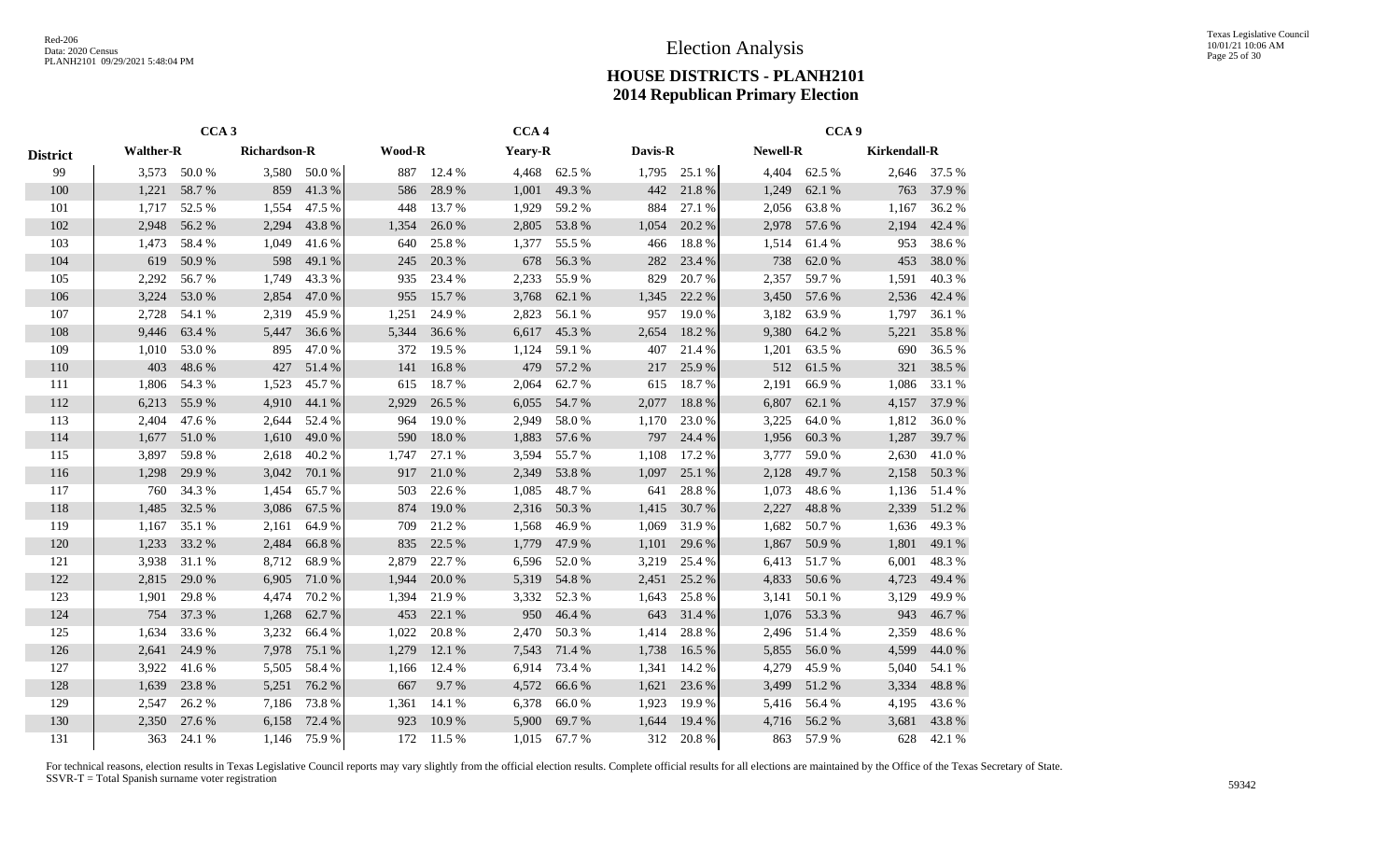# Election Analysis

## HOUSE DISTRICTS - PLANH2101
## 2014 Republican Primary Election

| District | CCA 3 | | | | CCA 4 | | | | | | CCA 9 | | | |
|---|---|---|---|---|---|---|---|---|---|---|---|---|---|---|
| | Walther-R | | Richardson-R | | Wood-R | | Yeary-R | | Davis-R | | Newell-R | | Kirkendall-R | |
| 99 | 3,573 | 50.0 % | 3,580 | 50.0 % | 887 | 12.4 % | 4,468 | 62.5 % | 1,795 | 25.1 % | 4,404 | 62.5 % | 2,646 | 37.5 % |
| 100 | 1,221 | 58.7 % | 859 | 41.3 % | 586 | 28.9 % | 1,001 | 49.3 % | 442 | 21.8 % | 1,249 | 62.1 % | 763 | 37.9 % |
| 101 | 1,717 | 52.5 % | 1,554 | 47.5 % | 448 | 13.7 % | 1,929 | 59.2 % | 884 | 27.1 % | 2,056 | 63.8 % | 1,167 | 36.2 % |
| 102 | 2,948 | 56.2 % | 2,294 | 43.8 % | 1,354 | 26.0 % | 2,805 | 53.8 % | 1,054 | 20.2 % | 2,978 | 57.6 % | 2,194 | 42.4 % |
| 103 | 1,473 | 58.4 % | 1,049 | 41.6 % | 640 | 25.8 % | 1,377 | 55.5 % | 466 | 18.8 % | 1,514 | 61.4 % | 953 | 38.6 % |
| 104 | 619 | 50.9 % | 598 | 49.1 % | 245 | 20.3 % | 678 | 56.3 % | 282 | 23.4 % | 738 | 62.0 % | 453 | 38.0 % |
| 105 | 2,292 | 56.7 % | 1,749 | 43.3 % | 935 | 23.4 % | 2,233 | 55.9 % | 829 | 20.7 % | 2,357 | 59.7 % | 1,591 | 40.3 % |
| 106 | 3,224 | 53.0 % | 2,854 | 47.0 % | 955 | 15.7 % | 3,768 | 62.1 % | 1,345 | 22.2 % | 3,450 | 57.6 % | 2,536 | 42.4 % |
| 107 | 2,728 | 54.1 % | 2,319 | 45.9 % | 1,251 | 24.9 % | 2,823 | 56.1 % | 957 | 19.0 % | 3,182 | 63.9 % | 1,797 | 36.1 % |
| 108 | 9,446 | 63.4 % | 5,447 | 36.6 % | 5,344 | 36.6 % | 6,617 | 45.3 % | 2,654 | 18.2 % | 9,380 | 64.2 % | 5,221 | 35.8 % |
| 109 | 1,010 | 53.0 % | 895 | 47.0 % | 372 | 19.5 % | 1,124 | 59.1 % | 407 | 21.4 % | 1,201 | 63.5 % | 690 | 36.5 % |
| 110 | 403 | 48.6 % | 427 | 51.4 % | 141 | 16.8 % | 479 | 57.2 % | 217 | 25.9 % | 512 | 61.5 % | 321 | 38.5 % |
| 111 | 1,806 | 54.3 % | 1,523 | 45.7 % | 615 | 18.7 % | 2,064 | 62.7 % | 615 | 18.7 % | 2,191 | 66.9 % | 1,086 | 33.1 % |
| 112 | 6,213 | 55.9 % | 4,910 | 44.1 % | 2,929 | 26.5 % | 6,055 | 54.7 % | 2,077 | 18.8 % | 6,807 | 62.1 % | 4,157 | 37.9 % |
| 113 | 2,404 | 47.6 % | 2,644 | 52.4 % | 964 | 19.0 % | 2,949 | 58.0 % | 1,170 | 23.0 % | 3,225 | 64.0 % | 1,812 | 36.0 % |
| 114 | 1,677 | 51.0 % | 1,610 | 49.0 % | 590 | 18.0 % | 1,883 | 57.6 % | 797 | 24.4 % | 1,956 | 60.3 % | 1,287 | 39.7 % |
| 115 | 3,897 | 59.8 % | 2,618 | 40.2 % | 1,747 | 27.1 % | 3,594 | 55.7 % | 1,108 | 17.2 % | 3,777 | 59.0 % | 2,630 | 41.0 % |
| 116 | 1,298 | 29.9 % | 3,042 | 70.1 % | 917 | 21.0 % | 2,349 | 53.8 % | 1,097 | 25.1 % | 2,128 | 49.7 % | 2,158 | 50.3 % |
| 117 | 760 | 34.3 % | 1,454 | 65.7 % | 503 | 22.6 % | 1,085 | 48.7 % | 641 | 28.8 % | 1,073 | 48.6 % | 1,136 | 51.4 % |
| 118 | 1,485 | 32.5 % | 3,086 | 67.5 % | 874 | 19.0 % | 2,316 | 50.3 % | 1,415 | 30.7 % | 2,227 | 48.8 % | 2,339 | 51.2 % |
| 119 | 1,167 | 35.1 % | 2,161 | 64.9 % | 709 | 21.2 % | 1,568 | 46.9 % | 1,069 | 31.9 % | 1,682 | 50.7 % | 1,636 | 49.3 % |
| 120 | 1,233 | 33.2 % | 2,484 | 66.8 % | 835 | 22.5 % | 1,779 | 47.9 % | 1,101 | 29.6 % | 1,867 | 50.9 % | 1,801 | 49.1 % |
| 121 | 3,938 | 31.1 % | 8,712 | 68.9 % | 2,879 | 22.7 % | 6,596 | 52.0 % | 3,219 | 25.4 % | 6,413 | 51.7 % | 6,001 | 48.3 % |
| 122 | 2,815 | 29.0 % | 6,905 | 71.0 % | 1,944 | 20.0 % | 5,319 | 54.8 % | 2,451 | 25.2 % | 4,833 | 50.6 % | 4,723 | 49.4 % |
| 123 | 1,901 | 29.8 % | 4,474 | 70.2 % | 1,394 | 21.9 % | 3,332 | 52.3 % | 1,643 | 25.8 % | 3,141 | 50.1 % | 3,129 | 49.9 % |
| 124 | 754 | 37.3 % | 1,268 | 62.7 % | 453 | 22.1 % | 950 | 46.4 % | 643 | 31.4 % | 1,076 | 53.3 % | 943 | 46.7 % |
| 125 | 1,634 | 33.6 % | 3,232 | 66.4 % | 1,022 | 20.8 % | 2,470 | 50.3 % | 1,414 | 28.8 % | 2,496 | 51.4 % | 2,359 | 48.6 % |
| 126 | 2,641 | 24.9 % | 7,978 | 75.1 % | 1,279 | 12.1 % | 7,543 | 71.4 % | 1,738 | 16.5 % | 5,855 | 56.0 % | 4,599 | 44.0 % |
| 127 | 3,922 | 41.6 % | 5,505 | 58.4 % | 1,166 | 12.4 % | 6,914 | 73.4 % | 1,341 | 14.2 % | 4,279 | 45.9 % | 5,040 | 54.1 % |
| 128 | 1,639 | 23.8 % | 5,251 | 76.2 % | 667 | 9.7 % | 4,572 | 66.6 % | 1,621 | 23.6 % | 3,499 | 51.2 % | 3,334 | 48.8 % |
| 129 | 2,547 | 26.2 % | 7,186 | 73.8 % | 1,361 | 14.1 % | 6,378 | 66.0 % | 1,923 | 19.9 % | 5,416 | 56.4 % | 4,195 | 43.6 % |
| 130 | 2,350 | 27.6 % | 6,158 | 72.4 % | 923 | 10.9 % | 5,900 | 69.7 % | 1,644 | 19.4 % | 4,716 | 56.2 % | 3,681 | 43.8 % |
| 131 | 363 | 24.1 % | 1,146 | 75.9 % | 172 | 11.5 % | 1,015 | 67.7 % | 312 | 20.8 % | 863 | 57.9 % | 628 | 42.1 % |

For technical reasons, election results in Texas Legislative Council reports may vary slightly from the official election results. Complete official results for all elections are maintained by the Office of the Texas Secretary of State.
SSVR-T = Total Spanish surname voter registration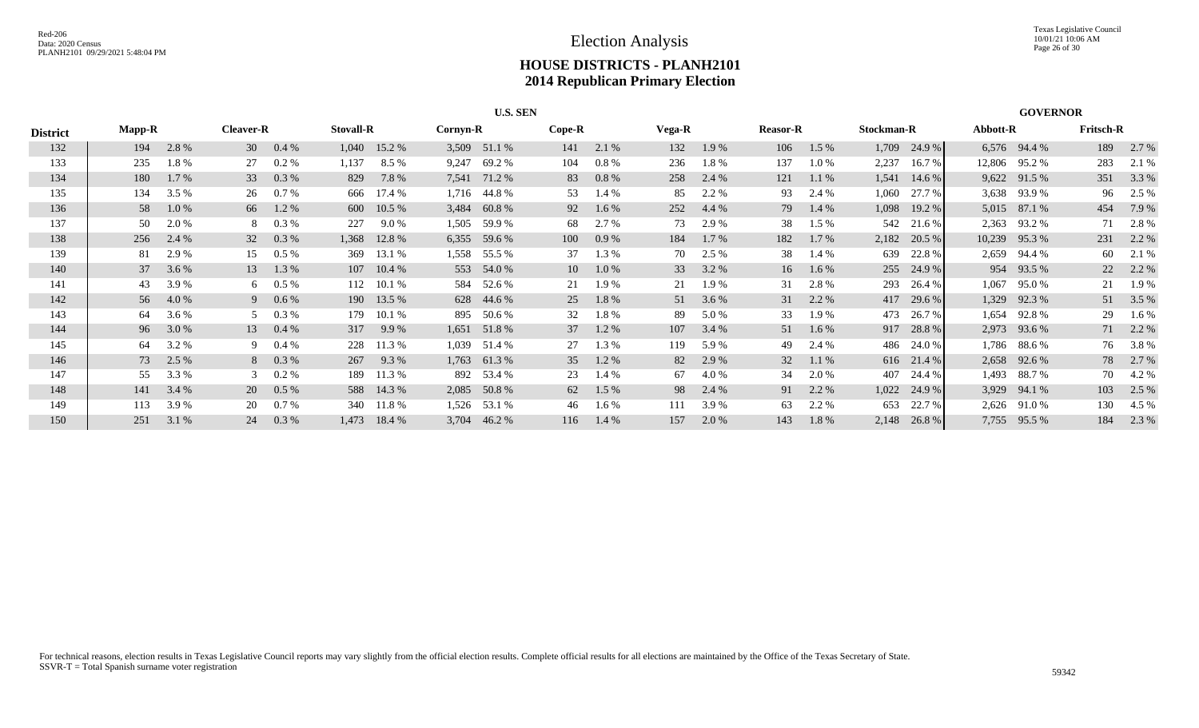# Election Analysis

## HOUSE DISTRICTS - PLANH2101
## 2014 Republican Primary Election

| District | U.S. SEN | | | | | | | | | | | | | | | | GOVERNOR | | | |
|---|---|---|---|---|---|---|---|---|---|---|---|---|---|---|---|---|---|---|---|---|
| | Mapp-R | | Cleaver-R | | Stovall-R | | Cornyn-R | | Cope-R | | Vega-R | | Reasor-R | | Stockman-R | | Abbott-R | | Fritsch-R | |
| 132 | 194 | 2.8 % | 30 | 0.4 % | 1,040 | 15.2 % | 3,509 | 51.1 % | 141 | 2.1 % | 132 | 1.9 % | 106 | 1.5 % | 1,709 | 24.9 % | 6,576 | 94.4 % | 189 | 2.7 % |
| 133 | 235 | 1.8 % | 27 | 0.2 % | 1,137 | 8.5 % | 9,247 | 69.2 % | 104 | 0.8 % | 236 | 1.8 % | 137 | 1.0 % | 2,237 | 16.7 % | 12,806 | 95.2 % | 283 | 2.1 % |
| 134 | 180 | 1.7 % | 33 | 0.3 % | 829 | 7.8 % | 7,541 | 71.2 % | 83 | 0.8 % | 258 | 2.4 % | 121 | 1.1 % | 1,541 | 14.6 % | 9,622 | 91.5 % | 351 | 3.3 % |
| 135 | 134 | 3.5 % | 26 | 0.7 % | 666 | 17.4 % | 1,716 | 44.8 % | 53 | 1.4 % | 85 | 2.2 % | 93 | 2.4 % | 1,060 | 27.7 % | 3,638 | 93.9 % | 96 | 2.5 % |
| 136 | 58 | 1.0 % | 66 | 1.2 % | 600 | 10.5 % | 3,484 | 60.8 % | 92 | 1.6 % | 252 | 4.4 % | 79 | 1.4 % | 1,098 | 19.2 % | 5,015 | 87.1 % | 454 | 7.9 % |
| 137 | 50 | 2.0 % | 8 | 0.3 % | 227 | 9.0 % | 1,505 | 59.9 % | 68 | 2.7 % | 73 | 2.9 % | 38 | 1.5 % | 542 | 21.6 % | 2,363 | 93.2 % | 71 | 2.8 % |
| 138 | 256 | 2.4 % | 32 | 0.3 % | 1,368 | 12.8 % | 6,355 | 59.6 % | 100 | 0.9 % | 184 | 1.7 % | 182 | 1.7 % | 2,182 | 20.5 % | 10,239 | 95.3 % | 231 | 2.2 % |
| 139 | 81 | 2.9 % | 15 | 0.5 % | 369 | 13.1 % | 1,558 | 55.5 % | 37 | 1.3 % | 70 | 2.5 % | 38 | 1.4 % | 639 | 22.8 % | 2,659 | 94.4 % | 60 | 2.1 % |
| 140 | 37 | 3.6 % | 13 | 1.3 % | 107 | 10.4 % | 553 | 54.0 % | 10 | 1.0 % | 33 | 3.2 % | 16 | 1.6 % | 255 | 24.9 % | 954 | 93.5 % | 22 | 2.2 % |
| 141 | 43 | 3.9 % | 6 | 0.5 % | 112 | 10.1 % | 584 | 52.6 % | 21 | 1.9 % | 21 | 1.9 % | 31 | 2.8 % | 293 | 26.4 % | 1,067 | 95.0 % | 21 | 1.9 % |
| 142 | 56 | 4.0 % | 9 | 0.6 % | 190 | 13.5 % | 628 | 44.6 % | 25 | 1.8 % | 51 | 3.6 % | 31 | 2.2 % | 417 | 29.6 % | 1,329 | 92.3 % | 51 | 3.5 % |
| 143 | 64 | 3.6 % | 5 | 0.3 % | 179 | 10.1 % | 895 | 50.6 % | 32 | 1.8 % | 89 | 5.0 % | 33 | 1.9 % | 473 | 26.7 % | 1,654 | 92.8 % | 29 | 1.6 % |
| 144 | 96 | 3.0 % | 13 | 0.4 % | 317 | 9.9 % | 1,651 | 51.8 % | 37 | 1.2 % | 107 | 3.4 % | 51 | 1.6 % | 917 | 28.8 % | 2,973 | 93.6 % | 71 | 2.2 % |
| 145 | 64 | 3.2 % | 9 | 0.4 % | 228 | 11.3 % | 1,039 | 51.4 % | 27 | 1.3 % | 119 | 5.9 % | 49 | 2.4 % | 486 | 24.0 % | 1,786 | 88.6 % | 76 | 3.8 % |
| 146 | 73 | 2.5 % | 8 | 0.3 % | 267 | 9.3 % | 1,763 | 61.3 % | 35 | 1.2 % | 82 | 2.9 % | 32 | 1.1 % | 616 | 21.4 % | 2,658 | 92.6 % | 78 | 2.7 % |
| 147 | 55 | 3.3 % | 3 | 0.2 % | 189 | 11.3 % | 892 | 53.4 % | 23 | 1.4 % | 67 | 4.0 % | 34 | 2.0 % | 407 | 24.4 % | 1,493 | 88.7 % | 70 | 4.2 % |
| 148 | 141 | 3.4 % | 20 | 0.5 % | 588 | 14.3 % | 2,085 | 50.8 % | 62 | 1.5 % | 98 | 2.4 % | 91 | 2.2 % | 1,022 | 24.9 % | 3,929 | 94.1 % | 103 | 2.5 % |
| 149 | 113 | 3.9 % | 20 | 0.7 % | 340 | 11.8 % | 1,526 | 53.1 % | 46 | 1.6 % | 111 | 3.9 % | 63 | 2.2 % | 653 | 22.7 % | 2,626 | 91.0 % | 130 | 4.5 % |
| 150 | 251 | 3.1 % | 24 | 0.3 % | 1,473 | 18.4 % | 3,704 | 46.2 % | 116 | 1.4 % | 157 | 2.0 % | 143 | 1.8 % | 2,148 | 26.8 % | 7,755 | 95.5 % | 184 | 2.3 % |

For technical reasons, election results in Texas Legislative Council reports may vary slightly from the official election results. Complete official results for all elections are maintained by the Office of the Texas Secretary of State.
SSVR-T = Total Spanish surname voter registration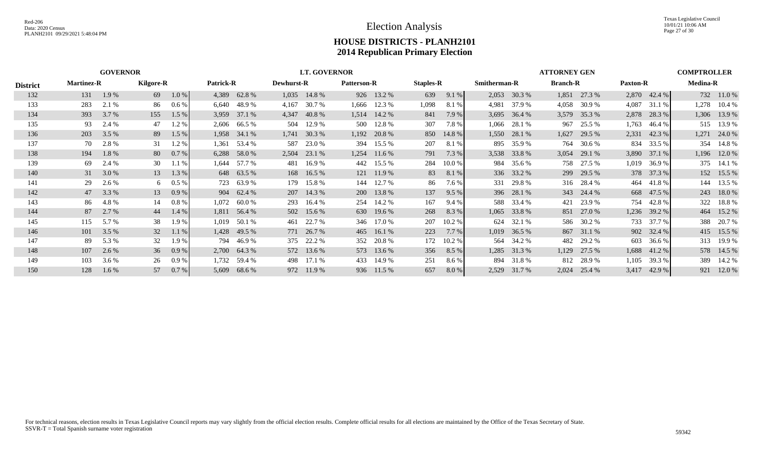# Election Analysis

## HOUSE DISTRICTS - PLANH2101
## 2014 Republican Primary Election

| | GOVERNOR | | | | LT. GOVERNOR | | | | | | | | ATTORNEY GEN | | | | | | COMPTROLLER | |
|---|---|---|---|---|---|---|---|---|---|---|---|---|---|---|---|---|---|---|---|---|
| **District** | **Martinez-R** | | **Kilgore-R** | | **Patrick-R** | | **Dewhurst-R** | | **Patterson-R** | | **Staples-R** | | **Smitherman-R** | | **Branch-R** | | **Paxton-R** | | **Medina-R** | |
| 132 | 131 | 1.9 % | 69 | 1.0 % | 4,389 | 62.8 % | 1,035 | 14.8 % | 926 | 13.2 % | 639 | 9.1 % | 2,053 | 30.3 % | 1,851 | 27.3 % | 2,870 | 42.4 % | 732 | 11.0 % |
| 133 | 283 | 2.1 % | 86 | 0.6 % | 6,640 | 48.9 % | 4,167 | 30.7 % | 1,666 | 12.3 % | 1,098 | 8.1 % | 4,981 | 37.9 % | 4,058 | 30.9 % | 4,087 | 31.1 % | 1,278 | 10.4 % |
| 134 | 393 | 3.7 % | 155 | 1.5 % | 3,959 | 37.1 % | 4,347 | 40.8 % | 1,514 | 14.2 % | 841 | 7.9 % | 3,695 | 36.4 % | 3,579 | 35.3 % | 2,878 | 28.3 % | 1,306 | 13.9 % |
| 135 | 93 | 2.4 % | 47 | 1.2 % | 2,606 | 66.5 % | 504 | 12.9 % | 500 | 12.8 % | 307 | 7.8 % | 1,066 | 28.1 % | 967 | 25.5 % | 1,763 | 46.4 % | 515 | 13.9 % |
| 136 | 203 | 3.5 % | 89 | 1.5 % | 1,958 | 34.1 % | 1,741 | 30.3 % | 1,192 | 20.8 % | 850 | 14.8 % | 1,550 | 28.1 % | 1,627 | 29.5 % | 2,331 | 42.3 % | 1,271 | 24.0 % |
| 137 | 70 | 2.8 % | 31 | 1.2 % | 1,361 | 53.4 % | 587 | 23.0 % | 394 | 15.5 % | 207 | 8.1 % | 895 | 35.9 % | 764 | 30.6 % | 834 | 33.5 % | 354 | 14.8 % |
| 138 | 194 | 1.8 % | 80 | 0.7 % | 6,288 | 58.0 % | 2,504 | 23.1 % | 1,254 | 11.6 % | 791 | 7.3 % | 3,538 | 33.8 % | 3,054 | 29.1 % | 3,890 | 37.1 % | 1,196 | 12.0 % |
| 139 | 69 | 2.4 % | 30 | 1.1 % | 1,644 | 57.7 % | 481 | 16.9 % | 442 | 15.5 % | 284 | 10.0 % | 984 | 35.6 % | 758 | 27.5 % | 1,019 | 36.9 % | 375 | 14.1 % |
| 140 | 31 | 3.0 % | 13 | 1.3 % | 648 | 63.5 % | 168 | 16.5 % | 121 | 11.9 % | 83 | 8.1 % | 336 | 33.2 % | 299 | 29.5 % | 378 | 37.3 % | 152 | 15.5 % |
| 141 | 29 | 2.6 % | 6 | 0.5 % | 723 | 63.9 % | 179 | 15.8 % | 144 | 12.7 % | 86 | 7.6 % | 331 | 29.8 % | 316 | 28.4 % | 464 | 41.8 % | 144 | 13.5 % |
| 142 | 47 | 3.3 % | 13 | 0.9 % | 904 | 62.4 % | 207 | 14.3 % | 200 | 13.8 % | 137 | 9.5 % | 396 | 28.1 % | 343 | 24.4 % | 668 | 47.5 % | 243 | 18.0 % |
| 143 | 86 | 4.8 % | 14 | 0.8 % | 1,072 | 60.0 % | 293 | 16.4 % | 254 | 14.2 % | 167 | 9.4 % | 588 | 33.4 % | 421 | 23.9 % | 754 | 42.8 % | 322 | 18.8 % |
| 144 | 87 | 2.7 % | 44 | 1.4 % | 1,811 | 56.4 % | 502 | 15.6 % | 630 | 19.6 % | 268 | 8.3 % | 1,065 | 33.8 % | 851 | 27.0 % | 1,236 | 39.2 % | 464 | 15.2 % |
| 145 | 115 | 5.7 % | 38 | 1.9 % | 1,019 | 50.1 % | 461 | 22.7 % | 346 | 17.0 % | 207 | 10.2 % | 624 | 32.1 % | 586 | 30.2 % | 733 | 37.7 % | 388 | 20.7 % |
| 146 | 101 | 3.5 % | 32 | 1.1 % | 1,428 | 49.5 % | 771 | 26.7 % | 465 | 16.1 % | 223 | 7.7 % | 1,019 | 36.5 % | 867 | 31.1 % | 902 | 32.4 % | 415 | 15.5 % |
| 147 | 89 | 5.3 % | 32 | 1.9 % | 794 | 46.9 % | 375 | 22.2 % | 352 | 20.8 % | 172 | 10.2 % | 564 | 34.2 % | 482 | 29.2 % | 603 | 36.6 % | 313 | 19.9 % |
| 148 | 107 | 2.6 % | 36 | 0.9 % | 2,700 | 64.3 % | 572 | 13.6 % | 573 | 13.6 % | 356 | 8.5 % | 1,285 | 31.3 % | 1,129 | 27.5 % | 1,688 | 41.2 % | 578 | 14.5 % |
| 149 | 103 | 3.6 % | 26 | 0.9 % | 1,732 | 59.4 % | 498 | 17.1 % | 433 | 14.9 % | 251 | 8.6 % | 894 | 31.8 % | 812 | 28.9 % | 1,105 | 39.3 % | 389 | 14.2 % |
| 150 | 128 | 1.6 % | 57 | 0.7 % | 5,609 | 68.6 % | 972 | 11.9 % | 936 | 11.5 % | 657 | 8.0 % | 2,529 | 31.7 % | 2,024 | 25.4 % | 3,417 | 42.9 % | 921 | 12.0 % |

For technical reasons, election results in Texas Legislative Council reports may vary slightly from the official election results. Complete official results for all elections are maintained by the Office of the Texas Secretary of State.
SSVR-T = Total Spanish surname voter registration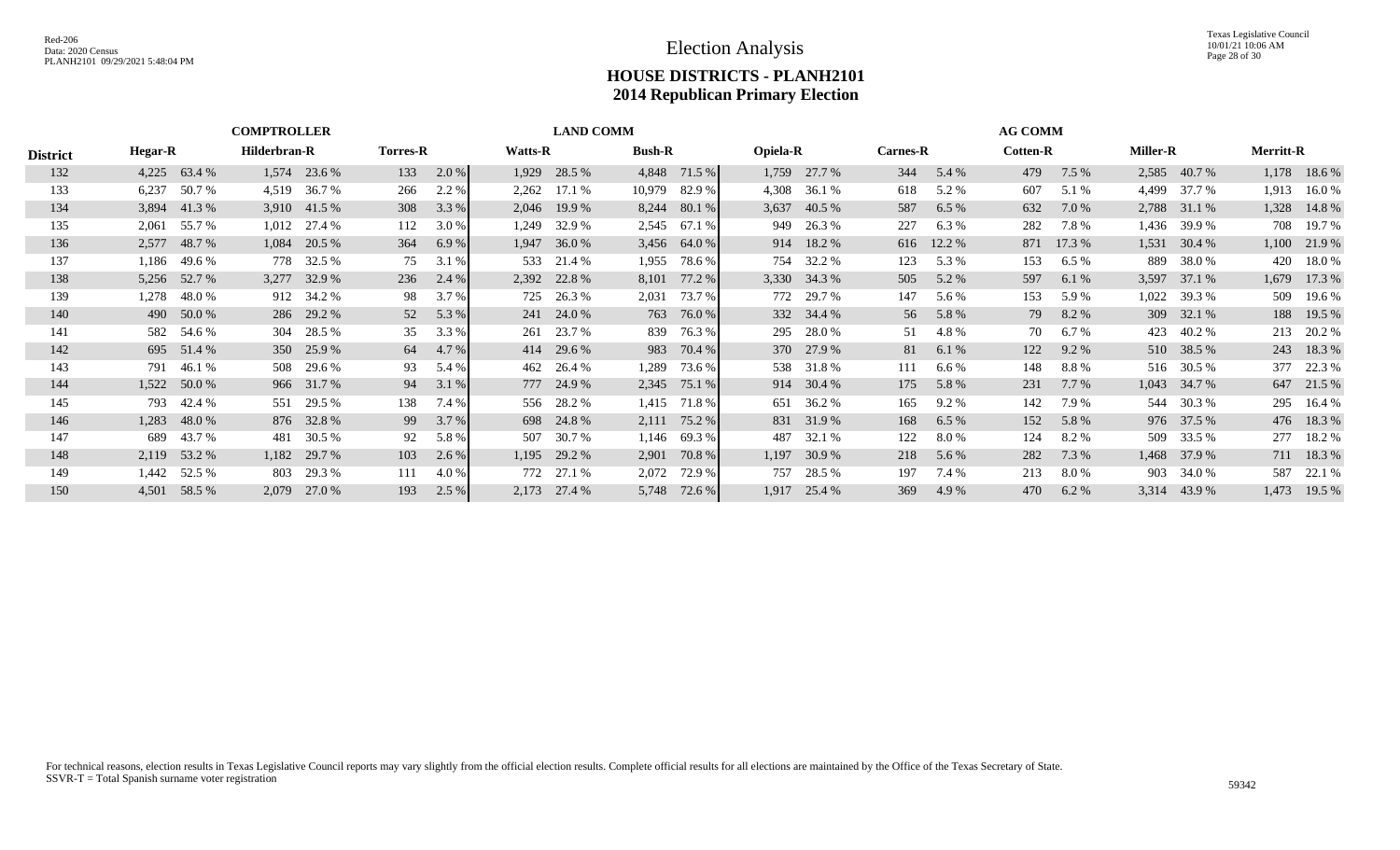# Election Analysis

## HOUSE DISTRICTS - PLANH2101
## 2014 Republican Primary Election

| District | COMPTROLLER Hegar-R | | Hilderbran-R | | Torres-R | | LAND COMM Watts-R | | Bush-R | | AG COMM Opiela-R | | Carnes-R | | Cotten-R | | Miller-R | | Merritt-R | |
|---|---|---|---|---|---|---|---|---|---|---|---|---|---|---|---|---|---|---|---|---|
| 132 | 4,225 | 63.4 % | 1,574 | 23.6 % | 133 | 2.0 % | 1,929 | 28.5 % | 4,848 | 71.5 % | 1,759 | 27.7 % | 344 | 5.4 % | 479 | 7.5 % | 2,585 | 40.7 % | 1,178 | 18.6 % |
| 133 | 6,237 | 50.7 % | 4,519 | 36.7 % | 266 | 2.2 % | 2,262 | 17.1 % | 10,979 | 82.9 % | 4,308 | 36.1 % | 618 | 5.2 % | 607 | 5.1 % | 4,499 | 37.7 % | 1,913 | 16.0 % |
| 134 | 3,894 | 41.3 % | 3,910 | 41.5 % | 308 | 3.3 % | 2,046 | 19.9 % | 8,244 | 80.1 % | 3,637 | 40.5 % | 587 | 6.5 % | 632 | 7.0 % | 2,788 | 31.1 % | 1,328 | 14.8 % |
| 135 | 2,061 | 55.7 % | 1,012 | 27.4 % | 112 | 3.0 % | 1,249 | 32.9 % | 2,545 | 67.1 % | 949 | 26.3 % | 227 | 6.3 % | 282 | 7.8 % | 1,436 | 39.9 % | 708 | 19.7 % |
| 136 | 2,577 | 48.7 % | 1,084 | 20.5 % | 364 | 6.9 % | 1,947 | 36.0 % | 3,456 | 64.0 % | 914 | 18.2 % | 616 | 12.2 % | 871 | 17.3 % | 1,531 | 30.4 % | 1,100 | 21.9 % |
| 137 | 1,186 | 49.6 % | 778 | 32.5 % | 75 | 3.1 % | 533 | 21.4 % | 1,955 | 78.6 % | 754 | 32.2 % | 123 | 5.3 % | 153 | 6.5 % | 889 | 38.0 % | 420 | 18.0 % |
| 138 | 5,256 | 52.7 % | 3,277 | 32.9 % | 236 | 2.4 % | 2,392 | 22.8 % | 8,101 | 77.2 % | 3,330 | 34.3 % | 505 | 5.2 % | 597 | 6.1 % | 3,597 | 37.1 % | 1,679 | 17.3 % |
| 139 | 1,278 | 48.0 % | 912 | 34.2 % | 98 | 3.7 % | 725 | 26.3 % | 2,031 | 73.7 % | 772 | 29.7 % | 147 | 5.6 % | 153 | 5.9 % | 1,022 | 39.3 % | 509 | 19.6 % |
| 140 | 490 | 50.0 % | 286 | 29.2 % | 52 | 5.3 % | 241 | 24.0 % | 763 | 76.0 % | 332 | 34.4 % | 56 | 5.8 % | 79 | 8.2 % | 309 | 32.1 % | 188 | 19.5 % |
| 141 | 582 | 54.6 % | 304 | 28.5 % | 35 | 3.3 % | 261 | 23.7 % | 839 | 76.3 % | 295 | 28.0 % | 51 | 4.8 % | 70 | 6.7 % | 423 | 40.2 % | 213 | 20.2 % |
| 142 | 695 | 51.4 % | 350 | 25.9 % | 64 | 4.7 % | 414 | 29.6 % | 983 | 70.4 % | 370 | 27.9 % | 81 | 6.1 % | 122 | 9.2 % | 510 | 38.5 % | 243 | 18.3 % |
| 143 | 791 | 46.1 % | 508 | 29.6 % | 93 | 5.4 % | 462 | 26.4 % | 1,289 | 73.6 % | 538 | 31.8 % | 111 | 6.6 % | 148 | 8.8 % | 516 | 30.5 % | 377 | 22.3 % |
| 144 | 1,522 | 50.0 % | 966 | 31.7 % | 94 | 3.1 % | 777 | 24.9 % | 2,345 | 75.1 % | 914 | 30.4 % | 175 | 5.8 % | 231 | 7.7 % | 1,043 | 34.7 % | 647 | 21.5 % |
| 145 | 793 | 42.4 % | 551 | 29.5 % | 138 | 7.4 % | 556 | 28.2 % | 1,415 | 71.8 % | 651 | 36.2 % | 165 | 9.2 % | 142 | 7.9 % | 544 | 30.3 % | 295 | 16.4 % |
| 146 | 1,283 | 48.0 % | 876 | 32.8 % | 99 | 3.7 % | 698 | 24.8 % | 2,111 | 75.2 % | 831 | 31.9 % | 168 | 6.5 % | 152 | 5.8 % | 976 | 37.5 % | 476 | 18.3 % |
| 147 | 689 | 43.7 % | 481 | 30.5 % | 92 | 5.8 % | 507 | 30.7 % | 1,146 | 69.3 % | 487 | 32.1 % | 122 | 8.0 % | 124 | 8.2 % | 509 | 33.5 % | 277 | 18.2 % |
| 148 | 2,119 | 53.2 % | 1,182 | 29.7 % | 103 | 2.6 % | 1,195 | 29.2 % | 2,901 | 70.8 % | 1,197 | 30.9 % | 218 | 5.6 % | 282 | 7.3 % | 1,468 | 37.9 % | 711 | 18.3 % |
| 149 | 1,442 | 52.5 % | 803 | 29.3 % | 111 | 4.0 % | 772 | 27.1 % | 2,072 | 72.9 % | 757 | 28.5 % | 197 | 7.4 % | 213 | 8.0 % | 903 | 34.0 % | 587 | 22.1 % |
| 150 | 4,501 | 58.5 % | 2,079 | 27.0 % | 193 | 2.5 % | 2,173 | 27.4 % | 5,748 | 72.6 % | 1,917 | 25.4 % | 369 | 4.9 % | 470 | 6.2 % | 3,314 | 43.9 % | 1,473 | 19.5 % |

For technical reasons, election results in Texas Legislative Council reports may vary slightly from the official election results. Complete official results for all elections are maintained by the Office of the Texas Secretary of State.
SSVR-T = Total Spanish surname voter registration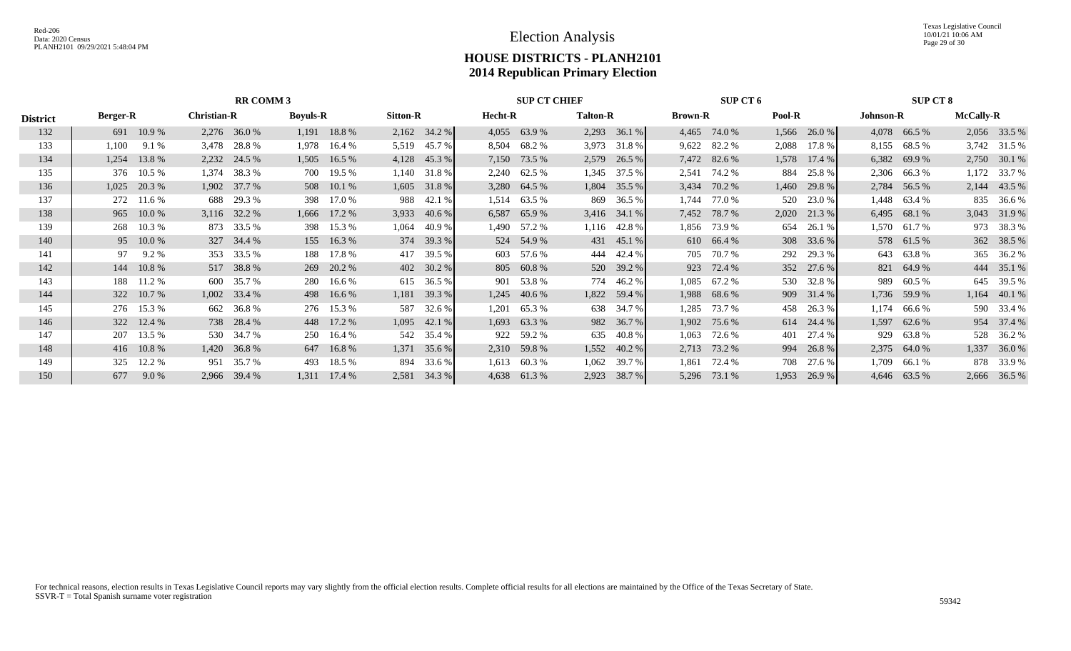Red-206
Data: 2020 Census
PLANH2101 09/29/2021 5:48:04 PM

Texas Legislative Council
10/01/21 10:06 AM

# Election Analysis

## HOUSE DISTRICTS - PLANH2101
## 2014 Republican Primary Election

| District | RR COMM 3 | | | | | | | | SUP CT CHIEF | | | | SUP CT 6 | | | | SUP CT 8 | | | |
|---|---|---|---|---|---|---|---|---|---|---|---|---|---|---|---|---|---|---|---|---|
| | Berger-R | | Christian-R | | Boyuls-R | | Sitton-R | | Hecht-R | | Talton-R | | Brown-R | | Pool-R | | Johnson-R | | McCally-R | |
| 132 | 691 | 10.9 % | 2,276 | 36.0 % | 1,191 | 18.8 % | 2,162 | 34.2 % | 4,055 | 63.9 % | 2,293 | 36.1 % | 4,465 | 74.0 % | 1,566 | 26.0 % | 4,078 | 66.5 % | 2,056 | 33.5 % |
| 133 | 1,100 | 9.1 % | 3,478 | 28.8 % | 1,978 | 16.4 % | 5,519 | 45.7 % | 8,504 | 68.2 % | 3,973 | 31.8 % | 9,622 | 82.2 % | 2,088 | 17.8 % | 8,155 | 68.5 % | 3,742 | 31.5 % |
| 134 | 1,254 | 13.8 % | 2,232 | 24.5 % | 1,505 | 16.5 % | 4,128 | 45.3 % | 7,150 | 73.5 % | 2,579 | 26.5 % | 7,472 | 82.6 % | 1,578 | 17.4 % | 6,382 | 69.9 % | 2,750 | 30.1 % |
| 135 | 376 | 10.5 % | 1,374 | 38.3 % | 700 | 19.5 % | 1,140 | 31.8 % | 2,240 | 62.5 % | 1,345 | 37.5 % | 2,541 | 74.2 % | 884 | 25.8 % | 2,306 | 66.3 % | 1,172 | 33.7 % |
| 136 | 1,025 | 20.3 % | 1,902 | 37.7 % | 508 | 10.1 % | 1,605 | 31.8 % | 3,280 | 64.5 % | 1,804 | 35.5 % | 3,434 | 70.2 % | 1,460 | 29.8 % | 2,784 | 56.5 % | 2,144 | 43.5 % |
| 137 | 272 | 11.6 % | 688 | 29.3 % | 398 | 17.0 % | 988 | 42.1 % | 1,514 | 63.5 % | 869 | 36.5 % | 1,744 | 77.0 % | 520 | 23.0 % | 1,448 | 63.4 % | 835 | 36.6 % |
| 138 | 965 | 10.0 % | 3,116 | 32.2 % | 1,666 | 17.2 % | 3,933 | 40.6 % | 6,587 | 65.9 % | 3,416 | 34.1 % | 7,452 | 78.7 % | 2,020 | 21.3 % | 6,495 | 68.1 % | 3,043 | 31.9 % |
| 139 | 268 | 10.3 % | 873 | 33.5 % | 398 | 15.3 % | 1,064 | 40.9 % | 1,490 | 57.2 % | 1,116 | 42.8 % | 1,856 | 73.9 % | 654 | 26.1 % | 1,570 | 61.7 % | 973 | 38.3 % |
| 140 | 95 | 10.0 % | 327 | 34.4 % | 155 | 16.3 % | 374 | 39.3 % | 524 | 54.9 % | 431 | 45.1 % | 610 | 66.4 % | 308 | 33.6 % | 578 | 61.5 % | 362 | 38.5 % |
| 141 | 97 | 9.2 % | 353 | 33.5 % | 188 | 17.8 % | 417 | 39.5 % | 603 | 57.6 % | 444 | 42.4 % | 705 | 70.7 % | 292 | 29.3 % | 643 | 63.8 % | 365 | 36.2 % |
| 142 | 144 | 10.8 % | 517 | 38.8 % | 269 | 20.2 % | 402 | 30.2 % | 805 | 60.8 % | 520 | 39.2 % | 923 | 72.4 % | 352 | 27.6 % | 821 | 64.9 % | 444 | 35.1 % |
| 143 | 188 | 11.2 % | 600 | 35.7 % | 280 | 16.6 % | 615 | 36.5 % | 901 | 53.8 % | 774 | 46.2 % | 1,085 | 67.2 % | 530 | 32.8 % | 989 | 60.5 % | 645 | 39.5 % |
| 144 | 322 | 10.7 % | 1,002 | 33.4 % | 498 | 16.6 % | 1,181 | 39.3 % | 1,245 | 40.6 % | 1,822 | 59.4 % | 1,988 | 68.6 % | 909 | 31.4 % | 1,736 | 59.9 % | 1,164 | 40.1 % |
| 145 | 276 | 15.3 % | 662 | 36.8 % | 276 | 15.3 % | 587 | 32.6 % | 1,201 | 65.3 % | 638 | 34.7 % | 1,285 | 73.7 % | 458 | 26.3 % | 1,174 | 66.6 % | 590 | 33.4 % |
| 146 | 322 | 12.4 % | 738 | 28.4 % | 448 | 17.2 % | 1,095 | 42.1 % | 1,693 | 63.3 % | 982 | 36.7 % | 1,902 | 75.6 % | 614 | 24.4 % | 1,597 | 62.6 % | 954 | 37.4 % |
| 147 | 207 | 13.5 % | 530 | 34.7 % | 250 | 16.4 % | 542 | 35.4 % | 922 | 59.2 % | 635 | 40.8 % | 1,063 | 72.6 % | 401 | 27.4 % | 929 | 63.8 % | 528 | 36.2 % |
| 148 | 416 | 10.8 % | 1,420 | 36.8 % | 647 | 16.8 % | 1,371 | 35.6 % | 2,310 | 59.8 % | 1,552 | 40.2 % | 2,713 | 73.2 % | 994 | 26.8 % | 2,375 | 64.0 % | 1,337 | 36.0 % |
| 149 | 325 | 12.2 % | 951 | 35.7 % | 493 | 18.5 % | 894 | 33.6 % | 1,613 | 60.3 % | 1,062 | 39.7 % | 1,861 | 72.4 % | 708 | 27.6 % | 1,709 | 66.1 % | 878 | 33.9 % |
| 150 | 677 | 9.0 % | 2,966 | 39.4 % | 1,311 | 17.4 % | 2,581 | 34.3 % | 4,638 | 61.3 % | 2,923 | 38.7 % | 5,296 | 73.1 % | 1,953 | 26.9 % | 4,646 | 63.5 % | 2,666 | 36.5 % |

For technical reasons, election results in Texas Legislative Council reports may vary slightly from the official election results. Complete official results for all elections are maintained by the Office of the Texas Secretary of State.
SSVR-T = Total Spanish surname voter registration

59342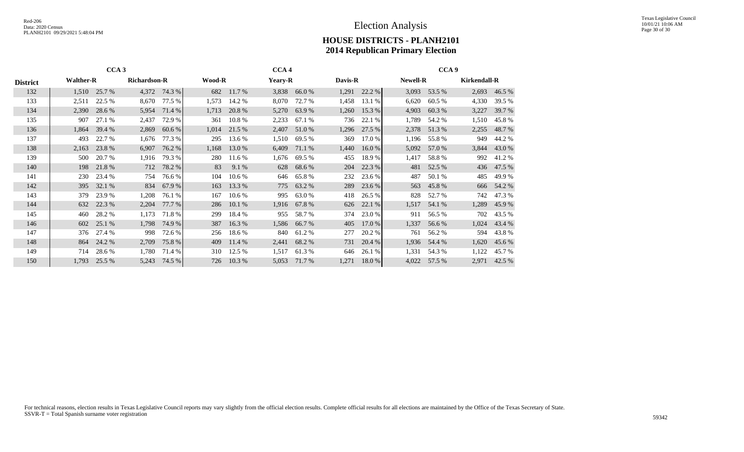# Election Analysis

## HOUSE DISTRICTS - PLANH2101
## 2014 Republican Primary Election

| | CCA 3 | | | | CCA 4 | | | | | | CCA 9 | | | |
|---|---|---|---|---|---|---|---|---|---|---|---|---|---|---|
| **District** | **Walther-R** | | **Richardson-R** | | **Wood-R** | | **Yeary-R** | | **Davis-R** | | **Newell-R** | | **Kirkendall-R** | |
| 132 | 1,510 | 25.7 % | 4,372 | 74.3 % | 682 | 11.7 % | 3,838 | 66.0 % | 1,291 | 22.2 % | 3,093 | 53.5 % | 2,693 | 46.5 % |
| 133 | 2,511 | 22.5 % | 8,670 | 77.5 % | 1,573 | 14.2 % | 8,070 | 72.7 % | 1,458 | 13.1 % | 6,620 | 60.5 % | 4,330 | 39.5 % |
| 134 | 2,390 | 28.6 % | 5,954 | 71.4 % | 1,713 | 20.8 % | 5,270 | 63.9 % | 1,260 | 15.3 % | 4,903 | 60.3 % | 3,227 | 39.7 % |
| 135 | 907 | 27.1 % | 2,437 | 72.9 % | 361 | 10.8 % | 2,233 | 67.1 % | 736 | 22.1 % | 1,789 | 54.2 % | 1,510 | 45.8 % |
| 136 | 1,864 | 39.4 % | 2,869 | 60.6 % | 1,014 | 21.5 % | 2,407 | 51.0 % | 1,296 | 27.5 % | 2,378 | 51.3 % | 2,255 | 48.7 % |
| 137 | 493 | 22.7 % | 1,676 | 77.3 % | 295 | 13.6 % | 1,510 | 69.5 % | 369 | 17.0 % | 1,196 | 55.8 % | 949 | 44.2 % |
| 138 | 2,163 | 23.8 % | 6,907 | 76.2 % | 1,168 | 13.0 % | 6,409 | 71.1 % | 1,440 | 16.0 % | 5,092 | 57.0 % | 3,844 | 43.0 % |
| 139 | 500 | 20.7 % | 1,916 | 79.3 % | 280 | 11.6 % | 1,676 | 69.5 % | 455 | 18.9 % | 1,417 | 58.8 % | 992 | 41.2 % |
| 140 | 198 | 21.8 % | 712 | 78.2 % | 83 | 9.1 % | 628 | 68.6 % | 204 | 22.3 % | 481 | 52.5 % | 436 | 47.5 % |
| 141 | 230 | 23.4 % | 754 | 76.6 % | 104 | 10.6 % | 646 | 65.8 % | 232 | 23.6 % | 487 | 50.1 % | 485 | 49.9 % |
| 142 | 395 | 32.1 % | 834 | 67.9 % | 163 | 13.3 % | 775 | 63.2 % | 289 | 23.6 % | 563 | 45.8 % | 666 | 54.2 % |
| 143 | 379 | 23.9 % | 1,208 | 76.1 % | 167 | 10.6 % | 995 | 63.0 % | 418 | 26.5 % | 828 | 52.7 % | 742 | 47.3 % |
| 144 | 632 | 22.3 % | 2,204 | 77.7 % | 286 | 10.1 % | 1,916 | 67.8 % | 626 | 22.1 % | 1,517 | 54.1 % | 1,289 | 45.9 % |
| 145 | 460 | 28.2 % | 1,173 | 71.8 % | 299 | 18.4 % | 955 | 58.7 % | 374 | 23.0 % | 911 | 56.5 % | 702 | 43.5 % |
| 146 | 602 | 25.1 % | 1,798 | 74.9 % | 387 | 16.3 % | 1,586 | 66.7 % | 405 | 17.0 % | 1,337 | 56.6 % | 1,024 | 43.4 % |
| 147 | 376 | 27.4 % | 998 | 72.6 % | 256 | 18.6 % | 840 | 61.2 % | 277 | 20.2 % | 761 | 56.2 % | 594 | 43.8 % |
| 148 | 864 | 24.2 % | 2,709 | 75.8 % | 409 | 11.4 % | 2,441 | 68.2 % | 731 | 20.4 % | 1,936 | 54.4 % | 1,620 | 45.6 % |
| 149 | 714 | 28.6 % | 1,780 | 71.4 % | 310 | 12.5 % | 1,517 | 61.3 % | 646 | 26.1 % | 1,331 | 54.3 % | 1,122 | 45.7 % |
| 150 | 1,793 | 25.5 % | 5,243 | 74.5 % | 726 | 10.3 % | 5,053 | 71.7 % | 1,271 | 18.0 % | 4,022 | 57.5 % | 2,971 | 42.5 % |

For technical reasons, election results in Texas Legislative Council reports may vary slightly from the official election results. Complete official results for all elections are maintained by the Office of the Texas Secretary of State.
SSVR-T = Total Spanish surname voter registration